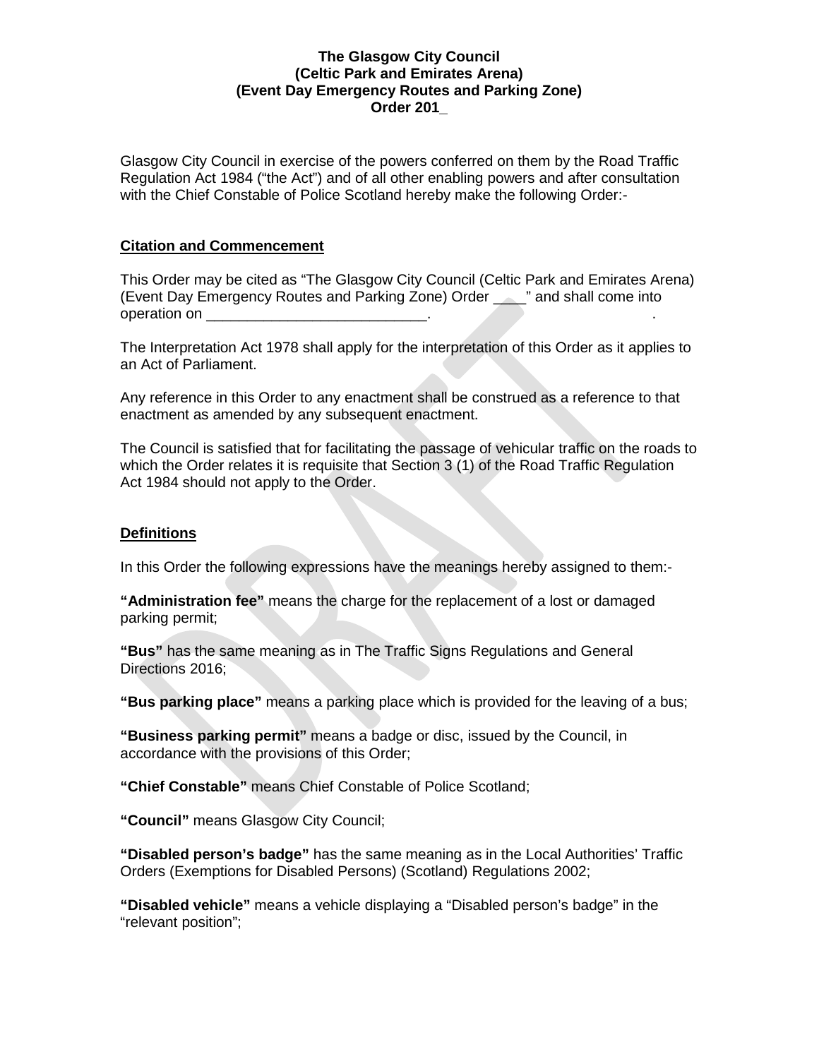**The Glasgow City Council**
**(Celtic Park and Emirates Arena)**
**(Event Day Emergency Routes and Parking Zone)**
**Order 201_**

Glasgow City Council in exercise of the powers conferred on them by the Road Traffic Regulation Act 1984 ("the Act") and of all other enabling powers and after consultation with the Chief Constable of Police Scotland hereby make the following Order:-

## Citation and Commencement

This Order may be cited as "The Glasgow City Council (Celtic Park and Emirates Arena) (Event Day Emergency Routes and Parking Zone) Order ____" and shall come into operation on ___________________________.

The Interpretation Act 1978 shall apply for the interpretation of this Order as it applies to an Act of Parliament.

Any reference in this Order to any enactment shall be construed as a reference to that enactment as amended by any subsequent enactment.

The Council is satisfied that for facilitating the passage of vehicular traffic on the roads to which the Order relates it is requisite that Section 3 (1) of the Road Traffic Regulation Act 1984 should not apply to the Order.

## Definitions

In this Order the following expressions have the meanings hereby assigned to them:-

**"Administration fee"** means the charge for the replacement of a lost or damaged parking permit;

**"Bus"** has the same meaning as in The Traffic Signs Regulations and General Directions 2016;

**"Bus parking place"** means a parking place which is provided for the leaving of a bus;

**"Business parking permit"** means a badge or disc, issued by the Council, in accordance with the provisions of this Order;

**"Chief Constable"** means Chief Constable of Police Scotland;

**"Council"** means Glasgow City Council;

**"Disabled person's badge"** has the same meaning as in the Local Authorities' Traffic Orders (Exemptions for Disabled Persons) (Scotland) Regulations 2002;

**"Disabled vehicle"** means a vehicle displaying a "Disabled person's badge" in the "relevant position";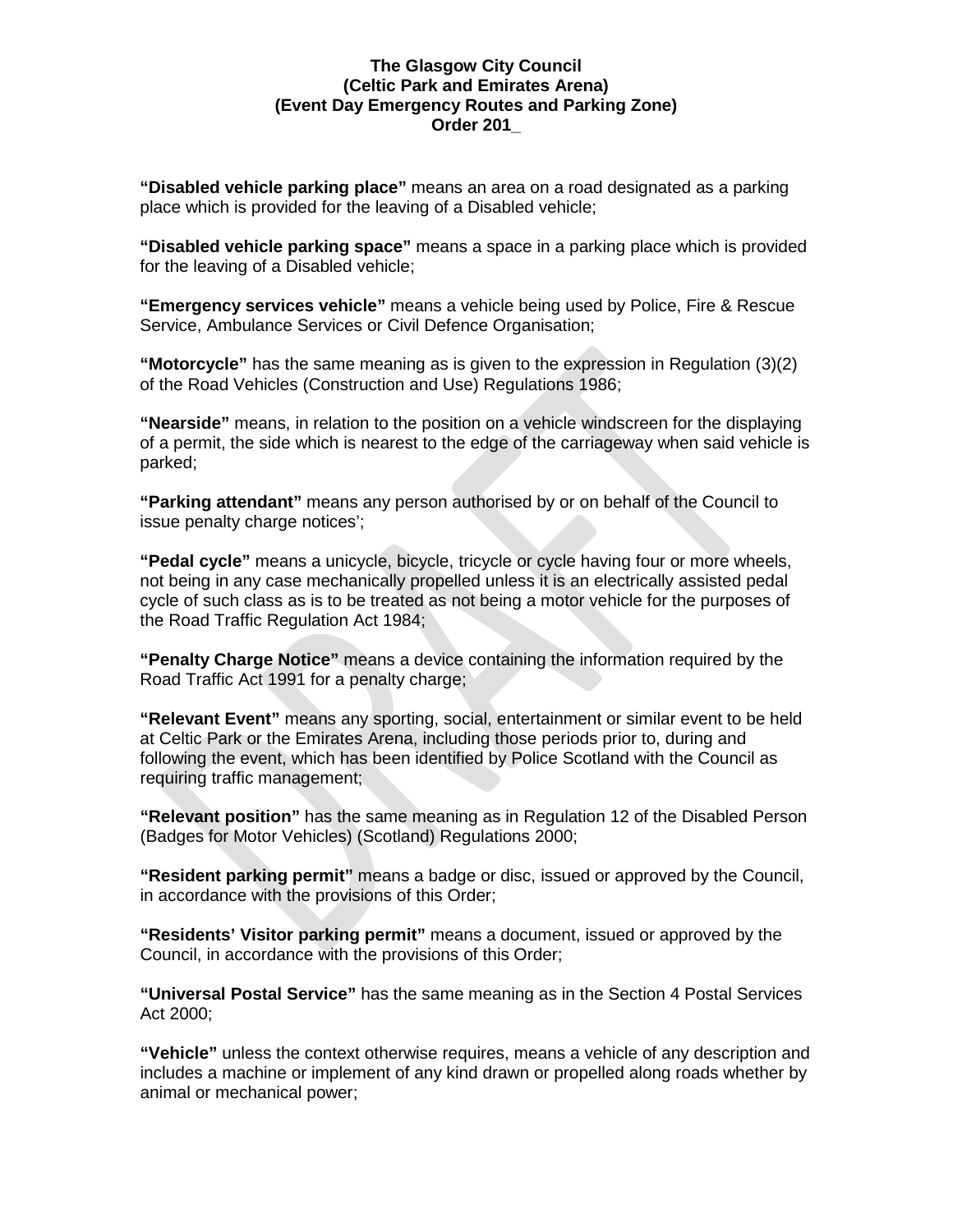**The Glasgow City Council**
**(Celtic Park and Emirates Arena)**
**(Event Day Emergency Routes and Parking Zone)**
**Order 201_**

**"Disabled vehicle parking place"** means an area on a road designated as a parking place which is provided for the leaving of a Disabled vehicle;

**"Disabled vehicle parking space"** means a space in a parking place which is provided for the leaving of a Disabled vehicle;

**"Emergency services vehicle"** means a vehicle being used by Police, Fire & Rescue Service, Ambulance Services or Civil Defence Organisation;

**"Motorcycle"** has the same meaning as is given to the expression in Regulation (3)(2) of the Road Vehicles (Construction and Use) Regulations 1986;

**"Nearside"** means, in relation to the position on a vehicle windscreen for the displaying of a permit, the side which is nearest to the edge of the carriageway when said vehicle is parked;

**"Parking attendant"** means any person authorised by or on behalf of the Council to issue penalty charge notices';

**"Pedal cycle"** means a unicycle, bicycle, tricycle or cycle having four or more wheels, not being in any case mechanically propelled unless it is an electrically assisted pedal cycle of such class as is to be treated as not being a motor vehicle for the purposes of the Road Traffic Regulation Act 1984;

**"Penalty Charge Notice"** means a device containing the information required by the Road Traffic Act 1991 for a penalty charge;

**"Relevant Event"** means any sporting, social, entertainment or similar event to be held at Celtic Park or the Emirates Arena, including those periods prior to, during and following the event, which has been identified by Police Scotland with the Council as requiring traffic management;

**"Relevant position"** has the same meaning as in Regulation 12 of the Disabled Person (Badges for Motor Vehicles) (Scotland) Regulations 2000;

**"Resident parking permit"** means a badge or disc, issued or approved by the Council, in accordance with the provisions of this Order;

**"Residents' Visitor parking permit"** means a document, issued or approved by the Council, in accordance with the provisions of this Order;

**"Universal Postal Service"** has the same meaning as in the Section 4 Postal Services Act 2000;

**"Vehicle"** unless the context otherwise requires, means a vehicle of any description and includes a machine or implement of any kind drawn or propelled along roads whether by animal or mechanical power;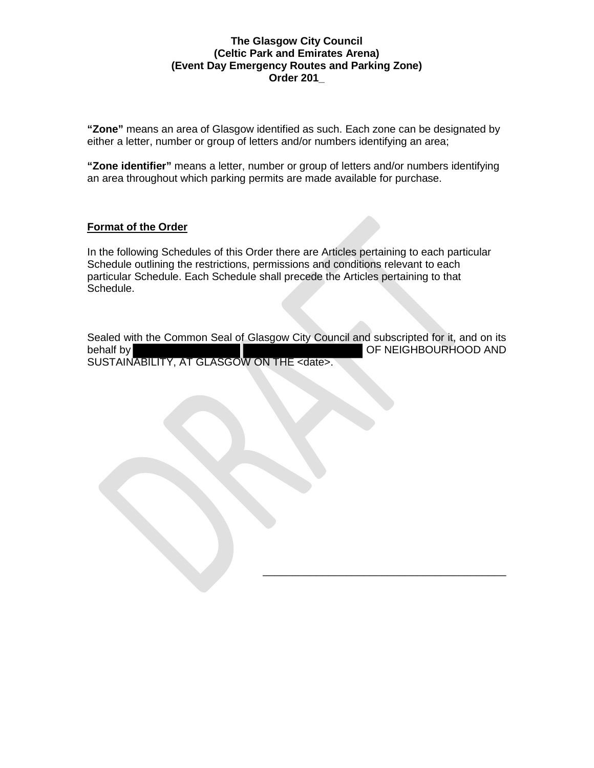**The Glasgow City Council**
**(Celtic Park and Emirates Arena)**
**(Event Day Emergency Routes and Parking Zone)**
**Order 201_**

**"Zone"** means an area of Glasgow identified as such. Each zone can be designated by either a letter, number or group of letters and/or numbers identifying an area;

**"Zone identifier"** means a letter, number or group of letters and/or numbers identifying an area throughout which parking permits are made available for purchase.

**Format of the Order**

In the following Schedules of this Order there are Articles pertaining to each particular Schedule outlining the restrictions, permissions and conditions relevant to each particular Schedule. Each Schedule shall precede the Articles pertaining to that Schedule.

Sealed with the Common Seal of Glasgow City Council and subscripted for it, and on its behalf by ██████████ ██████████ OF NEIGHBOURHOOD AND SUSTAINABILITY, AT GLASGOW ON THE <date>.

_______________________________________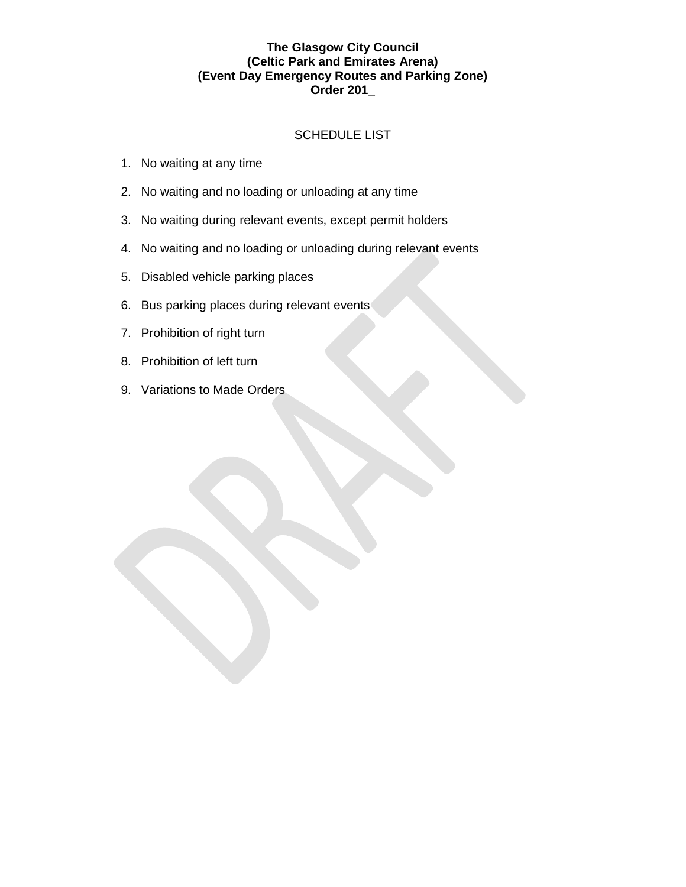**The Glasgow City Council**
**(Celtic Park and Emirates Arena)**
**(Event Day Emergency Routes and Parking Zone)**
**Order 201_**

SCHEDULE LIST

1. No waiting at any time
2. No waiting and no loading or unloading at any time
3. No waiting during relevant events, except permit holders
4. No waiting and no loading or unloading during relevant events
5. Disabled vehicle parking places
6. Bus parking places during relevant events
7. Prohibition of right turn
8. Prohibition of left turn
9. Variations to Made Orders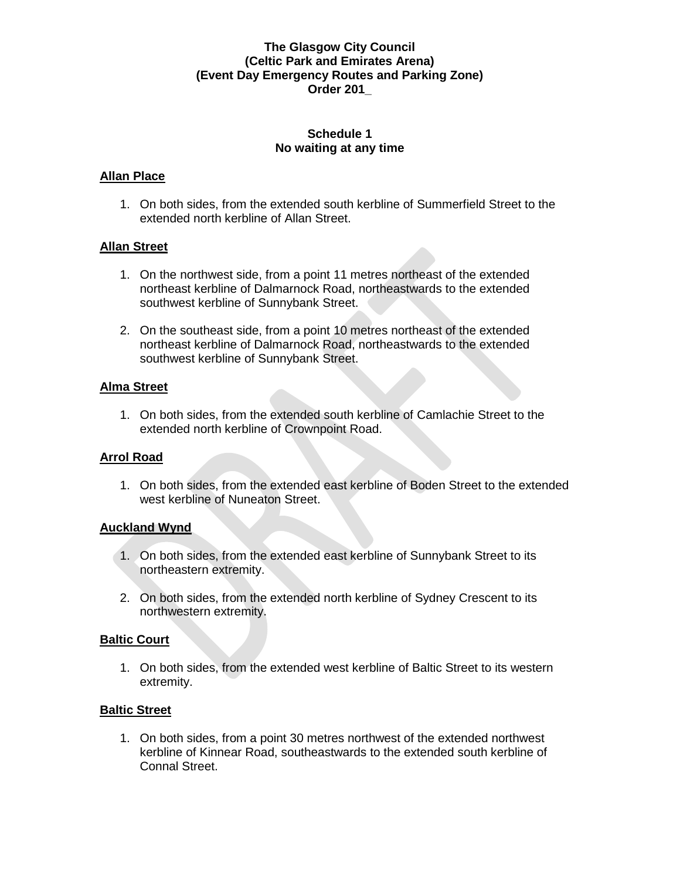**The Glasgow City Council**
**(Celtic Park and Emirates Arena)**
**(Event Day Emergency Routes and Parking Zone)**
**Order 201_**

**Schedule 1**
**No waiting at any time**

**Allan Place**

1. On both sides, from the extended south kerbline of Summerfield Street to the extended north kerbline of Allan Street.

**Allan Street**

1. On the northwest side, from a point 11 metres northeast of the extended northeast kerbline of Dalmarnock Road, northeastwards to the extended southwest kerbline of Sunnybank Street.

2. On the southeast side, from a point 10 metres northeast of the extended northeast kerbline of Dalmarnock Road, northeastwards to the extended southwest kerbline of Sunnybank Street.

**Alma Street**

1. On both sides, from the extended south kerbline of Camlachie Street to the extended north kerbline of Crownpoint Road.

**Arrol Road**

1. On both sides, from the extended east kerbline of Boden Street to the extended west kerbline of Nuneaton Street.

**Auckland Wynd**

1. On both sides, from the extended east kerbline of Sunnybank Street to its northeastern extremity.

2. On both sides, from the extended north kerbline of Sydney Crescent to its northwestern extremity.

**Baltic Court**

1. On both sides, from the extended west kerbline of Baltic Street to its western extremity.

**Baltic Street**

1. On both sides, from a point 30 metres northwest of the extended northwest kerbline of Kinnear Road, southeastwards to the extended south kerbline of Connal Street.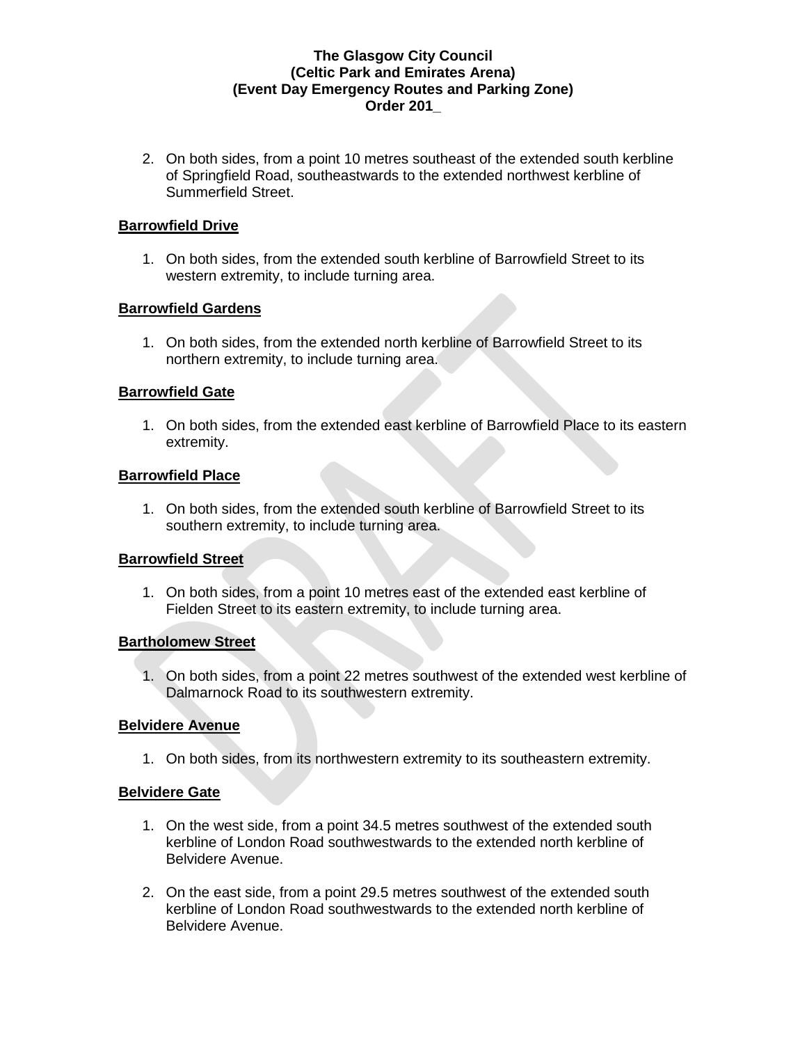2. On both sides, from a point 10 metres southeast of the extended south kerbline of Springfield Road, southeastwards to the extended northwest kerbline of Summerfield Street.

**Barrowfield Drive**

1. On both sides, from the extended south kerbline of Barrowfield Street to its western extremity, to include turning area.

**Barrowfield Gardens**

1. On both sides, from the extended north kerbline of Barrowfield Street to its northern extremity, to include turning area.

**Barrowfield Gate**

1. On both sides, from the extended east kerbline of Barrowfield Place to its eastern extremity.

**Barrowfield Place**

1. On both sides, from the extended south kerbline of Barrowfield Street to its southern extremity, to include turning area.

**Barrowfield Street**

1. On both sides, from a point 10 metres east of the extended east kerbline of Fielden Street to its eastern extremity, to include turning area.

**Bartholomew Street**

1. On both sides, from a point 22 metres southwest of the extended west kerbline of Dalmarnock Road to its southwestern extremity.

**Belvidere Avenue**

1. On both sides, from its northwestern extremity to its southeastern extremity.

**Belvidere Gate**

1. On the west side, from a point 34.5 metres southwest of the extended south kerbline of London Road southwestwards to the extended north kerbline of Belvidere Avenue.

2. On the east side, from a point 29.5 metres southwest of the extended south kerbline of London Road southwestwards to the extended north kerbline of Belvidere Avenue.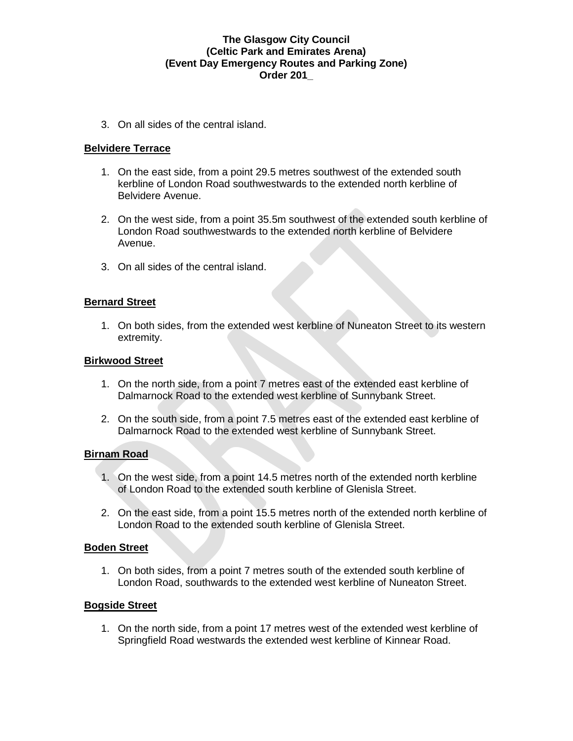3. On all sides of the central island.

**Belvidere Terrace**

1. On the east side, from a point 29.5 metres southwest of the extended south kerbline of London Road southwestwards to the extended north kerbline of Belvidere Avenue.

2. On the west side, from a point 35.5m southwest of the extended south kerbline of London Road southwestwards to the extended north kerbline of Belvidere Avenue.

3. On all sides of the central island.

**Bernard Street**

1. On both sides, from the extended west kerbline of Nuneaton Street to its western extremity.

**Birkwood Street**

1. On the north side, from a point 7 metres east of the extended east kerbline of Dalmarnock Road to the extended west kerbline of Sunnybank Street.

2. On the south side, from a point 7.5 metres east of the extended east kerbline of Dalmarnock Road to the extended west kerbline of Sunnybank Street.

**Birnam Road**

1. On the west side, from a point 14.5 metres north of the extended north kerbline of London Road to the extended south kerbline of Glenisla Street.

2. On the east side, from a point 15.5 metres north of the extended north kerbline of London Road to the extended south kerbline of Glenisla Street.

**Boden Street**

1. On both sides, from a point 7 metres south of the extended south kerbline of London Road, southwards to the extended west kerbline of Nuneaton Street.

**Bogside Street**

1. On the north side, from a point 17 metres west of the extended west kerbline of Springfield Road westwards the extended west kerbline of Kinnear Road.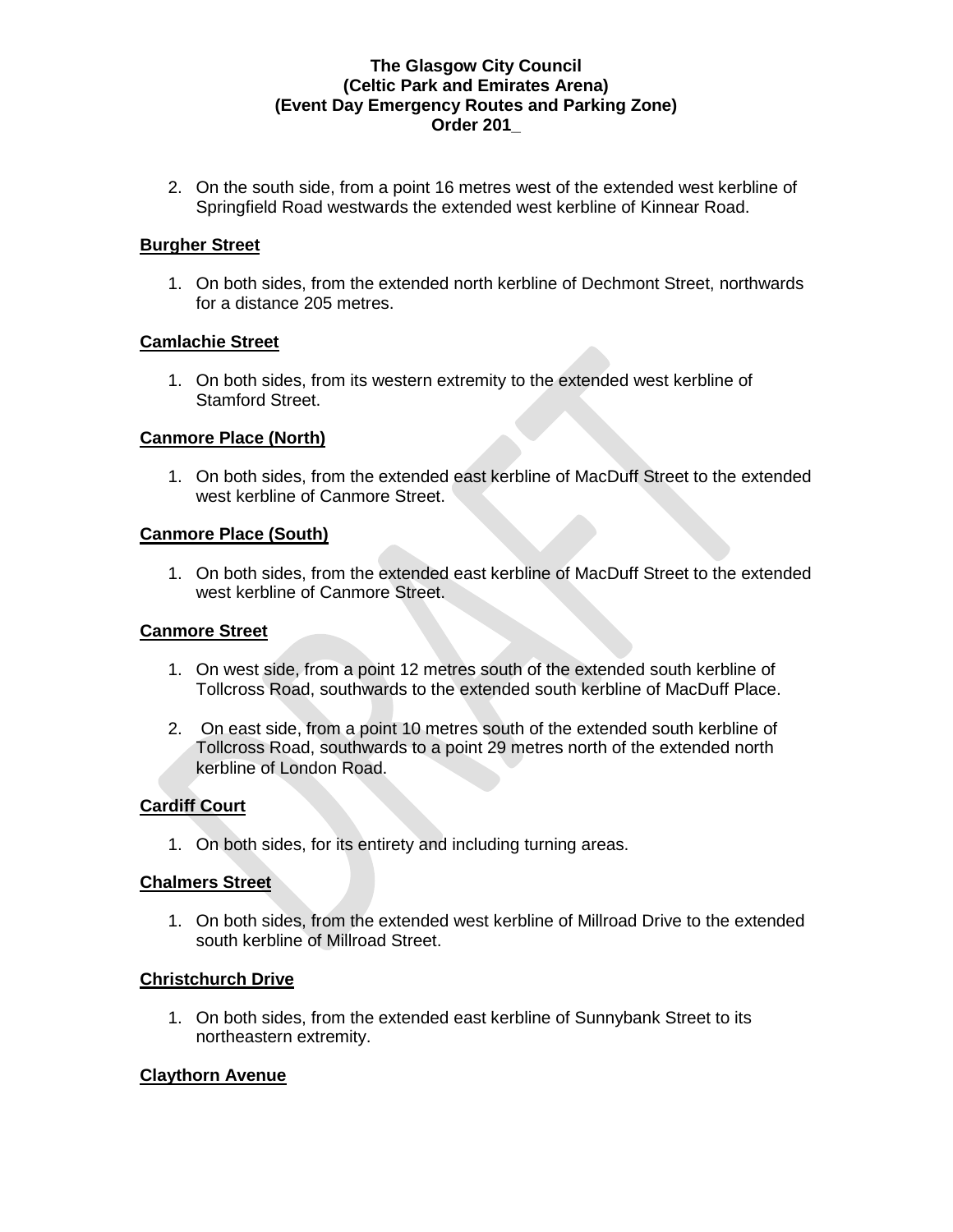2. On the south side, from a point 16 metres west of the extended west kerbline of Springfield Road westwards the extended west kerbline of Kinnear Road.

**Burgher Street**

1. On both sides, from the extended north kerbline of Dechmont Street, northwards for a distance 205 metres.

**Camlachie Street**

1. On both sides, from its western extremity to the extended west kerbline of Stamford Street.

**Canmore Place (North)**

1. On both sides, from the extended east kerbline of MacDuff Street to the extended west kerbline of Canmore Street.

**Canmore Place (South)**

1. On both sides, from the extended east kerbline of MacDuff Street to the extended west kerbline of Canmore Street.

**Canmore Street**

1. On west side, from a point 12 metres south of the extended south kerbline of Tollcross Road, southwards to the extended south kerbline of MacDuff Place.
2. On east side, from a point 10 metres south of the extended south kerbline of Tollcross Road, southwards to a point 29 metres north of the extended north kerbline of London Road.

**Cardiff Court**

1. On both sides, for its entirety and including turning areas.

**Chalmers Street**

1. On both sides, from the extended west kerbline of Millroad Drive to the extended south kerbline of Millroad Street.

**Christchurch Drive**

1. On both sides, from the extended east kerbline of Sunnybank Street to its northeastern extremity.

**Claythorn Avenue**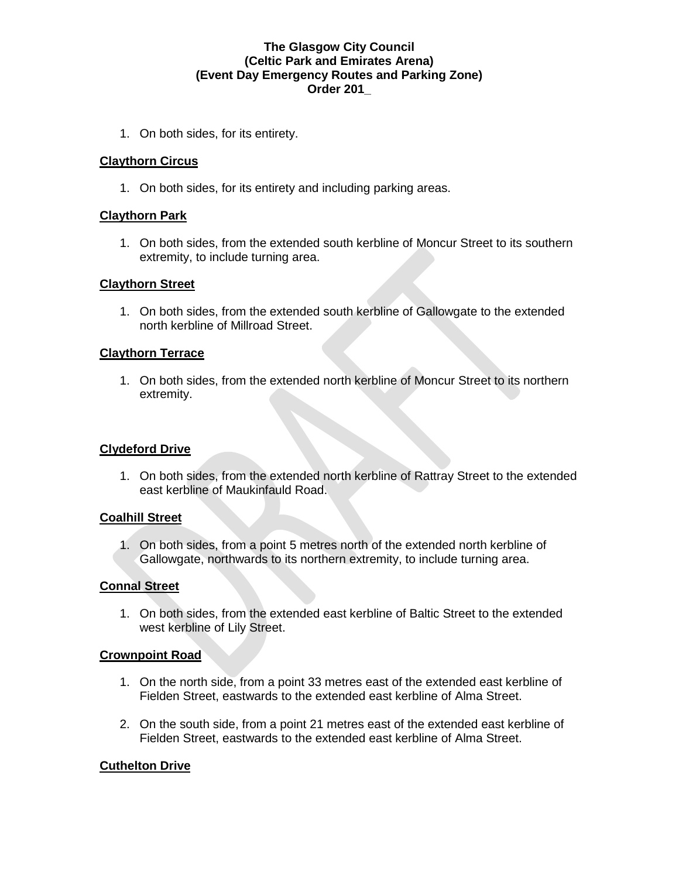1. On both sides, for its entirety.

**Claythorn Circus**

1. On both sides, for its entirety and including parking areas.

**Claythorn Park**

1. On both sides, from the extended south kerbline of Moncur Street to its southern extremity, to include turning area.

**Claythorn Street**

1. On both sides, from the extended south kerbline of Gallowgate to the extended north kerbline of Millroad Street.

**Claythorn Terrace**

1. On both sides, from the extended north kerbline of Moncur Street to its northern extremity.

**Clydeford Drive**

1. On both sides, from the extended north kerbline of Rattray Street to the extended east kerbline of Maukinfauld Road.

**Coalhill Street**

1. On both sides, from a point 5 metres north of the extended north kerbline of Gallowgate, northwards to its northern extremity, to include turning area.

**Connal Street**

1. On both sides, from the extended east kerbline of Baltic Street to the extended west kerbline of Lily Street.

**Crownpoint Road**

1. On the north side, from a point 33 metres east of the extended east kerbline of Fielden Street, eastwards to the extended east kerbline of Alma Street.

2. On the south side, from a point 21 metres east of the extended east kerbline of Fielden Street, eastwards to the extended east kerbline of Alma Street.

**Cuthelton Drive**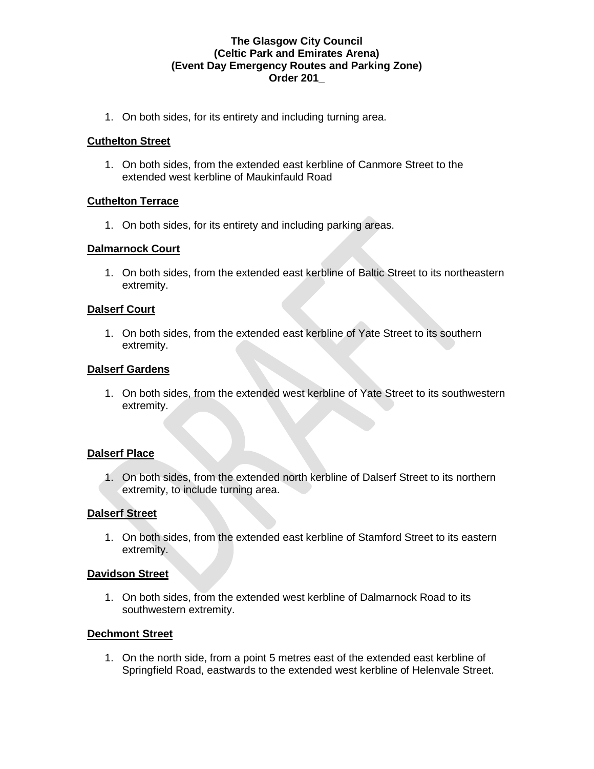1. On both sides, for its entirety and including turning area.

**Cuthelton Street**

1. On both sides, from the extended east kerbline of Canmore Street to the extended west kerbline of Maukinfauld Road

**Cuthelton Terrace**

1. On both sides, for its entirety and including parking areas.

**Dalmarnock Court**

1. On both sides, from the extended east kerbline of Baltic Street to its northeastern extremity.

**Dalserf Court**

1. On both sides, from the extended east kerbline of Yate Street to its southern extremity.

**Dalserf Gardens**

1. On both sides, from the extended west kerbline of Yate Street to its southwestern extremity.

**Dalserf Place**

1. On both sides, from the extended north kerbline of Dalserf Street to its northern extremity, to include turning area.

**Dalserf Street**

1. On both sides, from the extended east kerbline of Stamford Street to its eastern extremity.

**Davidson Street**

1. On both sides, from the extended west kerbline of Dalmarnock Road to its southwestern extremity.

**Dechmont Street**

1. On the north side, from a point 5 metres east of the extended east kerbline of Springfield Road, eastwards to the extended west kerbline of Helenvale Street.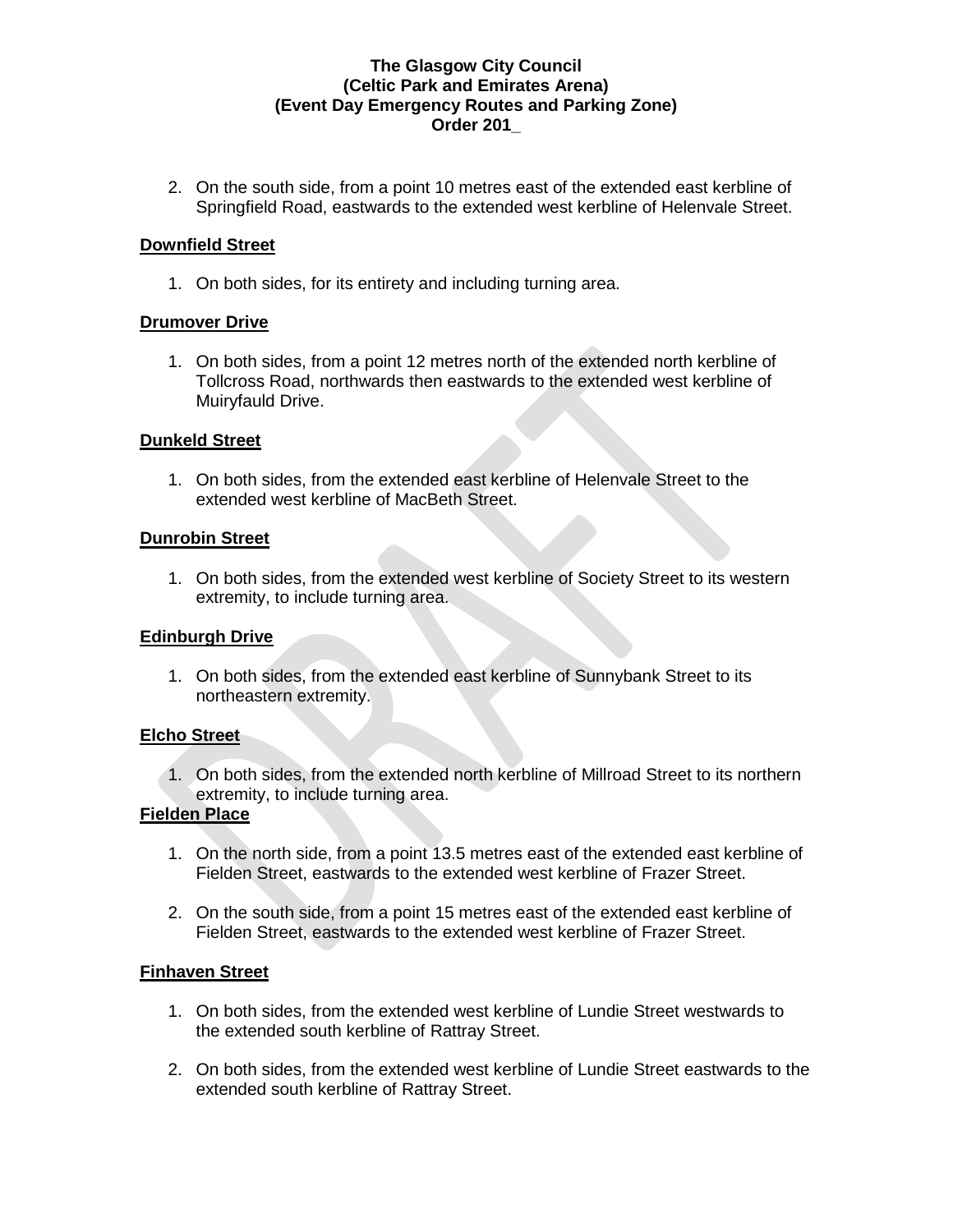2. On the south side, from a point 10 metres east of the extended east kerbline of Springfield Road, eastwards to the extended west kerbline of Helenvale Street.

**Downfield Street**

1. On both sides, for its entirety and including turning area.

**Drumover Drive**

1. On both sides, from a point 12 metres north of the extended north kerbline of Tollcross Road, northwards then eastwards to the extended west kerbline of Muiryfauld Drive.

**Dunkeld Street**

1. On both sides, from the extended east kerbline of Helenvale Street to the extended west kerbline of MacBeth Street.

**Dunrobin Street**

1. On both sides, from the extended west kerbline of Society Street to its western extremity, to include turning area.

**Edinburgh Drive**

1. On both sides, from the extended east kerbline of Sunnybank Street to its northeastern extremity.

**Elcho Street**

1. On both sides, from the extended north kerbline of Millroad Street to its northern extremity, to include turning area.

**Fielden Place**

1. On the north side, from a point 13.5 metres east of the extended east kerbline of Fielden Street, eastwards to the extended west kerbline of Frazer Street.

2. On the south side, from a point 15 metres east of the extended east kerbline of Fielden Street, eastwards to the extended west kerbline of Frazer Street.

**Finhaven Street**

1. On both sides, from the extended west kerbline of Lundie Street westwards to the extended south kerbline of Rattray Street.

2. On both sides, from the extended west kerbline of Lundie Street eastwards to the extended south kerbline of Rattray Street.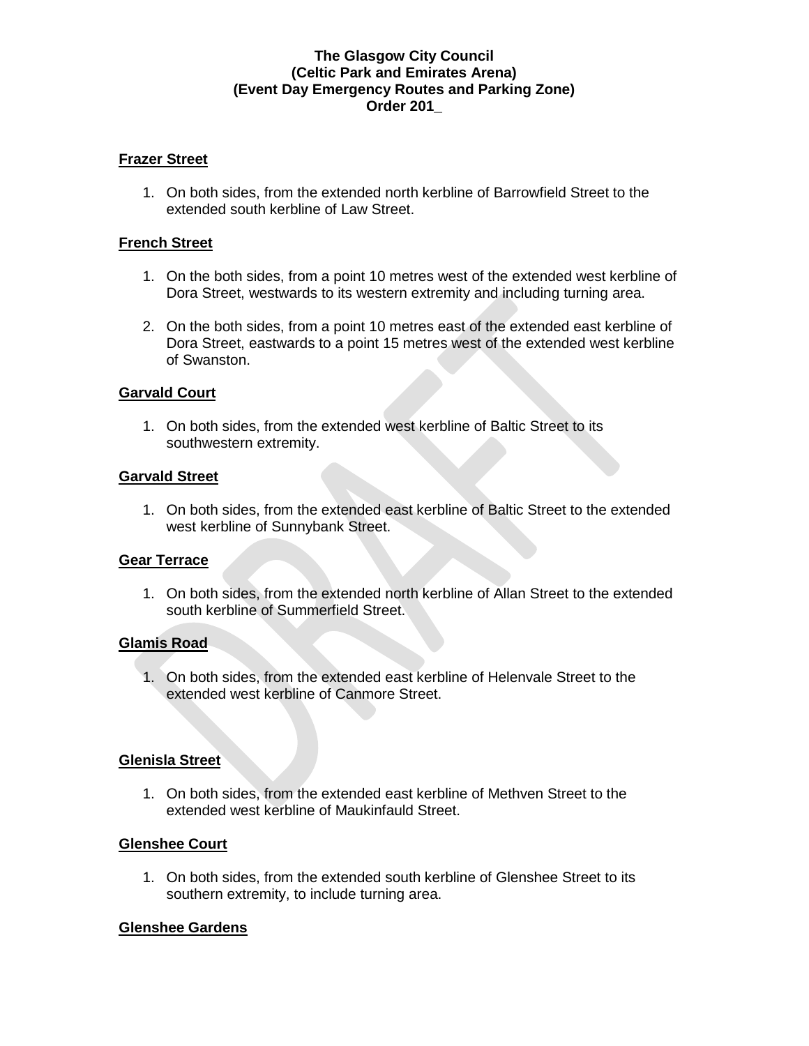**The Glasgow City Council**
**(Celtic Park and Emirates Arena)**
**(Event Day Emergency Routes and Parking Zone)**
**Order 201_**

**Frazer Street**

1. On both sides, from the extended north kerbline of Barrowfield Street to the extended south kerbline of Law Street.

**French Street**

1. On the both sides, from a point 10 metres west of the extended west kerbline of Dora Street, westwards to its western extremity and including turning area.
2. On the both sides, from a point 10 metres east of the extended east kerbline of Dora Street, eastwards to a point 15 metres west of the extended west kerbline of Swanston.

**Garvald Court**

1. On both sides, from the extended west kerbline of Baltic Street to its southwestern extremity.

**Garvald Street**

1. On both sides, from the extended east kerbline of Baltic Street to the extended west kerbline of Sunnybank Street.

**Gear Terrace**

1. On both sides, from the extended north kerbline of Allan Street to the extended south kerbline of Summerfield Street.

**Glamis Road**

1. On both sides, from the extended east kerbline of Helenvale Street to the extended west kerbline of Canmore Street.

**Glenisla Street**

1. On both sides, from the extended east kerbline of Methven Street to the extended west kerbline of Maukinfauld Street.

**Glenshee Court**

1. On both sides, from the extended south kerbline of Glenshee Street to its southern extremity, to include turning area.

**Glenshee Gardens**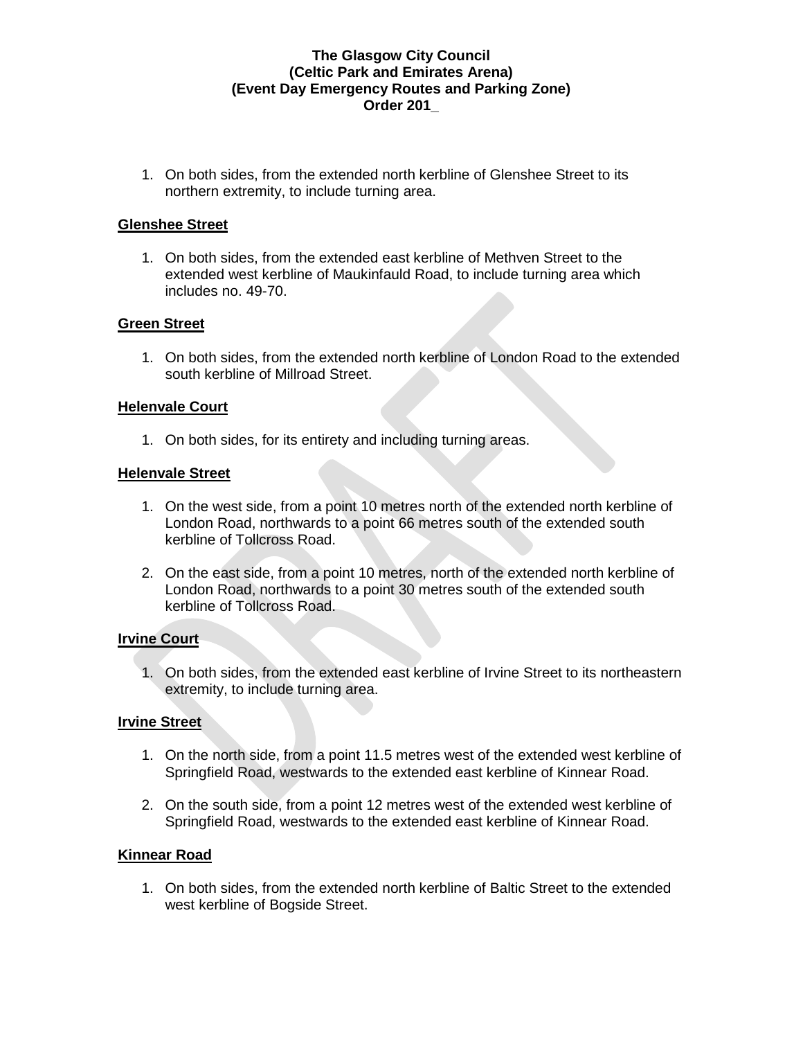**The Glasgow City Council**
**(Celtic Park and Emirates Arena)**
**(Event Day Emergency Routes and Parking Zone)**
**Order 201_**

1. On both sides, from the extended north kerbline of Glenshee Street to its northern extremity, to include turning area.

**Glenshee Street**

1. On both sides, from the extended east kerbline of Methven Street to the extended west kerbline of Maukinfauld Road, to include turning area which includes no. 49-70.

**Green Street**

1. On both sides, from the extended north kerbline of London Road to the extended south kerbline of Millroad Street.

**Helenvale Court**

1. On both sides, for its entirety and including turning areas.

**Helenvale Street**

1. On the west side, from a point 10 metres north of the extended north kerbline of London Road, northwards to a point 66 metres south of the extended south kerbline of Tollcross Road.

2. On the east side, from a point 10 metres, north of the extended north kerbline of London Road, northwards to a point 30 metres south of the extended south kerbline of Tollcross Road.

**Irvine Court**

1. On both sides, from the extended east kerbline of Irvine Street to its northeastern extremity, to include turning area.

**Irvine Street**

1. On the north side, from a point 11.5 metres west of the extended west kerbline of Springfield Road, westwards to the extended east kerbline of Kinnear Road.

2. On the south side, from a point 12 metres west of the extended west kerbline of Springfield Road, westwards to the extended east kerbline of Kinnear Road.

**Kinnear Road**

1. On both sides, from the extended north kerbline of Baltic Street to the extended west kerbline of Bogside Street.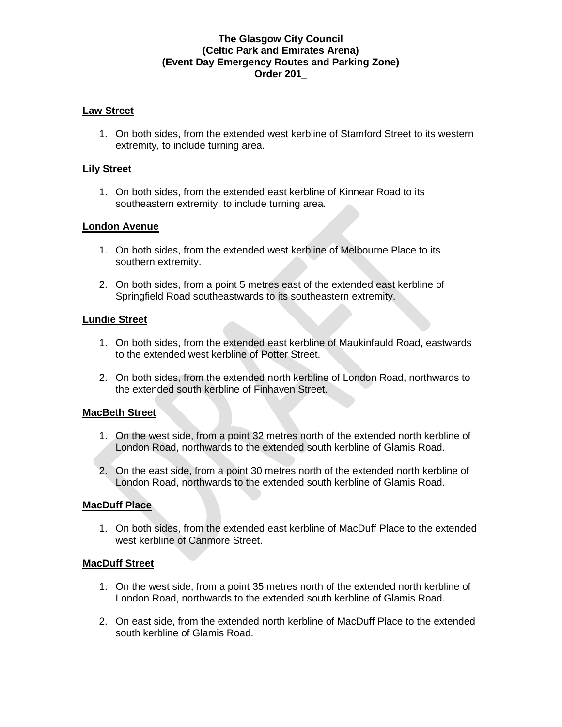**The Glasgow City Council**
**(Celtic Park and Emirates Arena)**
**(Event Day Emergency Routes and Parking Zone)**
**Order 201_**

**Law Street**

1. On both sides, from the extended west kerbline of Stamford Street to its western extremity, to include turning area.

**Lily Street**

1. On both sides, from the extended east kerbline of Kinnear Road to its southeastern extremity, to include turning area.

**London Avenue**

1. On both sides, from the extended west kerbline of Melbourne Place to its southern extremity.
2. On both sides, from a point 5 metres east of the extended east kerbline of Springfield Road southeastwards to its southeastern extremity.

**Lundie Street**

1. On both sides, from the extended east kerbline of Maukinfauld Road, eastwards to the extended west kerbline of Potter Street.
2. On both sides, from the extended north kerbline of London Road, northwards to the extended south kerbline of Finhaven Street.

**MacBeth Street**

1. On the west side, from a point 32 metres north of the extended north kerbline of London Road, northwards to the extended south kerbline of Glamis Road.
2. On the east side, from a point 30 metres north of the extended north kerbline of London Road, northwards to the extended south kerbline of Glamis Road.

**MacDuff Place**

1. On both sides, from the extended east kerbline of MacDuff Place to the extended west kerbline of Canmore Street.

**MacDuff Street**

1. On the west side, from a point 35 metres north of the extended north kerbline of London Road, northwards to the extended south kerbline of Glamis Road.
2. On east side, from the extended north kerbline of MacDuff Place to the extended south kerbline of Glamis Road.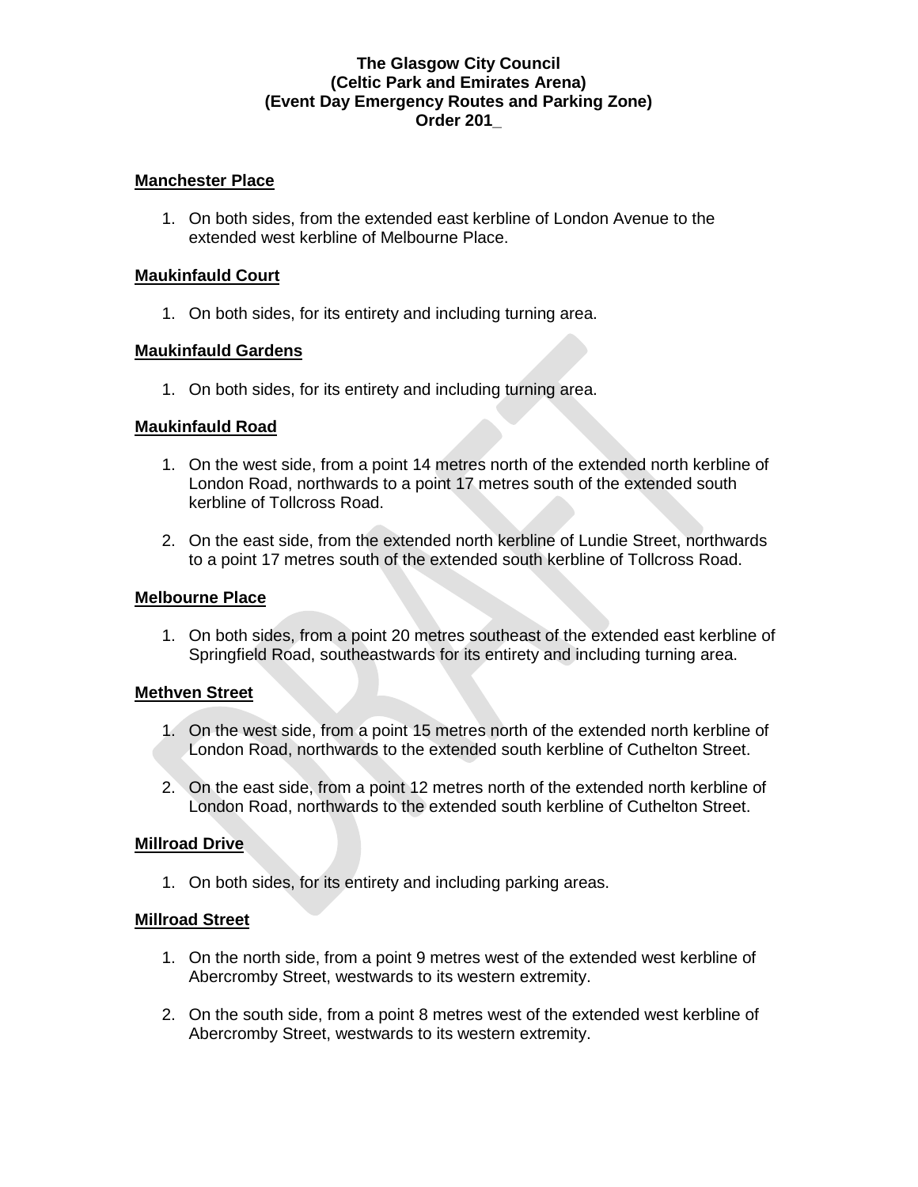**The Glasgow City Council**
**(Celtic Park and Emirates Arena)**
**(Event Day Emergency Routes and Parking Zone)**
**Order 201_**

**Manchester Place**

1. On both sides, from the extended east kerbline of London Avenue to the extended west kerbline of Melbourne Place.

**Maukinfauld Court**

1. On both sides, for its entirety and including turning area.

**Maukinfauld Gardens**

1. On both sides, for its entirety and including turning area.

**Maukinfauld Road**

1. On the west side, from a point 14 metres north of the extended north kerbline of London Road, northwards to a point 17 metres south of the extended south kerbline of Tollcross Road.

2. On the east side, from the extended north kerbline of Lundie Street, northwards to a point 17 metres south of the extended south kerbline of Tollcross Road.

**Melbourne Place**

1. On both sides, from a point 20 metres southeast of the extended east kerbline of Springfield Road, southeastwards for its entirety and including turning area.

**Methven Street**

1. On the west side, from a point 15 metres north of the extended north kerbline of London Road, northwards to the extended south kerbline of Cuthelton Street.

2. On the east side, from a point 12 metres north of the extended north kerbline of London Road, northwards to the extended south kerbline of Cuthelton Street.

**Millroad Drive**

1. On both sides, for its entirety and including parking areas.

**Millroad Street**

1. On the north side, from a point 9 metres west of the extended west kerbline of Abercromby Street, westwards to its western extremity.

2. On the south side, from a point 8 metres west of the extended west kerbline of Abercromby Street, westwards to its western extremity.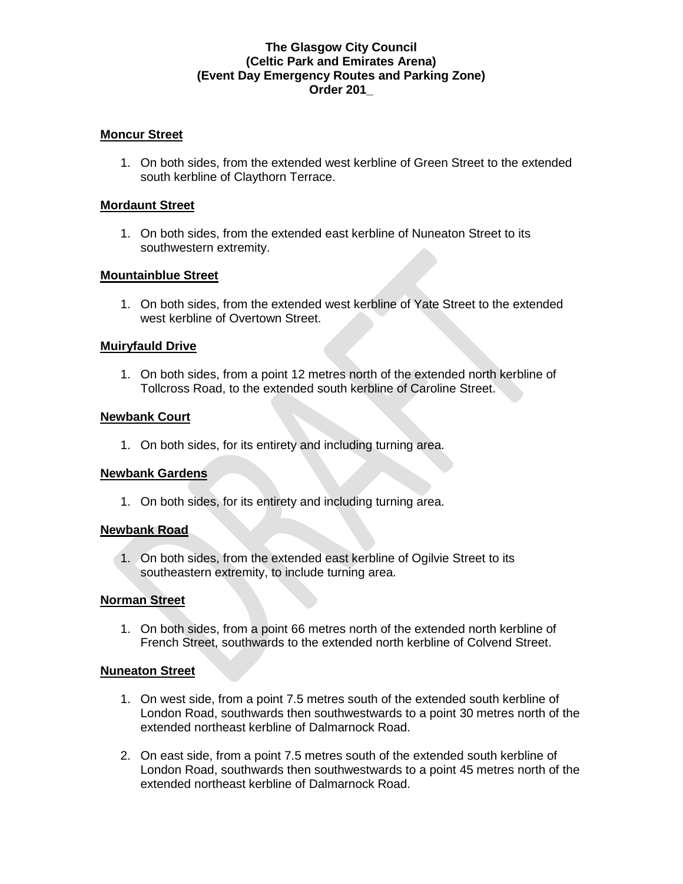**The Glasgow City Council**
**(Celtic Park and Emirates Arena)**
**(Event Day Emergency Routes and Parking Zone)**
**Order 201_**

**Moncur Street**

1. On both sides, from the extended west kerbline of Green Street to the extended south kerbline of Claythorn Terrace.

**Mordaunt Street**

1. On both sides, from the extended east kerbline of Nuneaton Street to its southwestern extremity.

**Mountainblue Street**

1. On both sides, from the extended west kerbline of Yate Street to the extended west kerbline of Overtown Street.

**Muiryfauld Drive**

1. On both sides, from a point 12 metres north of the extended north kerbline of Tollcross Road, to the extended south kerbline of Caroline Street.

**Newbank Court**

1. On both sides, for its entirety and including turning area.

**Newbank Gardens**

1. On both sides, for its entirety and including turning area.

**Newbank Road**

1. On both sides, from the extended east kerbline of Ogilvie Street to its southeastern extremity, to include turning area.

**Norman Street**

1. On both sides, from a point 66 metres north of the extended north kerbline of French Street, southwards to the extended north kerbline of Colvend Street.

**Nuneaton Street**

1. On west side, from a point 7.5 metres south of the extended south kerbline of London Road, southwards then southwestwards to a point 30 metres north of the extended northeast kerbline of Dalmarnock Road.
2. On east side, from a point 7.5 metres south of the extended south kerbline of London Road, southwards then southwestwards to a point 45 metres north of the extended northeast kerbline of Dalmarnock Road.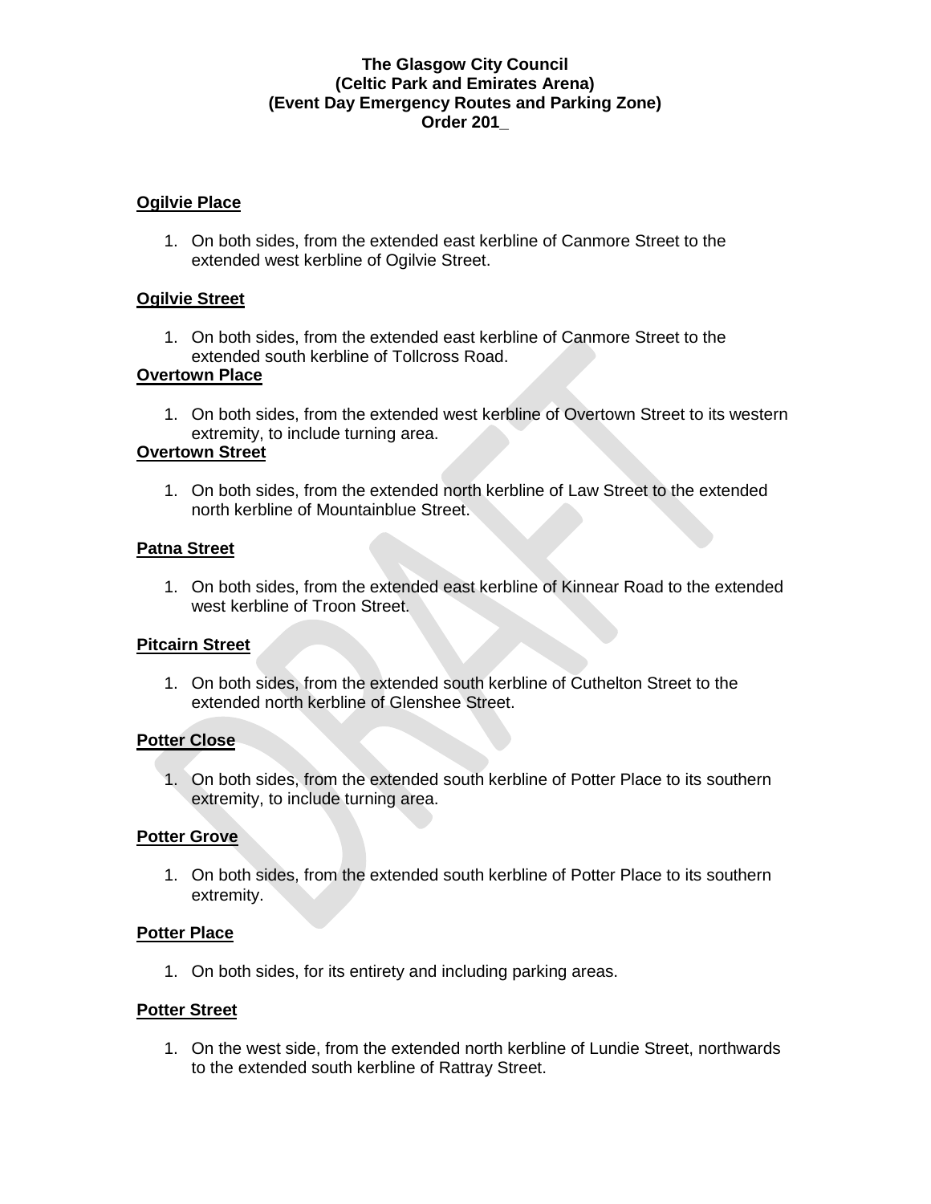**Ogilvie Place**

1. On both sides, from the extended east kerbline of Canmore Street to the extended west kerbline of Ogilvie Street.

**Ogilvie Street**

1. On both sides, from the extended east kerbline of Canmore Street to the extended south kerbline of Tollcross Road.

**Overtown Place**

1. On both sides, from the extended west kerbline of Overtown Street to its western extremity, to include turning area.

**Overtown Street**

1. On both sides, from the extended north kerbline of Law Street to the extended north kerbline of Mountainblue Street.

**Patna Street**

1. On both sides, from the extended east kerbline of Kinnear Road to the extended west kerbline of Troon Street.

**Pitcairn Street**

1. On both sides, from the extended south kerbline of Cuthelton Street to the extended north kerbline of Glenshee Street.

**Potter Close**

1. On both sides, from the extended south kerbline of Potter Place to its southern extremity, to include turning area.

**Potter Grove**

1. On both sides, from the extended south kerbline of Potter Place to its southern extremity.

**Potter Place**

1. On both sides, for its entirety and including parking areas.

**Potter Street**

1. On the west side, from the extended north kerbline of Lundie Street, northwards to the extended south kerbline of Rattray Street.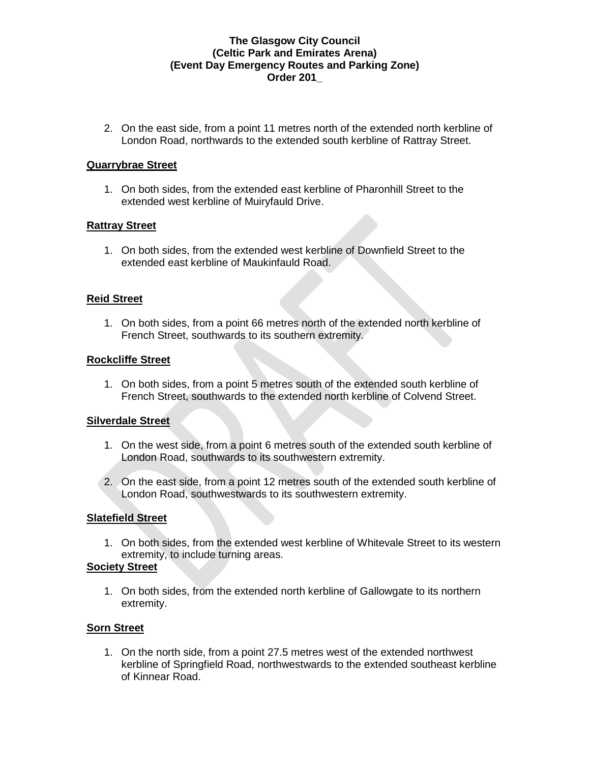2. On the east side, from a point 11 metres north of the extended north kerbline of London Road, northwards to the extended south kerbline of Rattray Street.

**Quarrybrae Street**

1. On both sides, from the extended east kerbline of Pharonhill Street to the extended west kerbline of Muiryfauld Drive.

**Rattray Street**

1. On both sides, from the extended west kerbline of Downfield Street to the extended east kerbline of Maukinfauld Road.

**Reid Street**

1. On both sides, from a point 66 metres north of the extended north kerbline of French Street, southwards to its southern extremity.

**Rockcliffe Street**

1. On both sides, from a point 5 metres south of the extended south kerbline of French Street, southwards to the extended north kerbline of Colvend Street.

**Silverdale Street**

1. On the west side, from a point 6 metres south of the extended south kerbline of London Road, southwards to its southwestern extremity.
2. On the east side, from a point 12 metres south of the extended south kerbline of London Road, southwestwards to its southwestern extremity.

**Slatefield Street**

1. On both sides, from the extended west kerbline of Whitevale Street to its western extremity, to include turning areas.

**Society Street**

1. On both sides, from the extended north kerbline of Gallowgate to its northern extremity.

**Sorn Street**

1. On the north side, from a point 27.5 metres west of the extended northwest kerbline of Springfield Road, northwestwards to the extended southeast kerbline of Kinnear Road.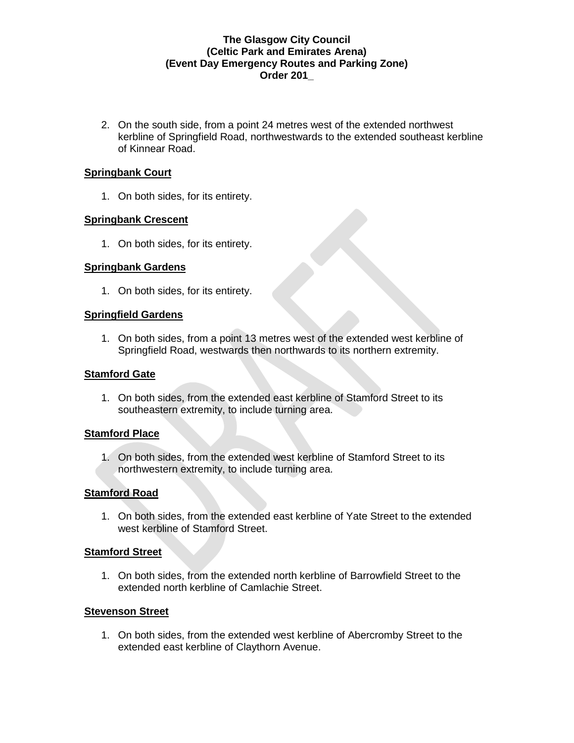2. On the south side, from a point 24 metres west of the extended northwest kerbline of Springfield Road, northwestwards to the extended southeast kerbline of Kinnear Road.

**Springbank Court**

1. On both sides, for its entirety.

**Springbank Crescent**

1. On both sides, for its entirety.

**Springbank Gardens**

1. On both sides, for its entirety.

**Springfield Gardens**

1. On both sides, from a point 13 metres west of the extended west kerbline of Springfield Road, westwards then northwards to its northern extremity.

**Stamford Gate**

1. On both sides, from the extended east kerbline of Stamford Street to its southeastern extremity, to include turning area.

**Stamford Place**

1. On both sides, from the extended west kerbline of Stamford Street to its northwestern extremity, to include turning area.

**Stamford Road**

1. On both sides, from the extended east kerbline of Yate Street to the extended west kerbline of Stamford Street.

**Stamford Street**

1. On both sides, from the extended north kerbline of Barrowfield Street to the extended north kerbline of Camlachie Street.

**Stevenson Street**

1. On both sides, from the extended west kerbline of Abercromby Street to the extended east kerbline of Claythorn Avenue.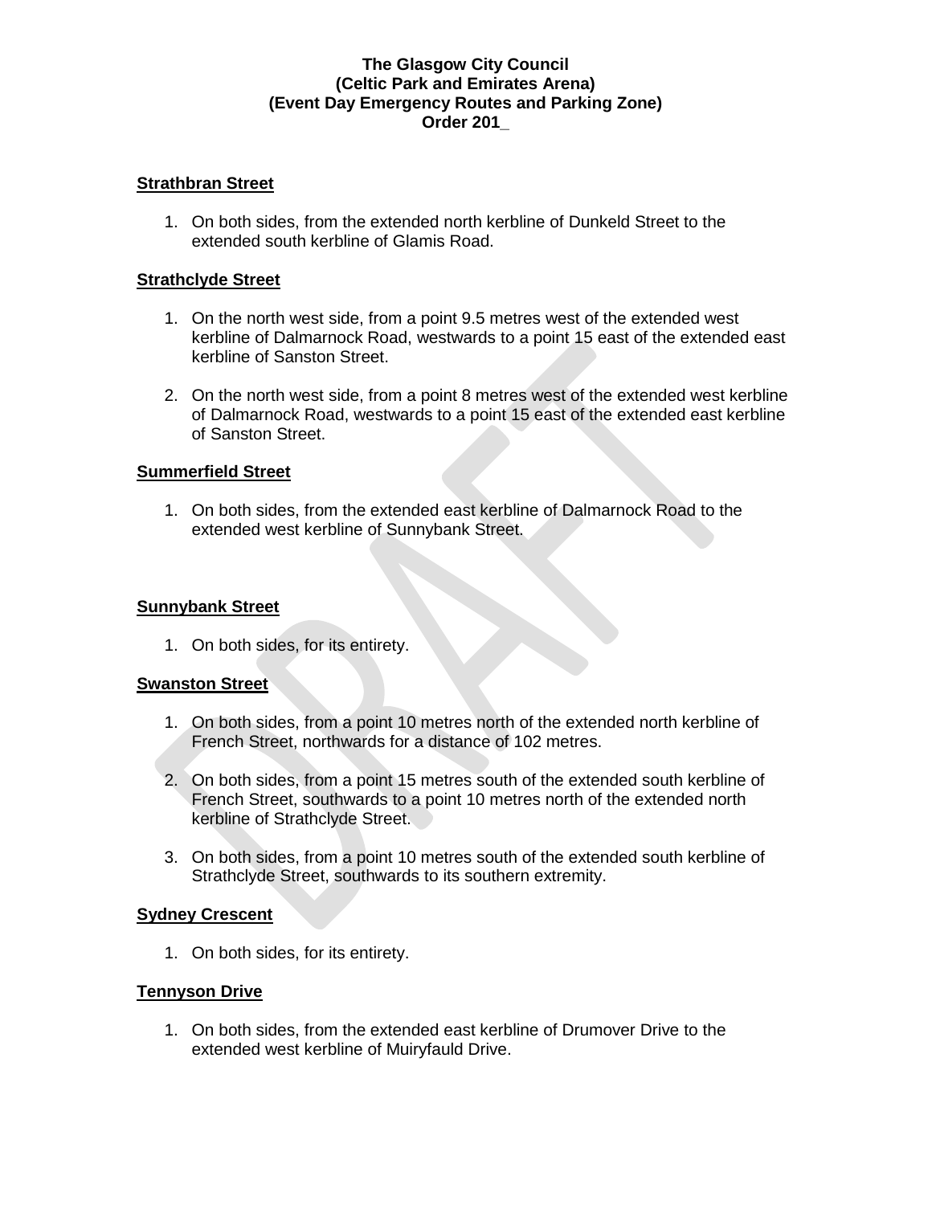**The Glasgow City Council**
**(Celtic Park and Emirates Arena)**
**(Event Day Emergency Routes and Parking Zone)**
**Order 201_**

**Strathbran Street**

1. On both sides, from the extended north kerbline of Dunkeld Street to the extended south kerbline of Glamis Road.

**Strathclyde Street**

1. On the north west side, from a point 9.5 metres west of the extended west kerbline of Dalmarnock Road, westwards to a point 15 east of the extended east kerbline of Sanston Street.

2. On the north west side, from a point 8 metres west of the extended west kerbline of Dalmarnock Road, westwards to a point 15 east of the extended east kerbline of Sanston Street.

**Summerfield Street**

1. On both sides, from the extended east kerbline of Dalmarnock Road to the extended west kerbline of Sunnybank Street.

**Sunnybank Street**

1. On both sides, for its entirety.

**Swanston Street**

1. On both sides, from a point 10 metres north of the extended north kerbline of French Street, northwards for a distance of 102 metres.

2. On both sides, from a point 15 metres south of the extended south kerbline of French Street, southwards to a point 10 metres north of the extended north kerbline of Strathclyde Street.

3. On both sides, from a point 10 metres south of the extended south kerbline of Strathclyde Street, southwards to its southern extremity.

**Sydney Crescent**

1. On both sides, for its entirety.

**Tennyson Drive**

1. On both sides, from the extended east kerbline of Drumover Drive to the extended west kerbline of Muiryfauld Drive.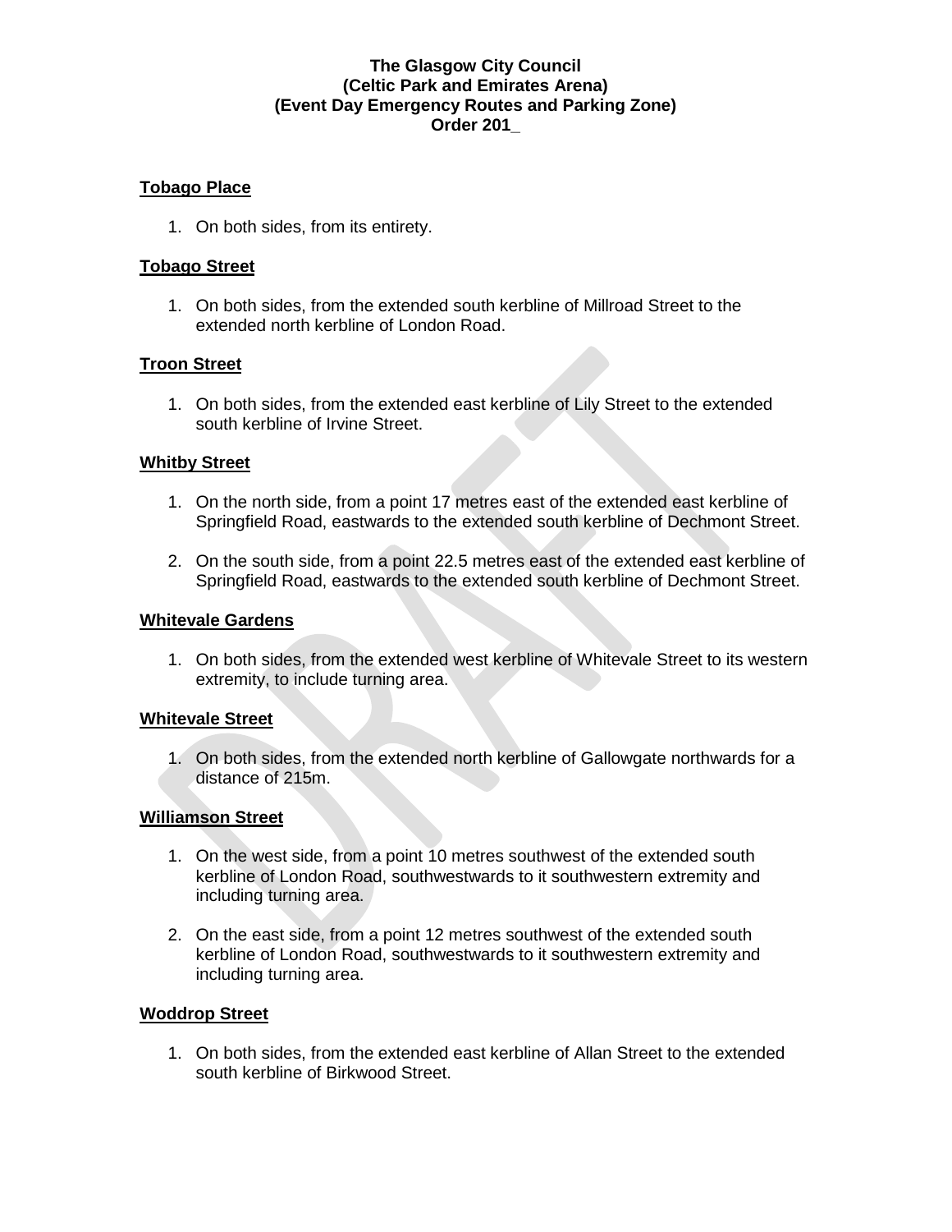**The Glasgow City Council**
**(Celtic Park and Emirates Arena)**
**(Event Day Emergency Routes and Parking Zone)**
**Order 201_**

**Tobago Place**

1. On both sides, from its entirety.

**Tobago Street**

1. On both sides, from the extended south kerbline of Millroad Street to the extended north kerbline of London Road.

**Troon Street**

1. On both sides, from the extended east kerbline of Lily Street to the extended south kerbline of Irvine Street.

**Whitby Street**

1. On the north side, from a point 17 metres east of the extended east kerbline of Springfield Road, eastwards to the extended south kerbline of Dechmont Street.

2. On the south side, from a point 22.5 metres east of the extended east kerbline of Springfield Road, eastwards to the extended south kerbline of Dechmont Street.

**Whitevale Gardens**

1. On both sides, from the extended west kerbline of Whitevale Street to its western extremity, to include turning area.

**Whitevale Street**

1. On both sides, from the extended north kerbline of Gallowgate northwards for a distance of 215m.

**Williamson Street**

1. On the west side, from a point 10 metres southwest of the extended south kerbline of London Road, southwestwards to it southwestern extremity and including turning area.

2. On the east side, from a point 12 metres southwest of the extended south kerbline of London Road, southwestwards to it southwestern extremity and including turning area.

**Woddrop Street**

1. On both sides, from the extended east kerbline of Allan Street to the extended south kerbline of Birkwood Street.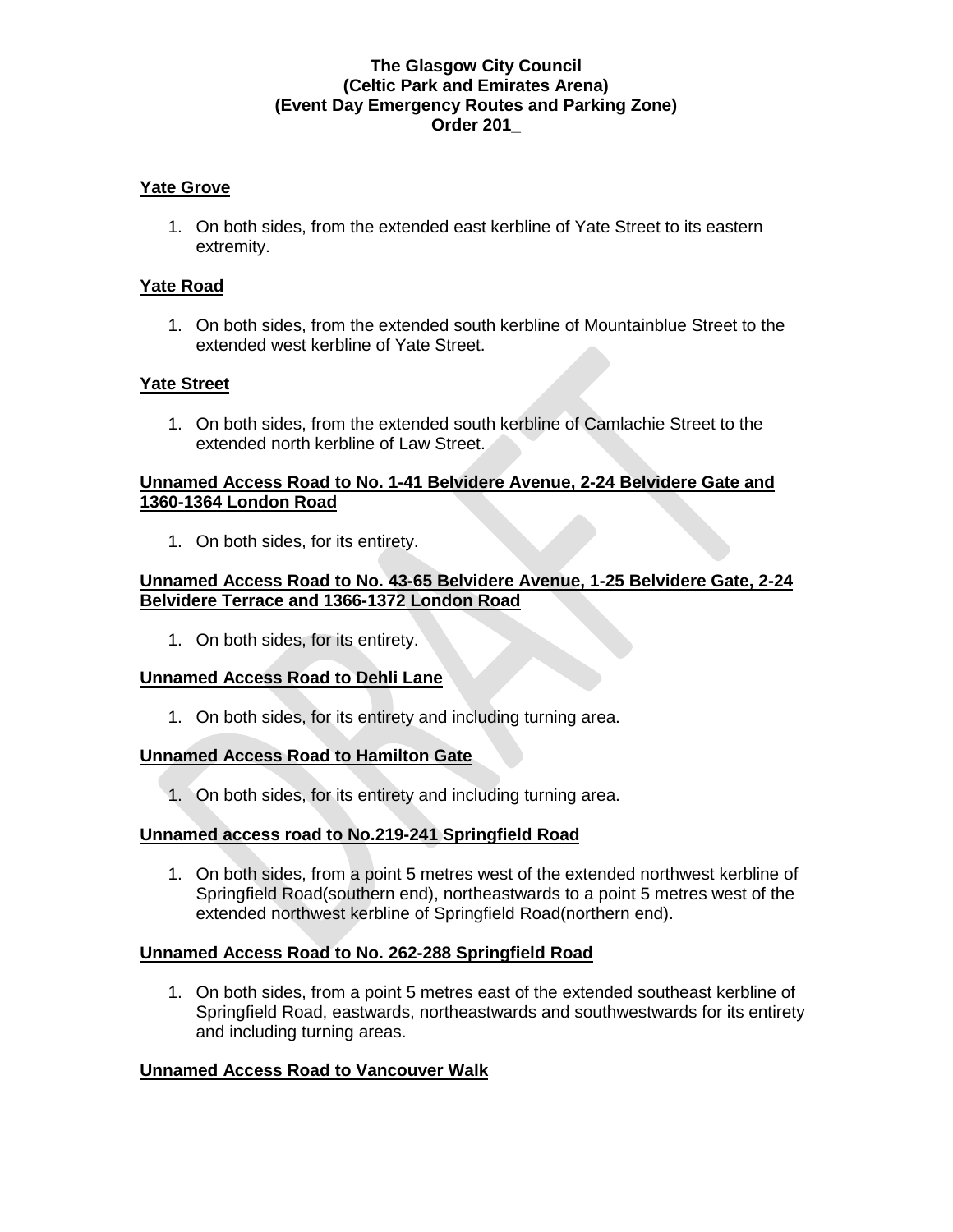**The Glasgow City Council**
**(Celtic Park and Emirates Arena)**
**(Event Day Emergency Routes and Parking Zone)**
**Order 201_**

**Yate Grove**

1. On both sides, from the extended east kerbline of Yate Street to its eastern extremity.

**Yate Road**

1. On both sides, from the extended south kerbline of Mountainblue Street to the extended west kerbline of Yate Street.

**Yate Street**

1. On both sides, from the extended south kerbline of Camlachie Street to the extended north kerbline of Law Street.

**Unnamed Access Road to No. 1-41 Belvidere Avenue, 2-24 Belvidere Gate and 1360-1364 London Road**

1. On both sides, for its entirety.

**Unnamed Access Road to No. 43-65 Belvidere Avenue, 1-25 Belvidere Gate, 2-24 Belvidere Terrace and 1366-1372 London Road**

1. On both sides, for its entirety.

**Unnamed Access Road to Dehli Lane**

1. On both sides, for its entirety and including turning area.

**Unnamed Access Road to Hamilton Gate**

1. On both sides, for its entirety and including turning area.

**Unnamed access road to No.219-241 Springfield Road**

1. On both sides, from a point 5 metres west of the extended northwest kerbline of Springfield Road(southern end), northeastwards to a point 5 metres west of the extended northwest kerbline of Springfield Road(northern end).

**Unnamed Access Road to No. 262-288 Springfield Road**

1. On both sides, from a point 5 metres east of the extended southeast kerbline of Springfield Road, eastwards, northeastwards and southwestwards for its entirety and including turning areas.

**Unnamed Access Road to Vancouver Walk**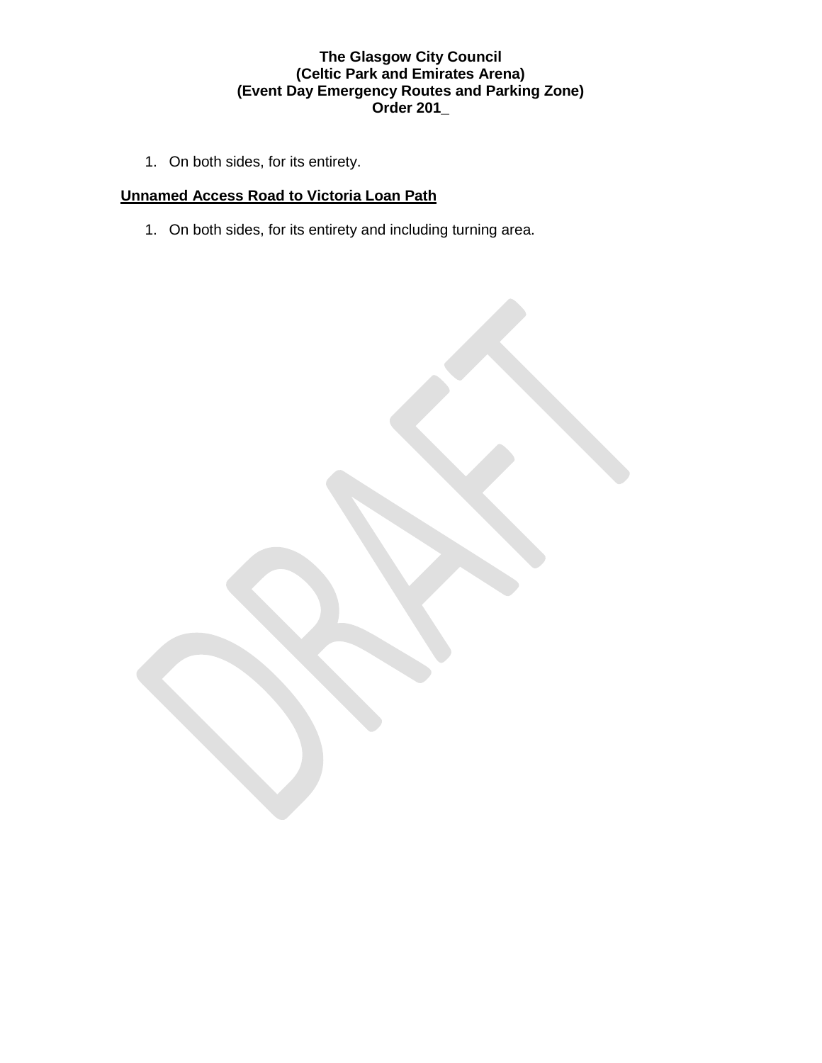1. On both sides, for its entirety.

**Unnamed Access Road to Victoria Loan Path**

1. On both sides, for its entirety and including turning area.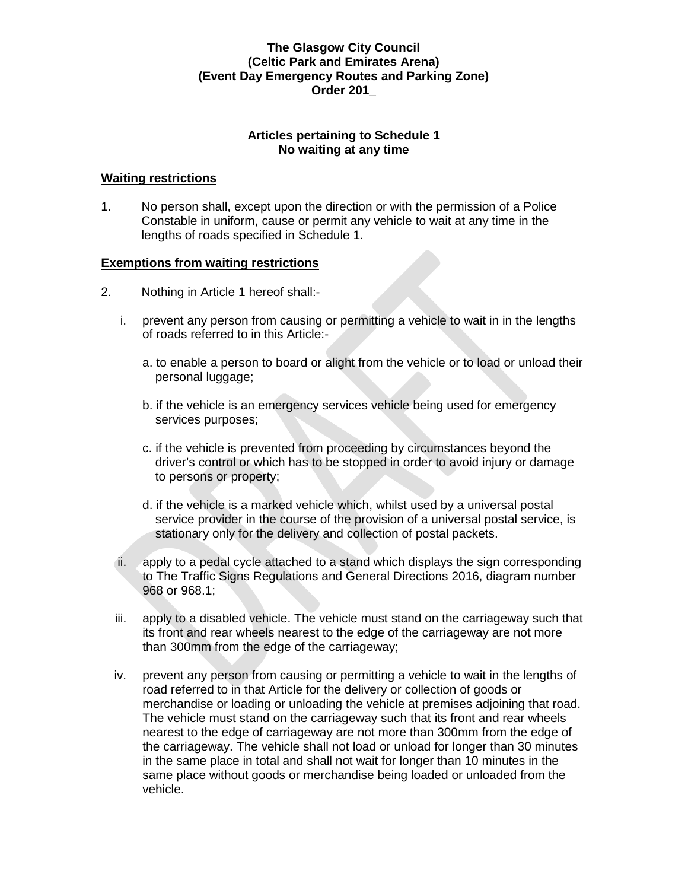**The Glasgow City Council**
**(Celtic Park and Emirates Arena)**
**(Event Day Emergency Routes and Parking Zone)**
**Order 201_**

**Articles pertaining to Schedule 1**
**No waiting at any time**

## Waiting restrictions

1. No person shall, except upon the direction or with the permission of a Police Constable in uniform, cause or permit any vehicle to wait at any time in the lengths of roads specified in Schedule 1.

## Exemptions from waiting restrictions

2. Nothing in Article 1 hereof shall:-

   i. prevent any person from causing or permitting a vehicle to wait in in the lengths of roads referred to in this Article:-

      a. to enable a person to board or alight from the vehicle or to load or unload their personal luggage;

      b. if the vehicle is an emergency services vehicle being used for emergency services purposes;

      c. if the vehicle is prevented from proceeding by circumstances beyond the driver's control or which has to be stopped in order to avoid injury or damage to persons or property;

      d. if the vehicle is a marked vehicle which, whilst used by a universal postal service provider in the course of the provision of a universal postal service, is stationary only for the delivery and collection of postal packets.

   ii. apply to a pedal cycle attached to a stand which displays the sign corresponding to The Traffic Signs Regulations and General Directions 2016, diagram number 968 or 968.1;

   iii. apply to a disabled vehicle. The vehicle must stand on the carriageway such that its front and rear wheels nearest to the edge of the carriageway are not more than 300mm from the edge of the carriageway;

   iv. prevent any person from causing or permitting a vehicle to wait in the lengths of road referred to in that Article for the delivery or collection of goods or merchandise or loading or unloading the vehicle at premises adjoining that road. The vehicle must stand on the carriageway such that its front and rear wheels nearest to the edge of carriageway are not more than 300mm from the edge of the carriageway. The vehicle shall not load or unload for longer than 30 minutes in the same place in total and shall not wait for longer than 10 minutes in the same place without goods or merchandise being loaded or unloaded from the vehicle.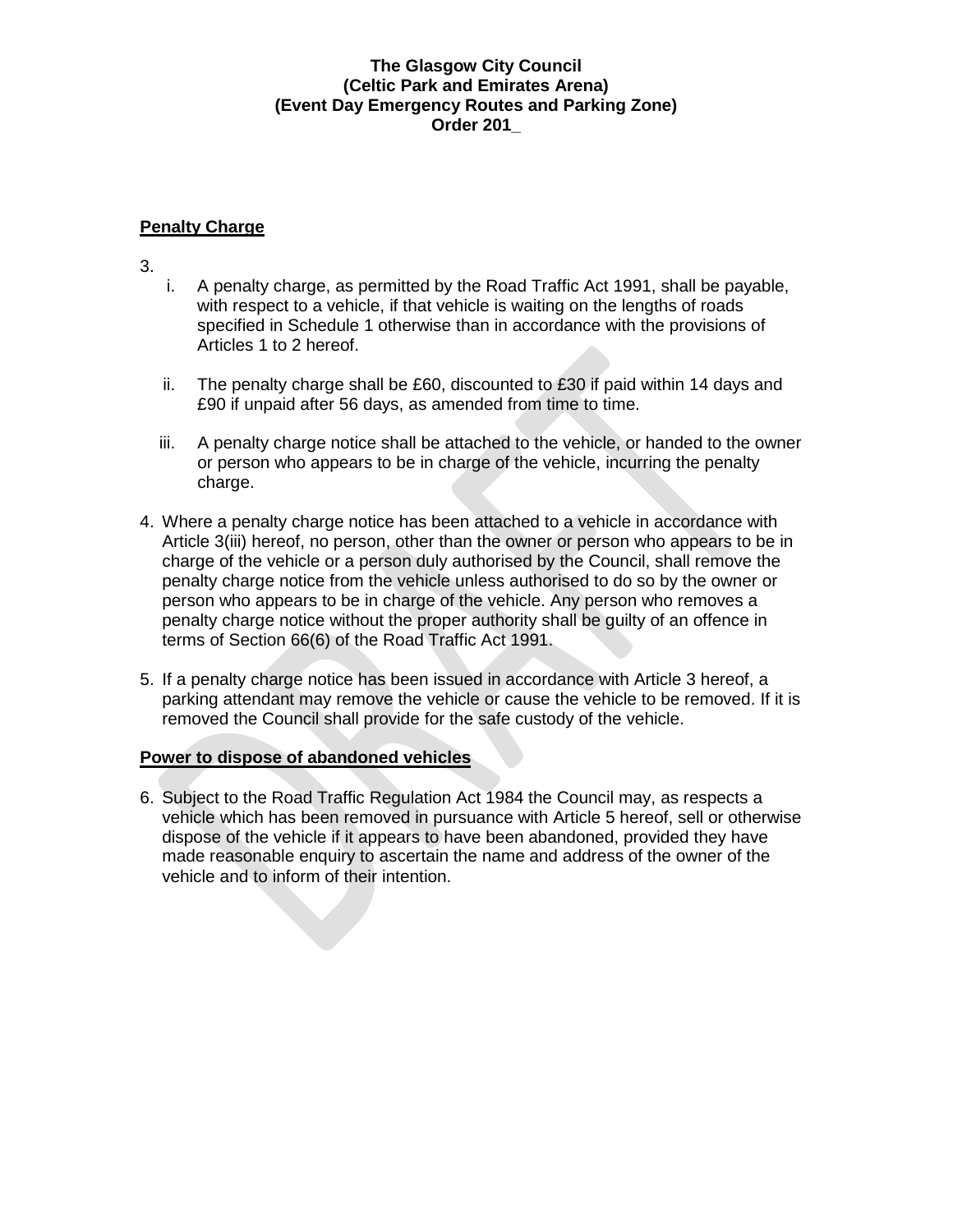**The Glasgow City Council**
**(Celtic Park and Emirates Arena)**
**(Event Day Emergency Routes and Parking Zone)**
**Order 201_**

## Penalty Charge

3.

i. A penalty charge, as permitted by the Road Traffic Act 1991, shall be payable, with respect to a vehicle, if that vehicle is waiting on the lengths of roads specified in Schedule 1 otherwise than in accordance with the provisions of Articles 1 to 2 hereof.

ii. The penalty charge shall be £60, discounted to £30 if paid within 14 days and £90 if unpaid after 56 days, as amended from time to time.

iii. A penalty charge notice shall be attached to the vehicle, or handed to the owner or person who appears to be in charge of the vehicle, incurring the penalty charge.

4. Where a penalty charge notice has been attached to a vehicle in accordance with Article 3(iii) hereof, no person, other than the owner or person who appears to be in charge of the vehicle or a person duly authorised by the Council, shall remove the penalty charge notice from the vehicle unless authorised to do so by the owner or person who appears to be in charge of the vehicle. Any person who removes a penalty charge notice without the proper authority shall be guilty of an offence in terms of Section 66(6) of the Road Traffic Act 1991.

5. If a penalty charge notice has been issued in accordance with Article 3 hereof, a parking attendant may remove the vehicle or cause the vehicle to be removed. If it is removed the Council shall provide for the safe custody of the vehicle.

## Power to dispose of abandoned vehicles

6. Subject to the Road Traffic Regulation Act 1984 the Council may, as respects a vehicle which has been removed in pursuance with Article 5 hereof, sell or otherwise dispose of the vehicle if it appears to have been abandoned, provided they have made reasonable enquiry to ascertain the name and address of the owner of the vehicle and to inform of their intention.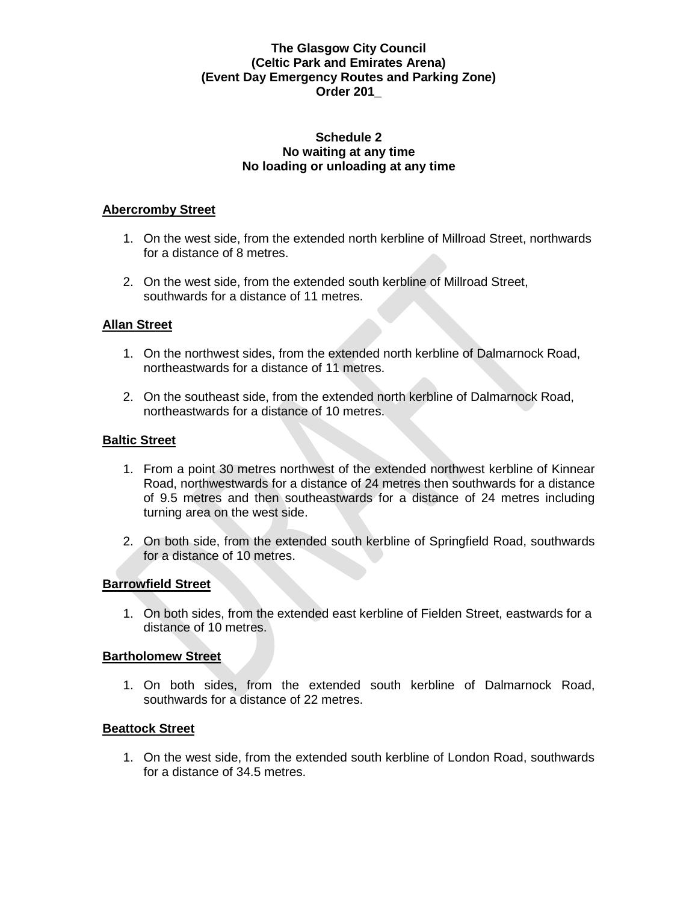**The Glasgow City Council**
**(Celtic Park and Emirates Arena)**
**(Event Day Emergency Routes and Parking Zone)**
**Order 201_**

**Schedule 2**
**No waiting at any time**
**No loading or unloading at any time**

**Abercromby Street**

1. On the west side, from the extended north kerbline of Millroad Street, northwards for a distance of 8 metres.

2. On the west side, from the extended south kerbline of Millroad Street, southwards for a distance of 11 metres.

**Allan Street**

1. On the northwest sides, from the extended north kerbline of Dalmarnock Road, northeastwards for a distance of 11 metres.

2. On the southeast side, from the extended north kerbline of Dalmarnock Road, northeastwards for a distance of 10 metres.

**Baltic Street**

1. From a point 30 metres northwest of the extended northwest kerbline of Kinnear Road, northwestwards for a distance of 24 metres then southwards for a distance of 9.5 metres and then southeastwards for a distance of 24 metres including turning area on the west side.

2. On both side, from the extended south kerbline of Springfield Road, southwards for a distance of 10 metres.

**Barrowfield Street**

1. On both sides, from the extended east kerbline of Fielden Street, eastwards for a distance of 10 metres.

**Bartholomew Street**

1. On both sides, from the extended south kerbline of Dalmarnock Road, southwards for a distance of 22 metres.

**Beattock Street**

1. On the west side, from the extended south kerbline of London Road, southwards for a distance of 34.5 metres.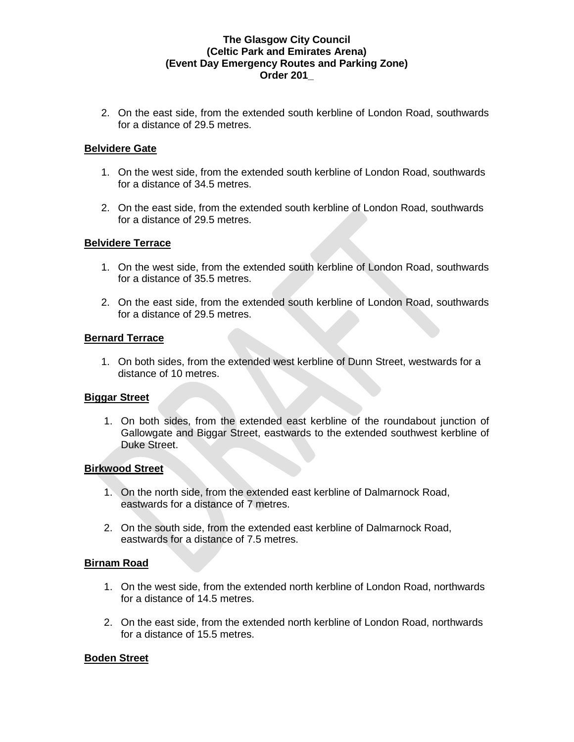2. On the east side, from the extended south kerbline of London Road, southwards for a distance of 29.5 metres.

**Belvidere Gate**

1. On the west side, from the extended south kerbline of London Road, southwards for a distance of 34.5 metres.

2. On the east side, from the extended south kerbline of London Road, southwards for a distance of 29.5 metres.

**Belvidere Terrace**

1. On the west side, from the extended south kerbline of London Road, southwards for a distance of 35.5 metres.

2. On the east side, from the extended south kerbline of London Road, southwards for a distance of 29.5 metres.

**Bernard Terrace**

1. On both sides, from the extended west kerbline of Dunn Street, westwards for a distance of 10 metres.

**Biggar Street**

1. On both sides, from the extended east kerbline of the roundabout junction of Gallowgate and Biggar Street, eastwards to the extended southwest kerbline of Duke Street.

**Birkwood Street**

1. On the north side, from the extended east kerbline of Dalmarnock Road, eastwards for a distance of 7 metres.

2. On the south side, from the extended east kerbline of Dalmarnock Road, eastwards for a distance of 7.5 metres.

**Birnam Road**

1. On the west side, from the extended north kerbline of London Road, northwards for a distance of 14.5 metres.

2. On the east side, from the extended north kerbline of London Road, northwards for a distance of 15.5 metres.

**Boden Street**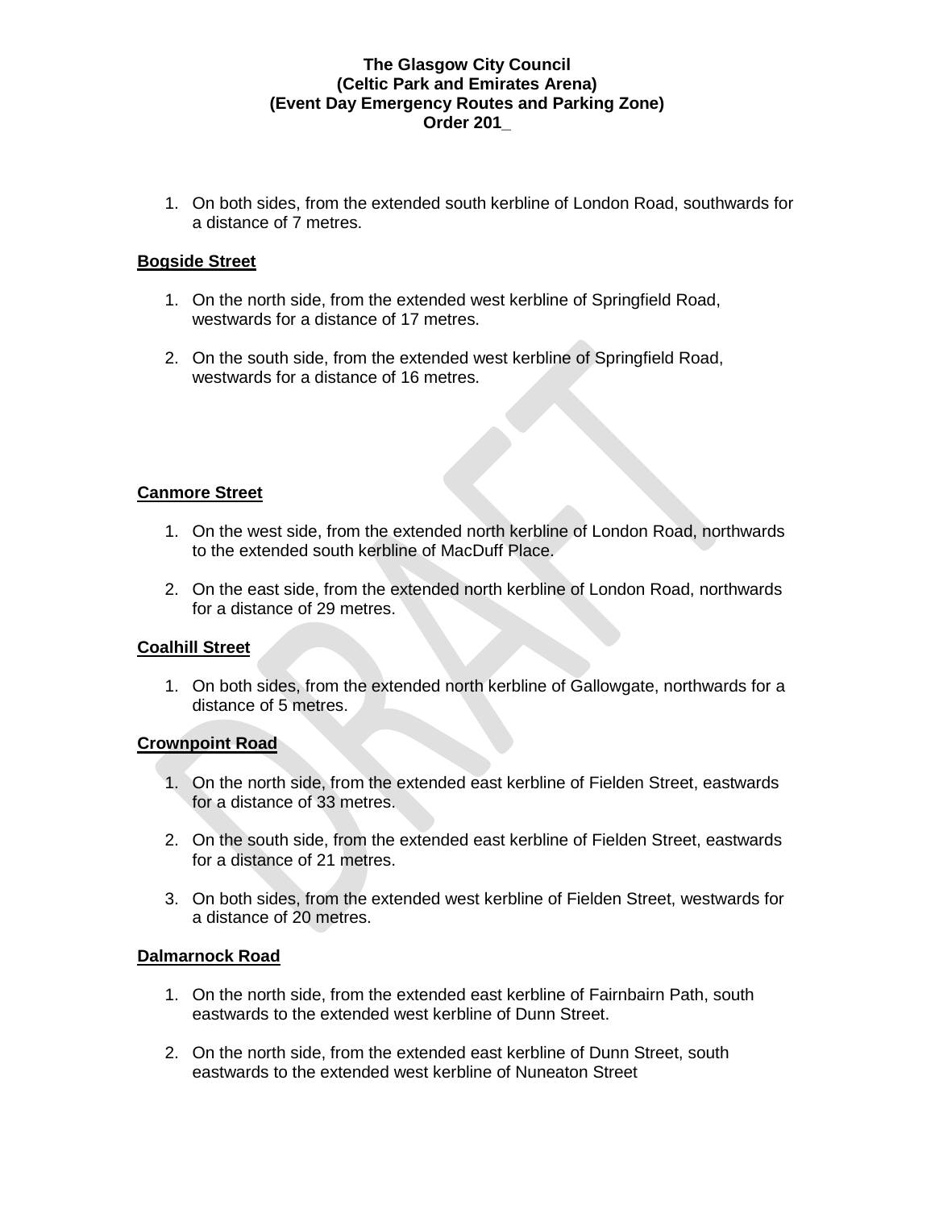**The Glasgow City Council**
**(Celtic Park and Emirates Arena)**
**(Event Day Emergency Routes and Parking Zone)**
**Order 201_**

1. On both sides, from the extended south kerbline of London Road, southwards for a distance of 7 metres.

**Bogside Street**

1. On the north side, from the extended west kerbline of Springfield Road, westwards for a distance of 17 metres.
2. On the south side, from the extended west kerbline of Springfield Road, westwards for a distance of 16 metres.

**Canmore Street**

1. On the west side, from the extended north kerbline of London Road, northwards to the extended south kerbline of MacDuff Place.
2. On the east side, from the extended north kerbline of London Road, northwards for a distance of 29 metres.

**Coalhill Street**

1. On both sides, from the extended north kerbline of Gallowgate, northwards for a distance of 5 metres.

**Crownpoint Road**

1. On the north side, from the extended east kerbline of Fielden Street, eastwards for a distance of 33 metres.
2. On the south side, from the extended east kerbline of Fielden Street, eastwards for a distance of 21 metres.
3. On both sides, from the extended west kerbline of Fielden Street, westwards for a distance of 20 metres.

**Dalmarnock Road**

1. On the north side, from the extended east kerbline of Fairnbairn Path, south eastwards to the extended west kerbline of Dunn Street.
2. On the north side, from the extended east kerbline of Dunn Street, south eastwards to the extended west kerbline of Nuneaton Street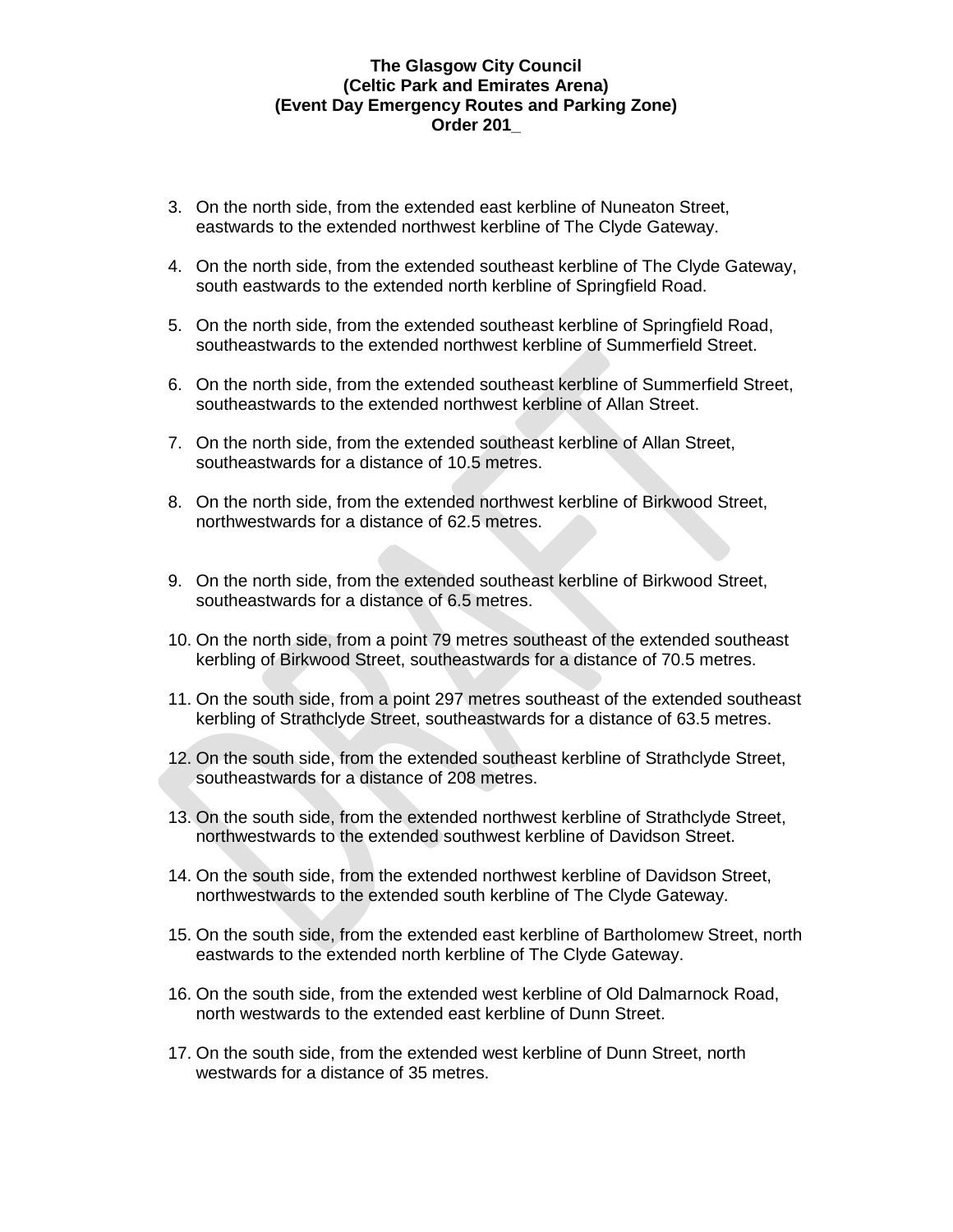**The Glasgow City Council**
**(Celtic Park and Emirates Arena)**
**(Event Day Emergency Routes and Parking Zone)**
**Order 201_**

3. On the north side, from the extended east kerbline of Nuneaton Street, eastwards to the extended northwest kerbline of The Clyde Gateway.

4. On the north side, from the extended southeast kerbline of The Clyde Gateway, south eastwards to the extended north kerbline of Springfield Road.

5. On the north side, from the extended southeast kerbline of Springfield Road, southeastwards to the extended northwest kerbline of Summerfield Street.

6. On the north side, from the extended southeast kerbline of Summerfield Street, southeastwards to the extended northwest kerbline of Allan Street.

7. On the north side, from the extended southeast kerbline of Allan Street, southeastwards for a distance of 10.5 metres.

8. On the north side, from the extended northwest kerbline of Birkwood Street, northwestwards for a distance of 62.5 metres.

9. On the north side, from the extended southeast kerbline of Birkwood Street, southeastwards for a distance of 6.5 metres.

10. On the north side, from a point 79 metres southeast of the extended southeast kerbling of Birkwood Street, southeastwards for a distance of 70.5 metres.

11. On the south side, from a point 297 metres southeast of the extended southeast kerbling of Strathclyde Street, southeastwards for a distance of 63.5 metres.

12. On the south side, from the extended southeast kerbline of Strathclyde Street, southeastwards for a distance of 208 metres.

13. On the south side, from the extended northwest kerbline of Strathclyde Street, northwestwards to the extended southwest kerbline of Davidson Street.

14. On the south side, from the extended northwest kerbline of Davidson Street, northwestwards to the extended south kerbline of The Clyde Gateway.

15. On the south side, from the extended east kerbline of Bartholomew Street, north eastwards to the extended north kerbline of The Clyde Gateway.

16. On the south side, from the extended west kerbline of Old Dalmarnock Road, north westwards to the extended east kerbline of Dunn Street.

17. On the south side, from the extended west kerbline of Dunn Street, north westwards for a distance of 35 metres.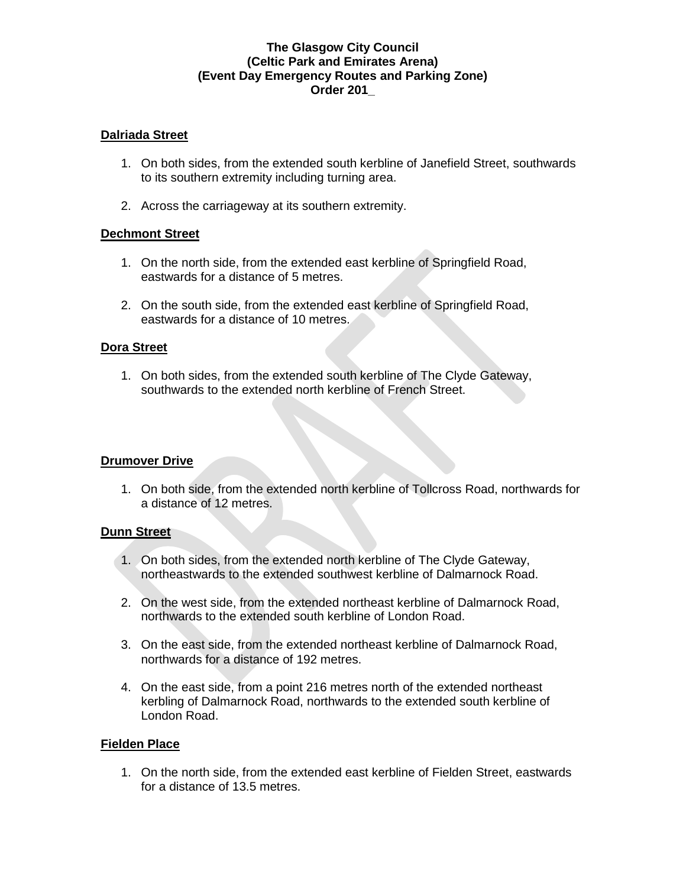**The Glasgow City Council**
**(Celtic Park and Emirates Arena)**
**(Event Day Emergency Routes and Parking Zone)**
**Order 201_**

**Dalriada Street**

1. On both sides, from the extended south kerbline of Janefield Street, southwards to its southern extremity including turning area.

2. Across the carriageway at its southern extremity.

**Dechmont Street**

1. On the north side, from the extended east kerbline of Springfield Road, eastwards for a distance of 5 metres.

2. On the south side, from the extended east kerbline of Springfield Road, eastwards for a distance of 10 metres.

**Dora Street**

1. On both sides, from the extended south kerbline of The Clyde Gateway, southwards to the extended north kerbline of French Street.

**Drumover Drive**

1. On both side, from the extended north kerbline of Tollcross Road, northwards for a distance of 12 metres.

**Dunn Street**

1. On both sides, from the extended north kerbline of The Clyde Gateway, northeastwards to the extended southwest kerbline of Dalmarnock Road.

2. On the west side, from the extended northeast kerbline of Dalmarnock Road, northwards to the extended south kerbline of London Road.

3. On the east side, from the extended northeast kerbline of Dalmarnock Road, northwards for a distance of 192 metres.

4. On the east side, from a point 216 metres north of the extended northeast kerbling of Dalmarnock Road, northwards to the extended south kerbline of London Road.

**Fielden Place**

1. On the north side, from the extended east kerbline of Fielden Street, eastwards for a distance of 13.5 metres.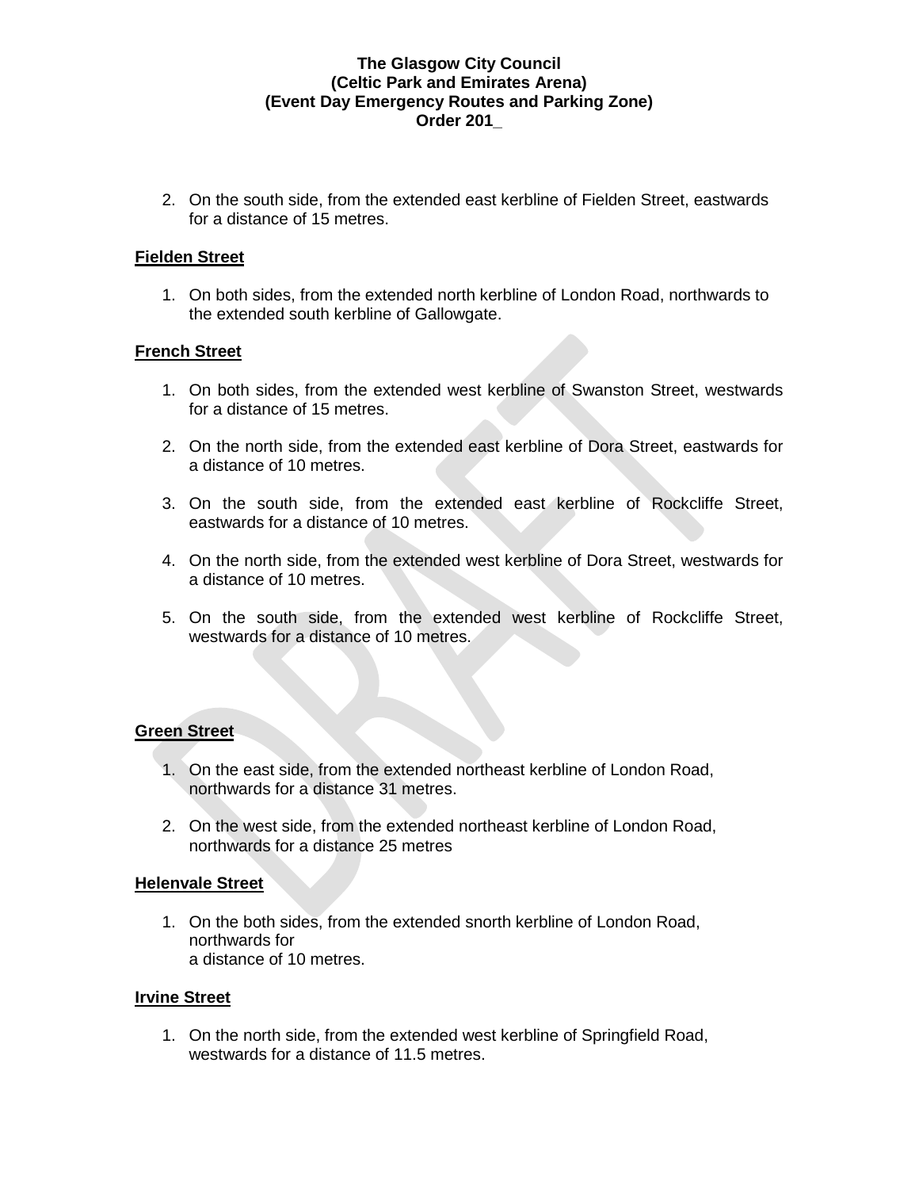2. On the south side, from the extended east kerbline of Fielden Street, eastwards for a distance of 15 metres.

**Fielden Street**

1. On both sides, from the extended north kerbline of London Road, northwards to the extended south kerbline of Gallowgate.

**French Street**

1. On both sides, from the extended west kerbline of Swanston Street, westwards for a distance of 15 metres.

2. On the north side, from the extended east kerbline of Dora Street, eastwards for a distance of 10 metres.

3. On the south side, from the extended east kerbline of Rockcliffe Street, eastwards for a distance of 10 metres.

4. On the north side, from the extended west kerbline of Dora Street, westwards for a distance of 10 metres.

5. On the south side, from the extended west kerbline of Rockcliffe Street, westwards for a distance of 10 metres.

**Green Street**

1. On the east side, from the extended northeast kerbline of London Road, northwards for a distance 31 metres.

2. On the west side, from the extended northeast kerbline of London Road, northwards for a distance 25 metres

**Helenvale Street**

1. On the both sides, from the extended snorth kerbline of London Road, northwards for a distance of 10 metres.

**Irvine Street**

1. On the north side, from the extended west kerbline of Springfield Road, westwards for a distance of 11.5 metres.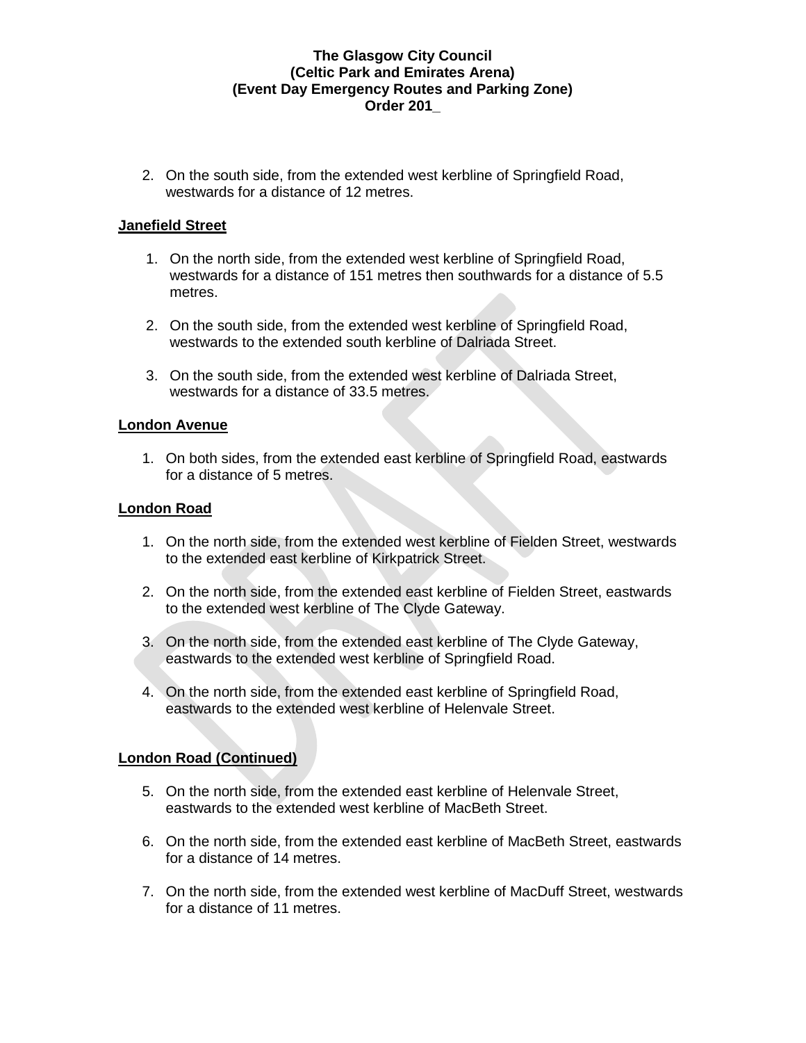2. On the south side, from the extended west kerbline of Springfield Road, westwards for a distance of 12 metres.

**Janefield Street**

1. On the north side, from the extended west kerbline of Springfield Road, westwards for a distance of 151 metres then southwards for a distance of 5.5 metres.

2. On the south side, from the extended west kerbline of Springfield Road, westwards to the extended south kerbline of Dalriada Street.

3. On the south side, from the extended west kerbline of Dalriada Street, westwards for a distance of 33.5 metres.

**London Avenue**

1. On both sides, from the extended east kerbline of Springfield Road, eastwards for a distance of 5 metres.

**London Road**

1. On the north side, from the extended west kerbline of Fielden Street, westwards to the extended east kerbline of Kirkpatrick Street.

2. On the north side, from the extended east kerbline of Fielden Street, eastwards to the extended west kerbline of The Clyde Gateway.

3. On the north side, from the extended east kerbline of The Clyde Gateway, eastwards to the extended west kerbline of Springfield Road.

4. On the north side, from the extended east kerbline of Springfield Road, eastwards to the extended west kerbline of Helenvale Street.

**London Road (Continued)**

5. On the north side, from the extended east kerbline of Helenvale Street, eastwards to the extended west kerbline of MacBeth Street.

6. On the north side, from the extended east kerbline of MacBeth Street, eastwards for a distance of 14 metres.

7. On the north side, from the extended west kerbline of MacDuff Street, westwards for a distance of 11 metres.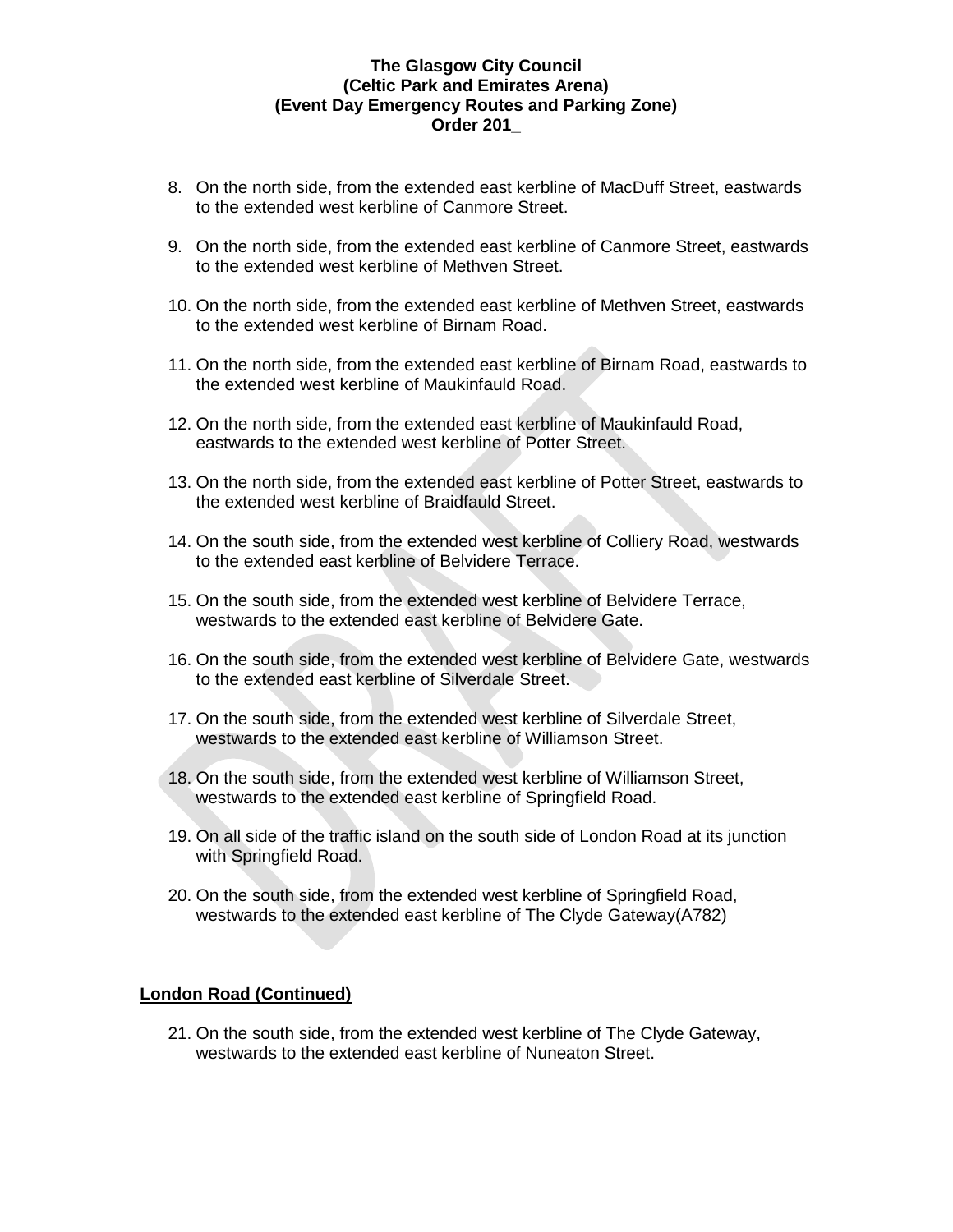8. On the north side, from the extended east kerbline of MacDuff Street, eastwards to the extended west kerbline of Canmore Street.
9. On the north side, from the extended east kerbline of Canmore Street, eastwards to the extended west kerbline of Methven Street.
10. On the north side, from the extended east kerbline of Methven Street, eastwards to the extended west kerbline of Birnam Road.
11. On the north side, from the extended east kerbline of Birnam Road, eastwards to the extended west kerbline of Maukinfauld Road.
12. On the north side, from the extended east kerbline of Maukinfauld Road, eastwards to the extended west kerbline of Potter Street.
13. On the north side, from the extended east kerbline of Potter Street, eastwards to the extended west kerbline of Braidfauld Street.
14. On the south side, from the extended west kerbline of Colliery Road, westwards to the extended east kerbline of Belvidere Terrace.
15. On the south side, from the extended west kerbline of Belvidere Terrace, westwards to the extended east kerbline of Belvidere Gate.
16. On the south side, from the extended west kerbline of Belvidere Gate, westwards to the extended east kerbline of Silverdale Street.
17. On the south side, from the extended west kerbline of Silverdale Street, westwards to the extended east kerbline of Williamson Street.
18. On the south side, from the extended west kerbline of Williamson Street, westwards to the extended east kerbline of Springfield Road.
19. On all side of the traffic island on the south side of London Road at its junction with Springfield Road.
20. On the south side, from the extended west kerbline of Springfield Road, westwards to the extended east kerbline of The Clyde Gateway(A782)

**London Road (Continued)**

21. On the south side, from the extended west kerbline of The Clyde Gateway, westwards to the extended east kerbline of Nuneaton Street.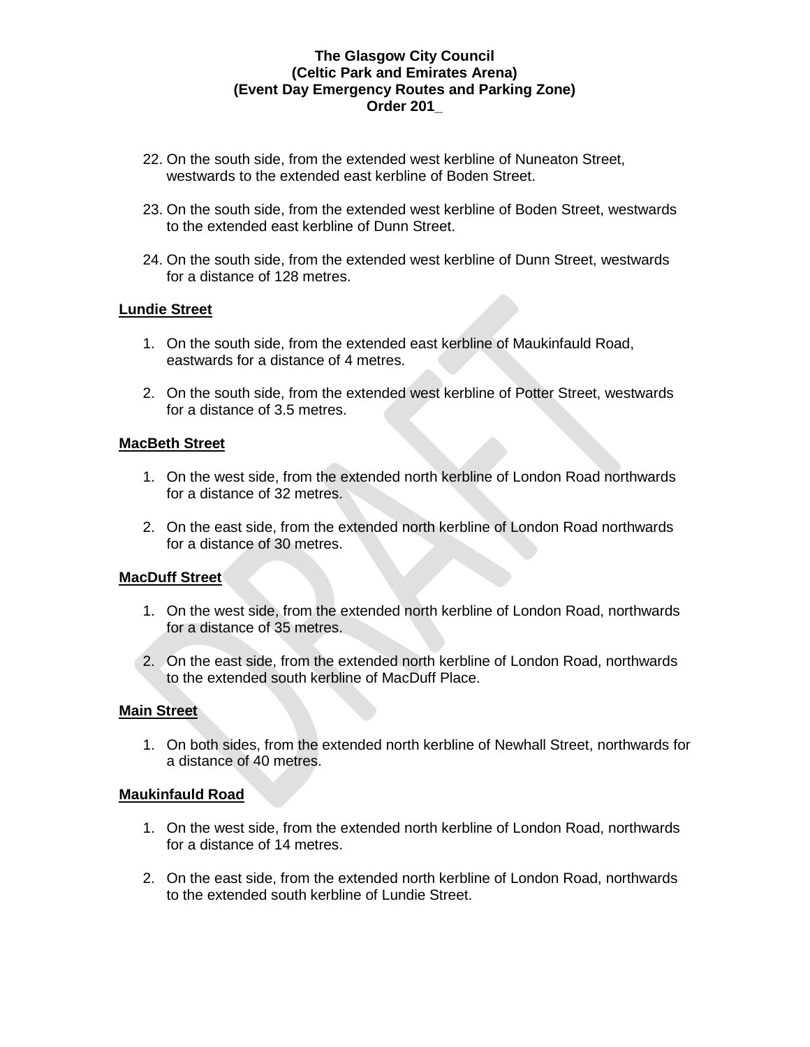22. On the south side, from the extended west kerbline of Nuneaton Street, westwards to the extended east kerbline of Boden Street.

23. On the south side, from the extended west kerbline of Boden Street, westwards to the extended east kerbline of Dunn Street.

24. On the south side, from the extended west kerbline of Dunn Street, westwards for a distance of 128 metres.

**Lundie Street**

1. On the south side, from the extended east kerbline of Maukinfauld Road, eastwards for a distance of 4 metres.

2. On the south side, from the extended west kerbline of Potter Street, westwards for a distance of 3.5 metres.

**MacBeth Street**

1. On the west side, from the extended north kerbline of London Road northwards for a distance of 32 metres.

2. On the east side, from the extended north kerbline of London Road northwards for a distance of 30 metres.

**MacDuff Street**

1. On the west side, from the extended north kerbline of London Road, northwards for a distance of 35 metres.

2. On the east side, from the extended north kerbline of London Road, northwards to the extended south kerbline of MacDuff Place.

**Main Street**

1. On both sides, from the extended north kerbline of Newhall Street, northwards for a distance of 40 metres.

**Maukinfauld Road**

1. On the west side, from the extended north kerbline of London Road, northwards for a distance of 14 metres.

2. On the east side, from the extended north kerbline of London Road, northwards to the extended south kerbline of Lundie Street.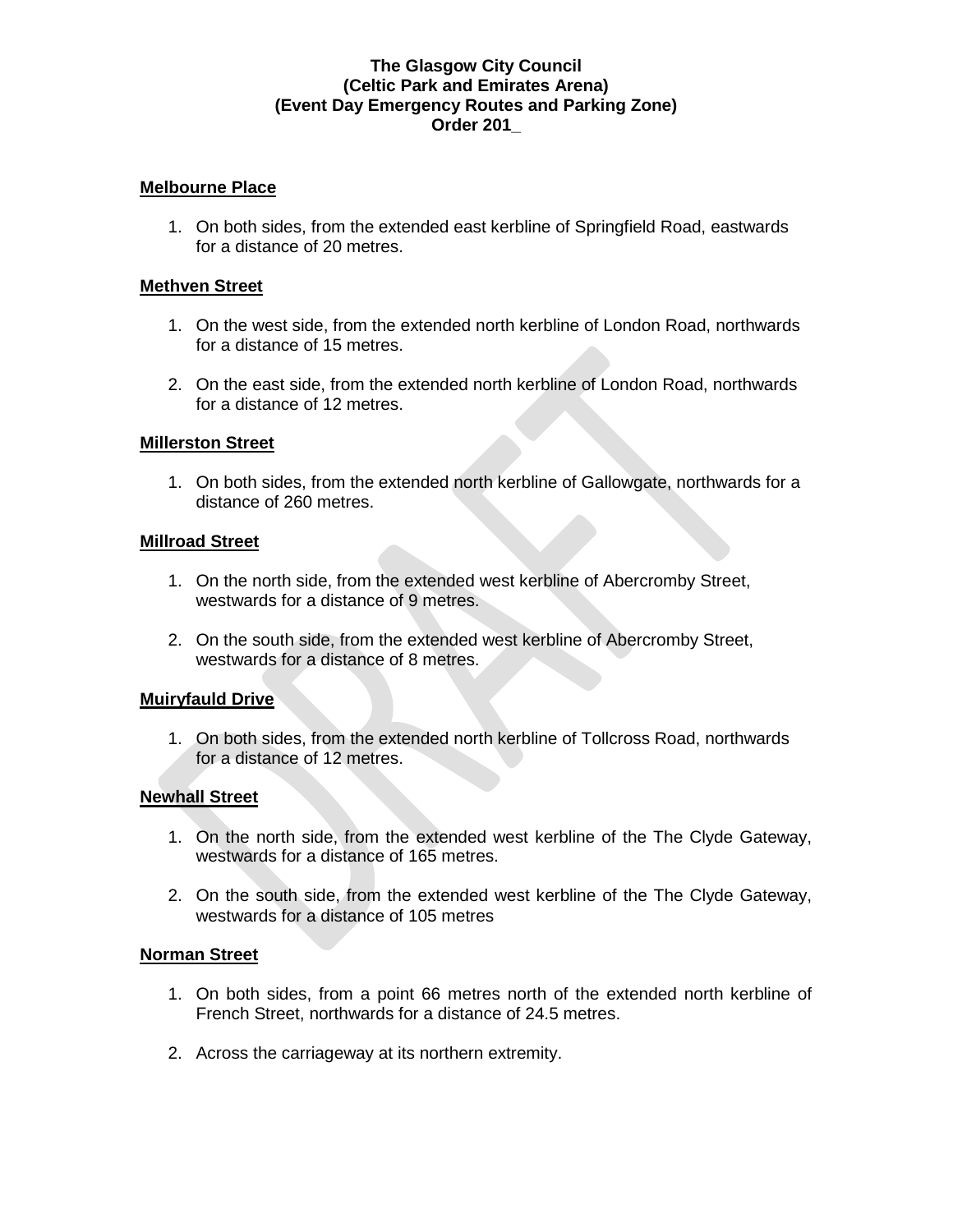**The Glasgow City Council**
**(Celtic Park and Emirates Arena)**
**(Event Day Emergency Routes and Parking Zone)**
**Order 201_**

**Melbourne Place**

1. On both sides, from the extended east kerbline of Springfield Road, eastwards for a distance of 20 metres.

**Methven Street**

1. On the west side, from the extended north kerbline of London Road, northwards for a distance of 15 metres.
2. On the east side, from the extended north kerbline of London Road, northwards for a distance of 12 metres.

**Millerston Street**

1. On both sides, from the extended north kerbline of Gallowgate, northwards for a distance of 260 metres.

**Millroad Street**

1. On the north side, from the extended west kerbline of Abercromby Street, westwards for a distance of 9 metres.
2. On the south side, from the extended west kerbline of Abercromby Street, westwards for a distance of 8 metres.

**Muiryfauld Drive**

1. On both sides, from the extended north kerbline of Tollcross Road, northwards for a distance of 12 metres.

**Newhall Street**

1. On the north side, from the extended west kerbline of the The Clyde Gateway, westwards for a distance of 165 metres.
2. On the south side, from the extended west kerbline of the The Clyde Gateway, westwards for a distance of 105 metres

**Norman Street**

1. On both sides, from a point 66 metres north of the extended north kerbline of French Street, northwards for a distance of 24.5 metres.
2. Across the carriageway at its northern extremity.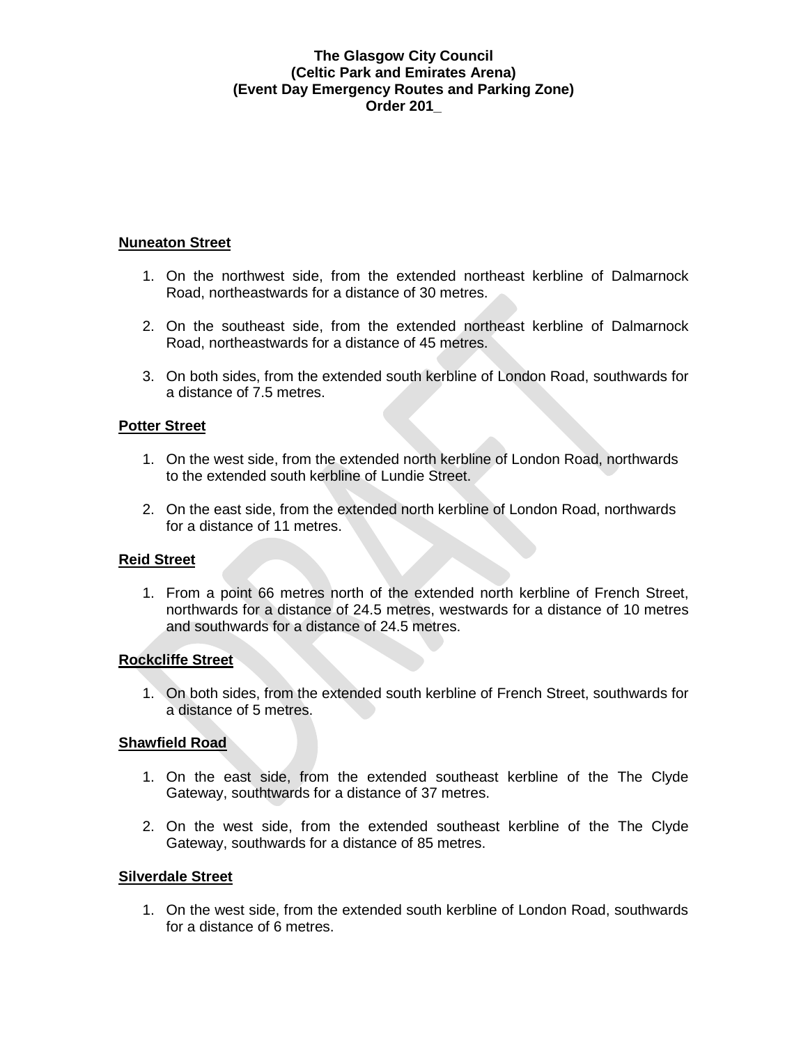**The Glasgow City Council**
**(Celtic Park and Emirates Arena)**
**(Event Day Emergency Routes and Parking Zone)**
**Order 201_**

**Nuneaton Street**

1. On the northwest side, from the extended northeast kerbline of Dalmarnock Road, northeastwards for a distance of 30 metres.

2. On the southeast side, from the extended northeast kerbline of Dalmarnock Road, northeastwards for a distance of 45 metres.

3. On both sides, from the extended south kerbline of London Road, southwards for a distance of 7.5 metres.

**Potter Street**

1. On the west side, from the extended north kerbline of London Road, northwards to the extended south kerbline of Lundie Street.

2. On the east side, from the extended north kerbline of London Road, northwards for a distance of 11 metres.

**Reid Street**

1. From a point 66 metres north of the extended north kerbline of French Street, northwards for a distance of 24.5 metres, westwards for a distance of 10 metres and southwards for a distance of 24.5 metres.

**Rockcliffe Street**

1. On both sides, from the extended south kerbline of French Street, southwards for a distance of 5 metres.

**Shawfield Road**

1. On the east side, from the extended southeast kerbline of the The Clyde Gateway, southtwards for a distance of 37 metres.

2. On the west side, from the extended southeast kerbline of the The Clyde Gateway, southwards for a distance of 85 metres.

**Silverdale Street**

1. On the west side, from the extended south kerbline of London Road, southwards for a distance of 6 metres.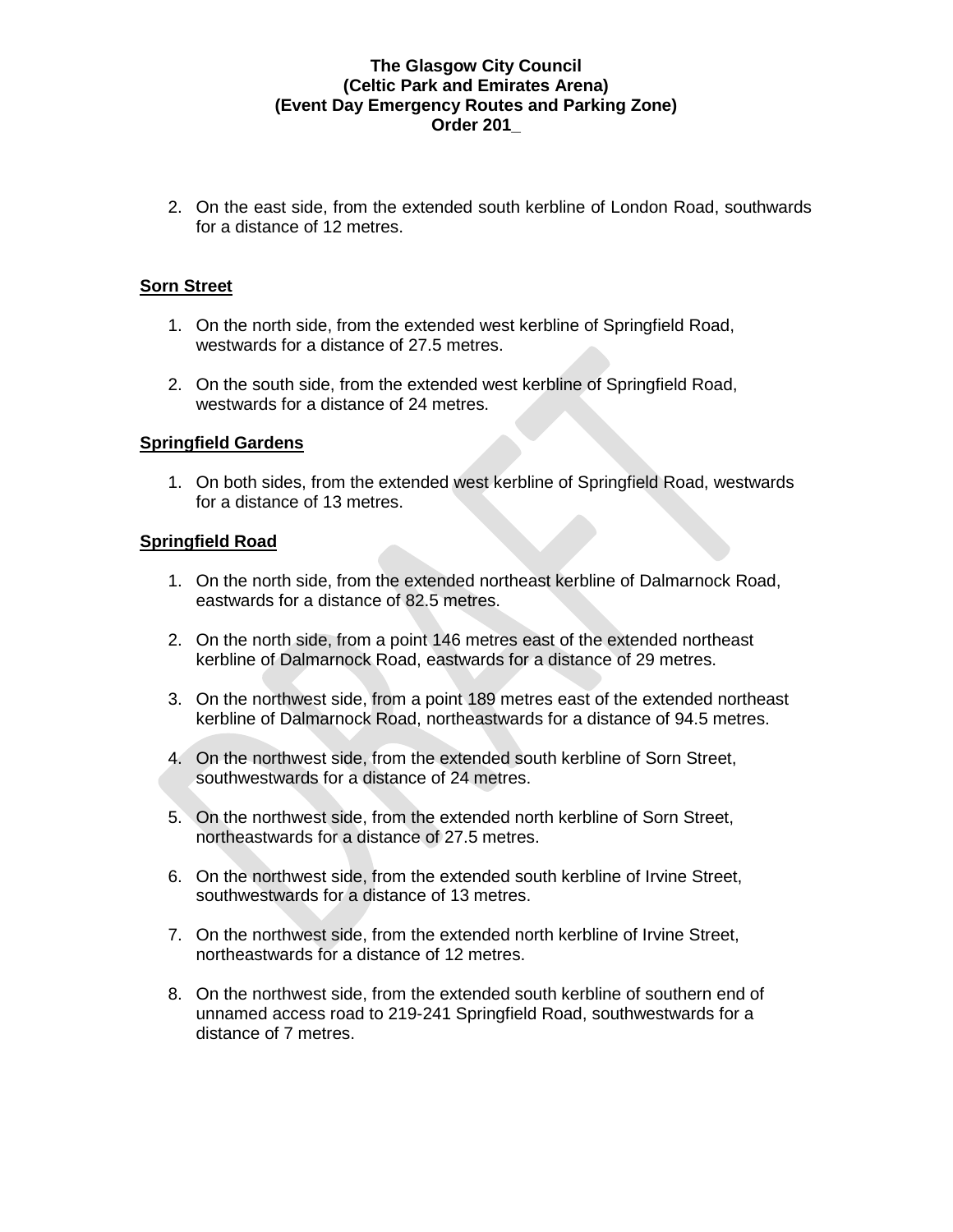2. On the east side, from the extended south kerbline of London Road, southwards for a distance of 12 metres.

**Sorn Street**

1. On the north side, from the extended west kerbline of Springfield Road, westwards for a distance of 27.5 metres.

2. On the south side, from the extended west kerbline of Springfield Road, westwards for a distance of 24 metres.

**Springfield Gardens**

1. On both sides, from the extended west kerbline of Springfield Road, westwards for a distance of 13 metres.

**Springfield Road**

1. On the north side, from the extended northeast kerbline of Dalmarnock Road, eastwards for a distance of 82.5 metres.

2. On the north side, from a point 146 metres east of the extended northeast kerbline of Dalmarnock Road, eastwards for a distance of 29 metres.

3. On the northwest side, from a point 189 metres east of the extended northeast kerbline of Dalmarnock Road, northeastwards for a distance of 94.5 metres.

4. On the northwest side, from the extended south kerbline of Sorn Street, southwestwards for a distance of 24 metres.

5. On the northwest side, from the extended north kerbline of Sorn Street, northeastwards for a distance of 27.5 metres.

6. On the northwest side, from the extended south kerbline of Irvine Street, southwestwards for a distance of 13 metres.

7. On the northwest side, from the extended north kerbline of Irvine Street, northeastwards for a distance of 12 metres.

8. On the northwest side, from the extended south kerbline of southern end of unnamed access road to 219-241 Springfield Road, southwestwards for a distance of 7 metres.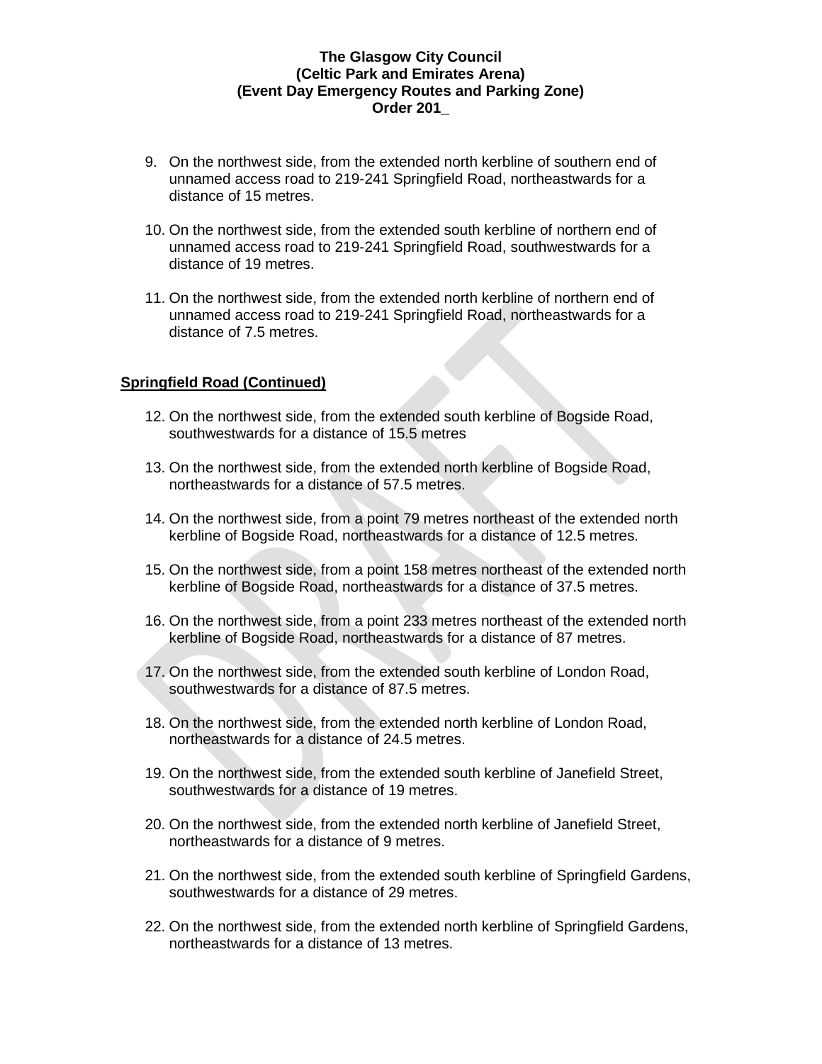9. On the northwest side, from the extended north kerbline of southern end of unnamed access road to 219-241 Springfield Road, northeastwards for a distance of 15 metres.

10. On the northwest side, from the extended south kerbline of northern end of unnamed access road to 219-241 Springfield Road, southwestwards for a distance of 19 metres.

11. On the northwest side, from the extended north kerbline of northern end of unnamed access road to 219-241 Springfield Road, northeastwards for a distance of 7.5 metres.

**Springfield Road (Continued)**

12. On the northwest side, from the extended south kerbline of Bogside Road, southwestwards for a distance of 15.5 metres

13. On the northwest side, from the extended north kerbline of Bogside Road, northeastwards for a distance of 57.5 metres.

14. On the northwest side, from a point 79 metres northeast of the extended north kerbline of Bogside Road, northeastwards for a distance of 12.5 metres.

15. On the northwest side, from a point 158 metres northeast of the extended north kerbline of Bogside Road, northeastwards for a distance of 37.5 metres.

16. On the northwest side, from a point 233 metres northeast of the extended north kerbline of Bogside Road, northeastwards for a distance of 87 metres.

17. On the northwest side, from the extended south kerbline of London Road, southwestwards for a distance of 87.5 metres.

18. On the northwest side, from the extended north kerbline of London Road, northeastwards for a distance of 24.5 metres.

19. On the northwest side, from the extended south kerbline of Janefield Street, southwestwards for a distance of 19 metres.

20. On the northwest side, from the extended north kerbline of Janefield Street, northeastwards for a distance of 9 metres.

21. On the northwest side, from the extended south kerbline of Springfield Gardens, southwestwards for a distance of 29 metres.

22. On the northwest side, from the extended north kerbline of Springfield Gardens, northeastwards for a distance of 13 metres.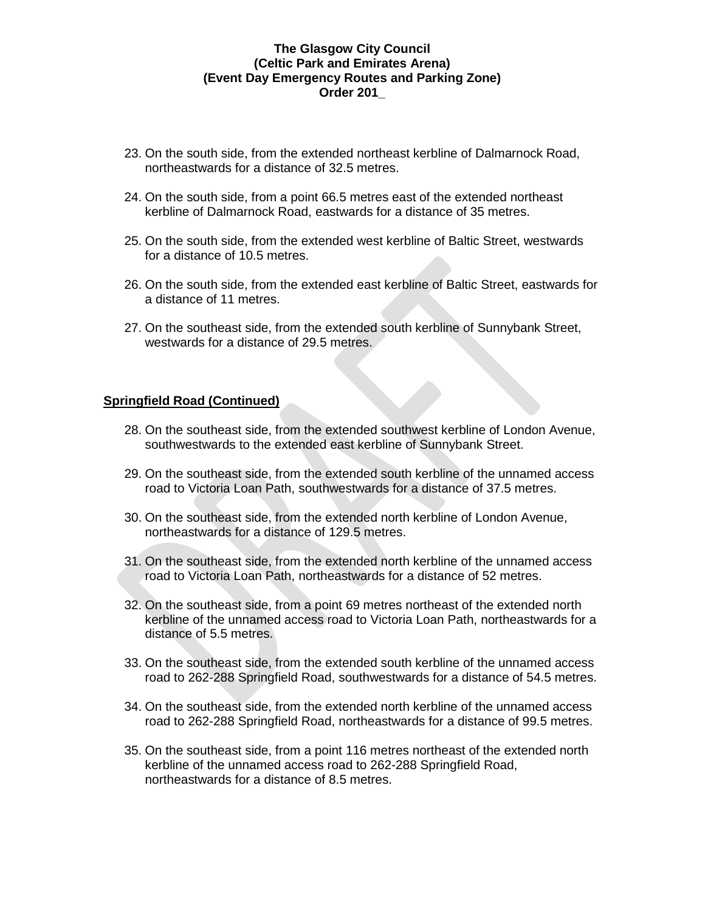23. On the south side, from the extended northeast kerbline of Dalmarnock Road, northeastwards for a distance of 32.5 metres.

24. On the south side, from a point 66.5 metres east of the extended northeast kerbline of Dalmarnock Road, eastwards for a distance of 35 metres.

25. On the south side, from the extended west kerbline of Baltic Street, westwards for a distance of 10.5 metres.

26. On the south side, from the extended east kerbline of Baltic Street, eastwards for a distance of 11 metres.

27. On the southeast side, from the extended south kerbline of Sunnybank Street, westwards for a distance of 29.5 metres.

**<u>Springfield Road (Continued)</u>**

28. On the southeast side, from the extended southwest kerbline of London Avenue, southwestwards to the extended east kerbline of Sunnybank Street.

29. On the southeast side, from the extended south kerbline of the unnamed access road to Victoria Loan Path, southwestwards for a distance of 37.5 metres.

30. On the southeast side, from the extended north kerbline of London Avenue, northeastwards for a distance of 129.5 metres.

31. On the southeast side, from the extended north kerbline of the unnamed access road to Victoria Loan Path, northeastwards for a distance of 52 metres.

32. On the southeast side, from a point 69 metres northeast of the extended north kerbline of the unnamed access road to Victoria Loan Path, northeastwards for a distance of 5.5 metres.

33. On the southeast side, from the extended south kerbline of the unnamed access road to 262-288 Springfield Road, southwestwards for a distance of 54.5 metres.

34. On the southeast side, from the extended north kerbline of the unnamed access road to 262-288 Springfield Road, northeastwards for a distance of 99.5 metres.

35. On the southeast side, from a point 116 metres northeast of the extended north kerbline of the unnamed access road to 262-288 Springfield Road, northeastwards for a distance of 8.5 metres.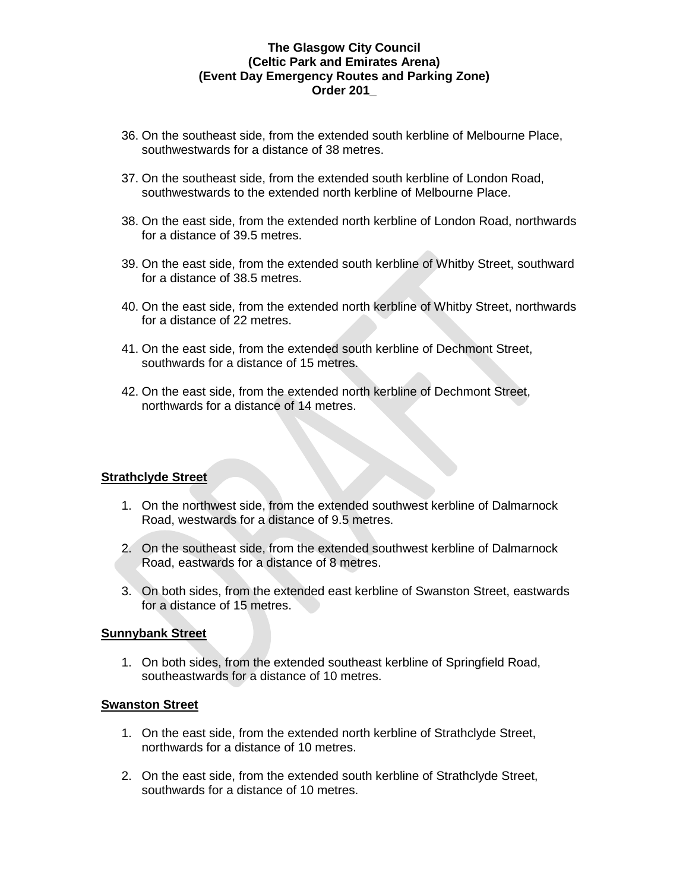36. On the southeast side, from the extended south kerbline of Melbourne Place, southwestwards for a distance of 38 metres.

37. On the southeast side, from the extended south kerbline of London Road, southwestwards to the extended north kerbline of Melbourne Place.

38. On the east side, from the extended north kerbline of London Road, northwards for a distance of 39.5 metres.

39. On the east side, from the extended south kerbline of Whitby Street, southward for a distance of 38.5 metres.

40. On the east side, from the extended north kerbline of Whitby Street, northwards for a distance of 22 metres.

41. On the east side, from the extended south kerbline of Dechmont Street, southwards for a distance of 15 metres.

42. On the east side, from the extended north kerbline of Dechmont Street, northwards for a distance of 14 metres.

**Strathclyde Street**

1. On the northwest side, from the extended southwest kerbline of Dalmarnock Road, westwards for a distance of 9.5 metres.

2. On the southeast side, from the extended southwest kerbline of Dalmarnock Road, eastwards for a distance of 8 metres.

3. On both sides, from the extended east kerbline of Swanston Street, eastwards for a distance of 15 metres.

**Sunnybank Street**

1. On both sides, from the extended southeast kerbline of Springfield Road, southeastwards for a distance of 10 metres.

**Swanston Street**

1. On the east side, from the extended north kerbline of Strathclyde Street, northwards for a distance of 10 metres.

2. On the east side, from the extended south kerbline of Strathclyde Street, southwards for a distance of 10 metres.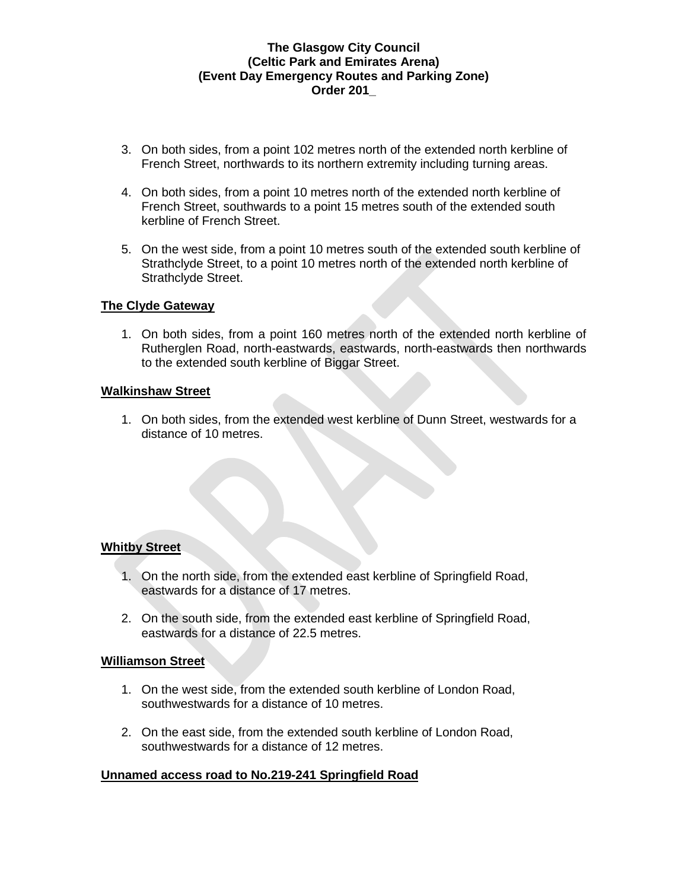3. On both sides, from a point 102 metres north of the extended north kerbline of French Street, northwards to its northern extremity including turning areas.

4. On both sides, from a point 10 metres north of the extended north kerbline of French Street, southwards to a point 15 metres south of the extended south kerbline of French Street.

5. On the west side, from a point 10 metres south of the extended south kerbline of Strathclyde Street, to a point 10 metres north of the extended north kerbline of Strathclyde Street.

**The Clyde Gateway**

1. On both sides, from a point 160 metres north of the extended north kerbline of Rutherglen Road, north-eastwards, eastwards, north-eastwards then northwards to the extended south kerbline of Biggar Street.

**Walkinshaw Street**

1. On both sides, from the extended west kerbline of Dunn Street, westwards for a distance of 10 metres.

**Whitby Street**

1. On the north side, from the extended east kerbline of Springfield Road, eastwards for a distance of 17 metres.

2. On the south side, from the extended east kerbline of Springfield Road, eastwards for a distance of 22.5 metres.

**Williamson Street**

1. On the west side, from the extended south kerbline of London Road, southwestwards for a distance of 10 metres.

2. On the east side, from the extended south kerbline of London Road, southwestwards for a distance of 12 metres.

**Unnamed access road to No.219-241 Springfield Road**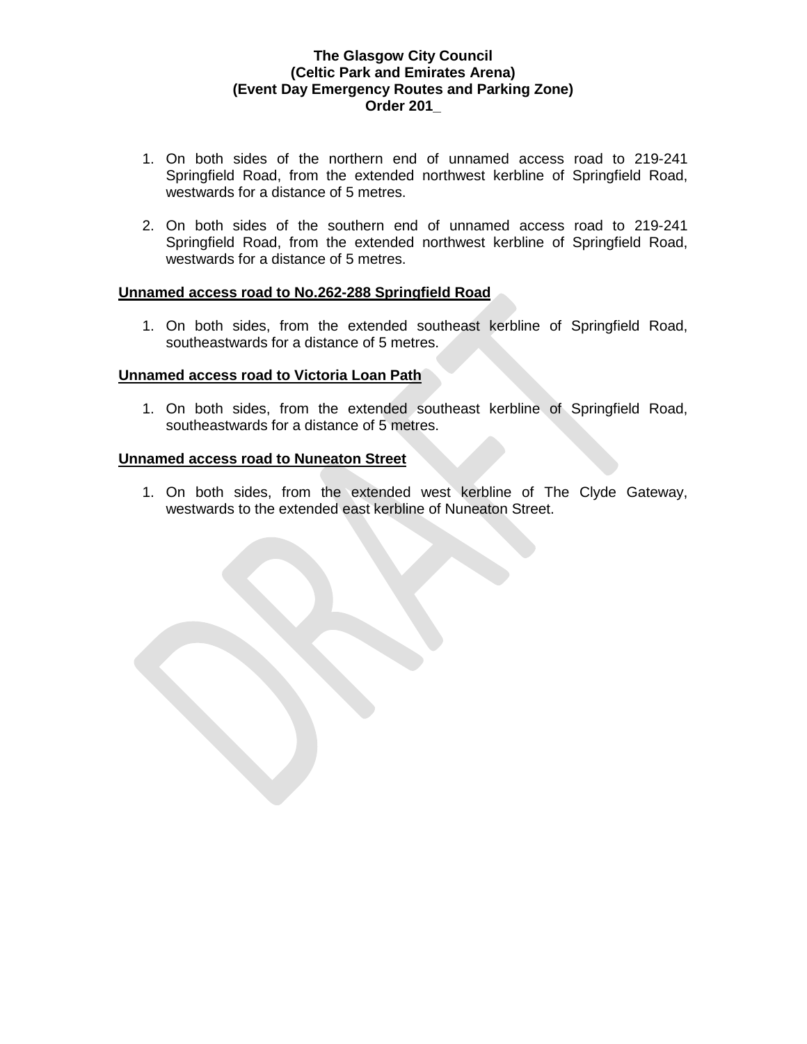**The Glasgow City Council**
**(Celtic Park and Emirates Arena)**
**(Event Day Emergency Routes and Parking Zone)**
**Order 201_**

1. On both sides of the northern end of unnamed access road to 219-241 Springfield Road, from the extended northwest kerbline of Springfield Road, westwards for a distance of 5 metres.

2. On both sides of the southern end of unnamed access road to 219-241 Springfield Road, from the extended northwest kerbline of Springfield Road, westwards for a distance of 5 metres.

**Unnamed access road to No.262-288 Springfield Road**

1. On both sides, from the extended southeast kerbline of Springfield Road, southeastwards for a distance of 5 metres.

**Unnamed access road to Victoria Loan Path**

1. On both sides, from the extended southeast kerbline of Springfield Road, southeastwards for a distance of 5 metres.

**Unnamed access road to Nuneaton Street**

1. On both sides, from the extended west kerbline of The Clyde Gateway, westwards to the extended east kerbline of Nuneaton Street.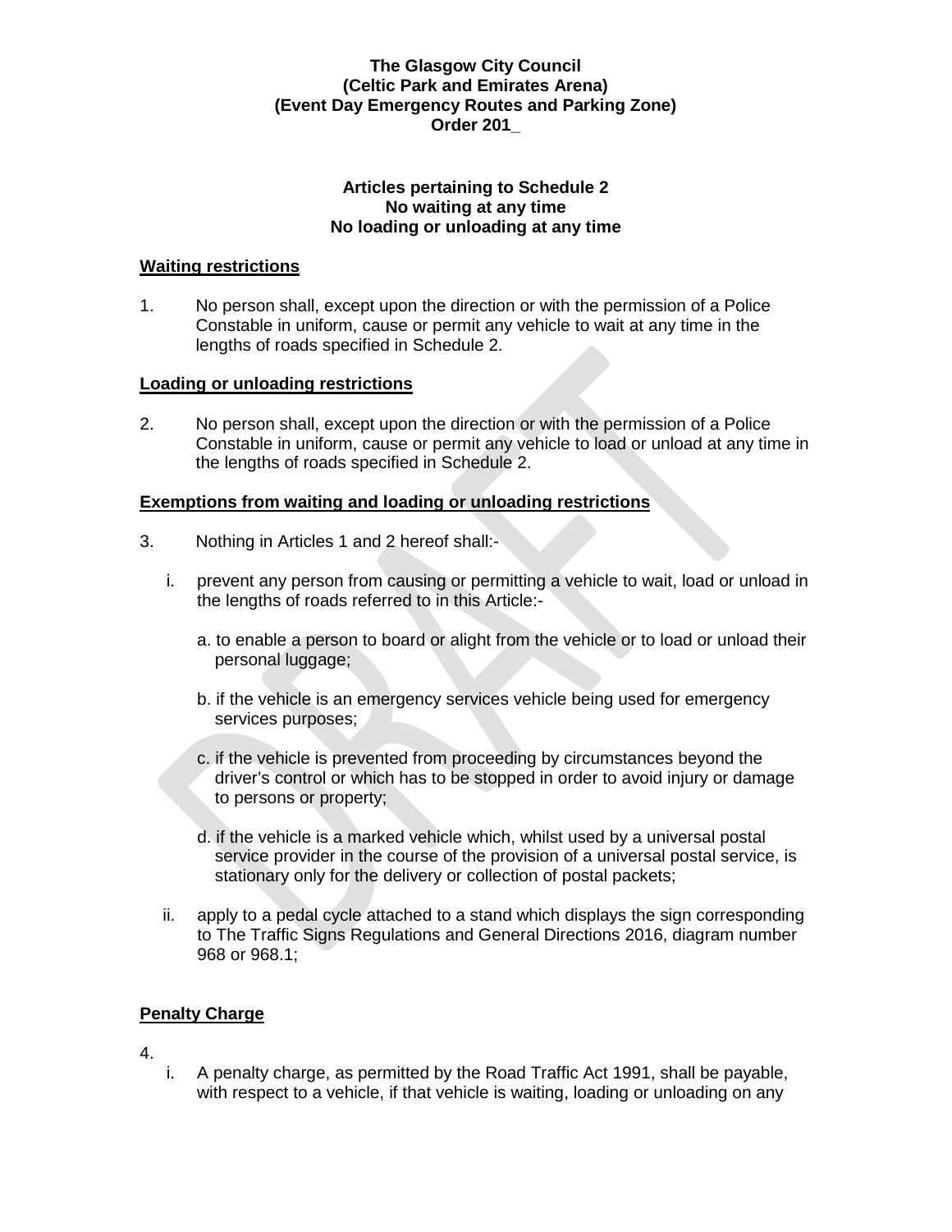**The Glasgow City Council**
**(Celtic Park and Emirates Arena)**
**(Event Day Emergency Routes and Parking Zone)**
**Order 201_**

**Articles pertaining to Schedule 2**
**No waiting at any time**
**No loading or unloading at any time**

**Waiting restrictions**

1. No person shall, except upon the direction or with the permission of a Police Constable in uniform, cause or permit any vehicle to wait at any time in the lengths of roads specified in Schedule 2.

**Loading or unloading restrictions**

2. No person shall, except upon the direction or with the permission of a Police Constable in uniform, cause or permit any vehicle to load or unload at any time in the lengths of roads specified in Schedule 2.

**Exemptions from waiting and loading or unloading restrictions**

3. Nothing in Articles 1 and 2 hereof shall:-

   i. prevent any person from causing or permitting a vehicle to wait, load or unload in the lengths of roads referred to in this Article:-

      a. to enable a person to board or alight from the vehicle or to load or unload their personal luggage;

      b. if the vehicle is an emergency services vehicle being used for emergency services purposes;

      c. if the vehicle is prevented from proceeding by circumstances beyond the driver's control or which has to be stopped in order to avoid injury or damage to persons or property;

      d. if the vehicle is a marked vehicle which, whilst used by a universal postal service provider in the course of the provision of a universal postal service, is stationary only for the delivery or collection of postal packets;

   ii. apply to a pedal cycle attached to a stand which displays the sign corresponding to The Traffic Signs Regulations and General Directions 2016, diagram number 968 or 968.1;

**Penalty Charge**

4.

   i. A penalty charge, as permitted by the Road Traffic Act 1991, shall be payable, with respect to a vehicle, if that vehicle is waiting, loading or unloading on any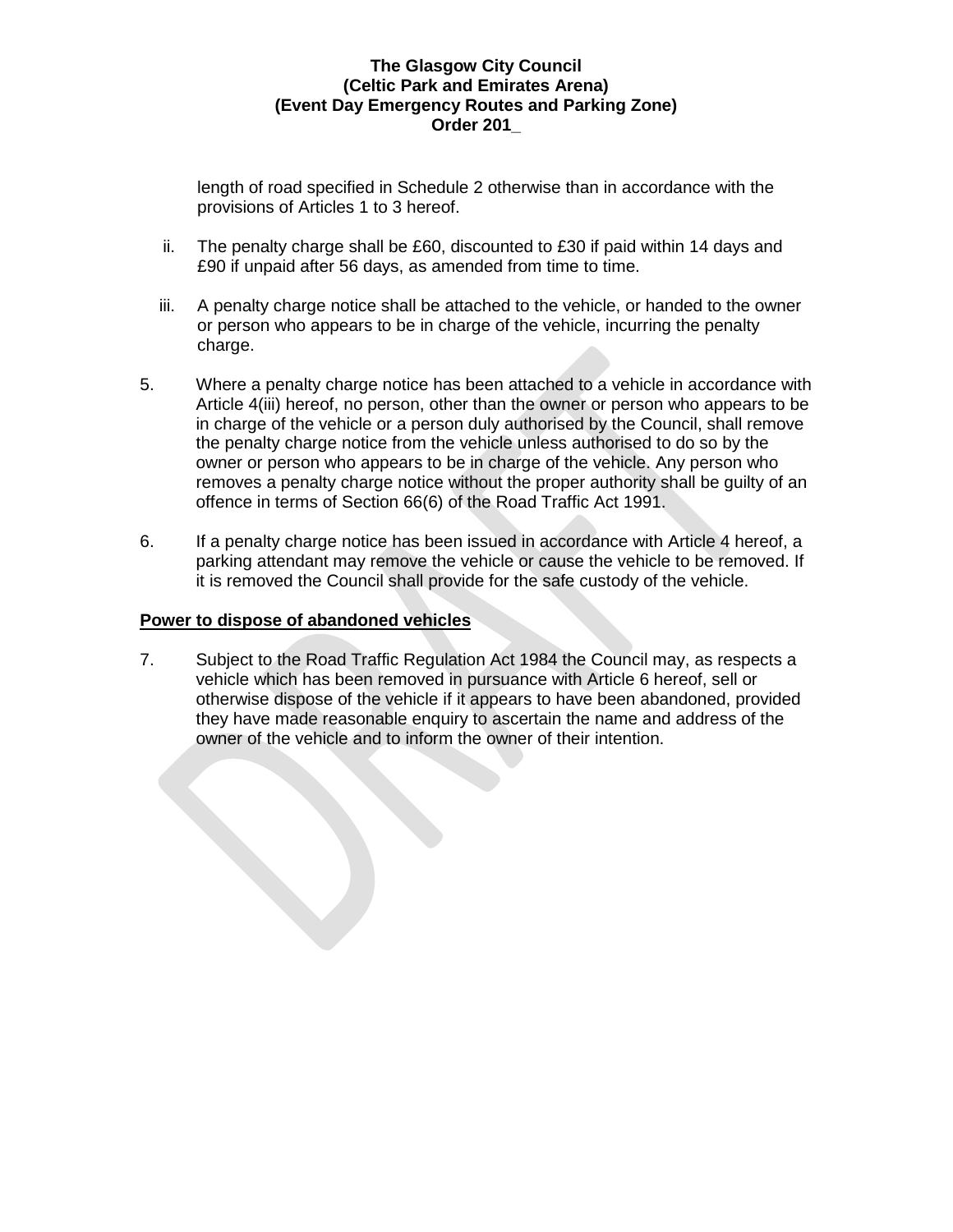length of road specified in Schedule 2 otherwise than in accordance with the provisions of Articles 1 to 3 hereof.

ii. The penalty charge shall be £60, discounted to £30 if paid within 14 days and £90 if unpaid after 56 days, as amended from time to time.

iii. A penalty charge notice shall be attached to the vehicle, or handed to the owner or person who appears to be in charge of the vehicle, incurring the penalty charge.

5. Where a penalty charge notice has been attached to a vehicle in accordance with Article 4(iii) hereof, no person, other than the owner or person who appears to be in charge of the vehicle or a person duly authorised by the Council, shall remove the penalty charge notice from the vehicle unless authorised to do so by the owner or person who appears to be in charge of the vehicle. Any person who removes a penalty charge notice without the proper authority shall be guilty of an offence in terms of Section 66(6) of the Road Traffic Act 1991.

6. If a penalty charge notice has been issued in accordance with Article 4 hereof, a parking attendant may remove the vehicle or cause the vehicle to be removed. If it is removed the Council shall provide for the safe custody of the vehicle.

**Power to dispose of abandoned vehicles**

7. Subject to the Road Traffic Regulation Act 1984 the Council may, as respects a vehicle which has been removed in pursuance with Article 6 hereof, sell or otherwise dispose of the vehicle if it appears to have been abandoned, provided they have made reasonable enquiry to ascertain the name and address of the owner of the vehicle and to inform the owner of their intention.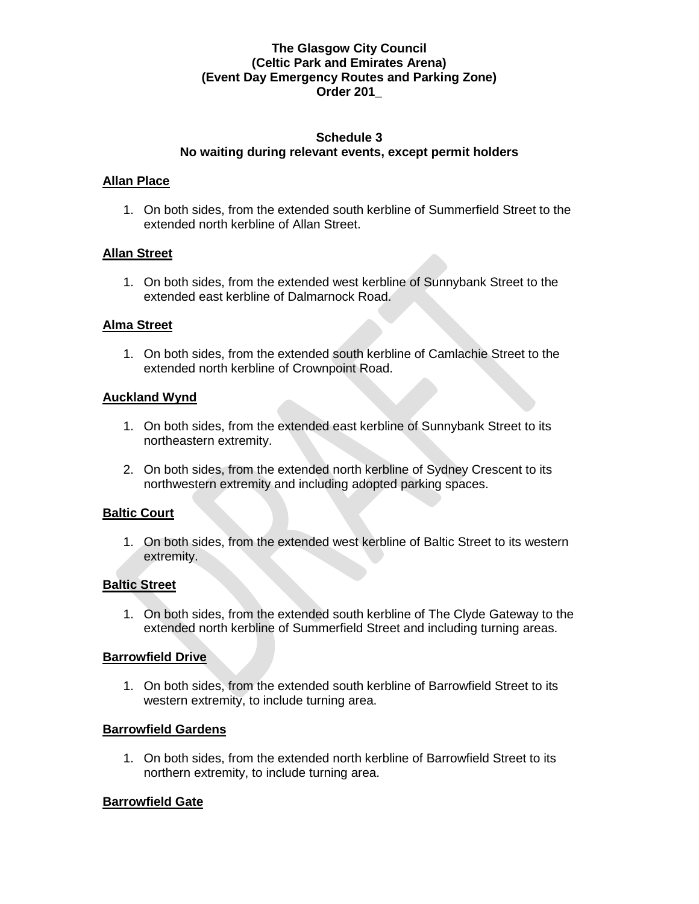**The Glasgow City Council**
**(Celtic Park and Emirates Arena)**
**(Event Day Emergency Routes and Parking Zone)**
**Order 201_**

**Schedule 3**
**No waiting during relevant events, except permit holders**

**Allan Place**

1. On both sides, from the extended south kerbline of Summerfield Street to the extended north kerbline of Allan Street.

**Allan Street**

1. On both sides, from the extended west kerbline of Sunnybank Street to the extended east kerbline of Dalmarnock Road.

**Alma Street**

1. On both sides, from the extended south kerbline of Camlachie Street to the extended north kerbline of Crownpoint Road.

**Auckland Wynd**

1. On both sides, from the extended east kerbline of Sunnybank Street to its northeastern extremity.
2. On both sides, from the extended north kerbline of Sydney Crescent to its northwestern extremity and including adopted parking spaces.

**Baltic Court**

1. On both sides, from the extended west kerbline of Baltic Street to its western extremity.

**Baltic Street**

1. On both sides, from the extended south kerbline of The Clyde Gateway to the extended north kerbline of Summerfield Street and including turning areas.

**Barrowfield Drive**

1. On both sides, from the extended south kerbline of Barrowfield Street to its western extremity, to include turning area.

**Barrowfield Gardens**

1. On both sides, from the extended north kerbline of Barrowfield Street to its northern extremity, to include turning area.

**Barrowfield Gate**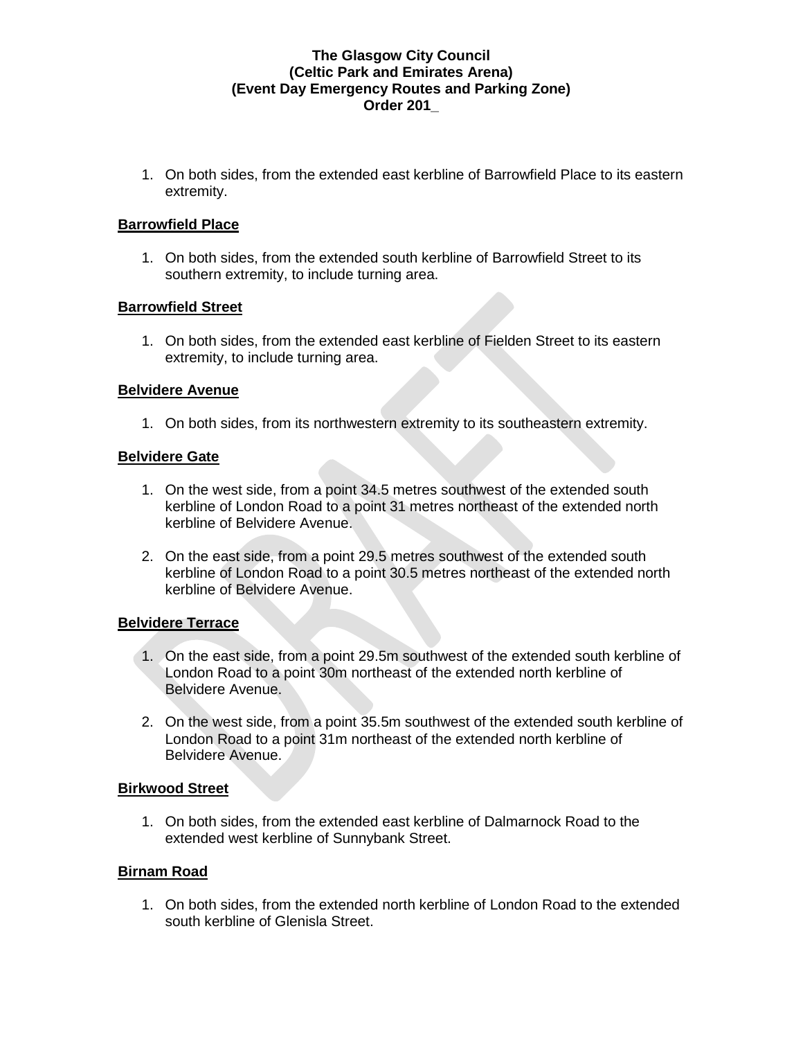**The Glasgow City Council**
**(Celtic Park and Emirates Arena)**
**(Event Day Emergency Routes and Parking Zone)**
**Order 201_**

1. On both sides, from the extended east kerbline of Barrowfield Place to its eastern extremity.

**Barrowfield Place**

1. On both sides, from the extended south kerbline of Barrowfield Street to its southern extremity, to include turning area.

**Barrowfield Street**

1. On both sides, from the extended east kerbline of Fielden Street to its eastern extremity, to include turning area.

**Belvidere Avenue**

1. On both sides, from its northwestern extremity to its southeastern extremity.

**Belvidere Gate**

1. On the west side, from a point 34.5 metres southwest of the extended south kerbline of London Road to a point 31 metres northeast of the extended north kerbline of Belvidere Avenue.

2. On the east side, from a point 29.5 metres southwest of the extended south kerbline of London Road to a point 30.5 metres northeast of the extended north kerbline of Belvidere Avenue.

**Belvidere Terrace**

1. On the east side, from a point 29.5m southwest of the extended south kerbline of London Road to a point 30m northeast of the extended north kerbline of Belvidere Avenue.

2. On the west side, from a point 35.5m southwest of the extended south kerbline of London Road to a point 31m northeast of the extended north kerbline of Belvidere Avenue.

**Birkwood Street**

1. On both sides, from the extended east kerbline of Dalmarnock Road to the extended west kerbline of Sunnybank Street.

**Birnam Road**

1. On both sides, from the extended north kerbline of London Road to the extended south kerbline of Glenisla Street.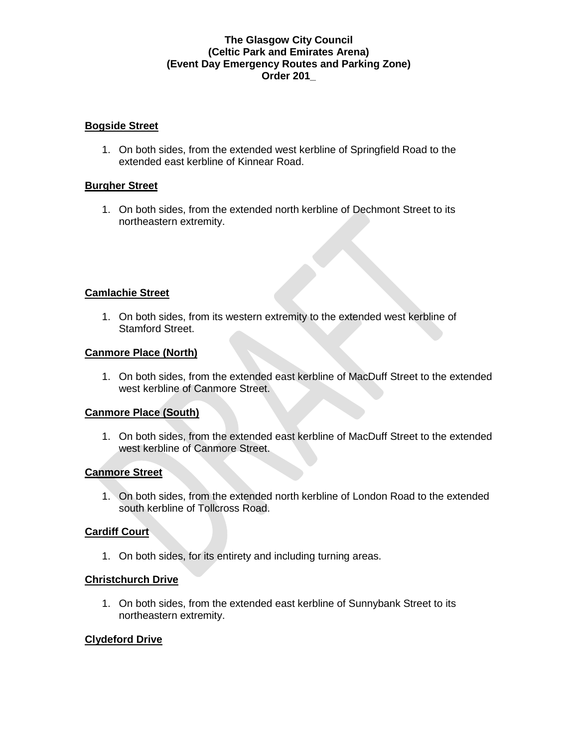**The Glasgow City Council**
**(Celtic Park and Emirates Arena)**
**(Event Day Emergency Routes and Parking Zone)**
**Order 201_**

**Bogside Street**

1. On both sides, from the extended west kerbline of Springfield Road to the extended east kerbline of Kinnear Road.

**Burgher Street**

1. On both sides, from the extended north kerbline of Dechmont Street to its northeastern extremity.

**Camlachie Street**

1. On both sides, from its western extremity to the extended west kerbline of Stamford Street.

**Canmore Place (North)**

1. On both sides, from the extended east kerbline of MacDuff Street to the extended west kerbline of Canmore Street.

**Canmore Place (South)**

1. On both sides, from the extended east kerbline of MacDuff Street to the extended west kerbline of Canmore Street.

**Canmore Street**

1. On both sides, from the extended north kerbline of London Road to the extended south kerbline of Tollcross Road.

**Cardiff Court**

1. On both sides, for its entirety and including turning areas.

**Christchurch Drive**

1. On both sides, from the extended east kerbline of Sunnybank Street to its northeastern extremity.

**Clydeford Drive**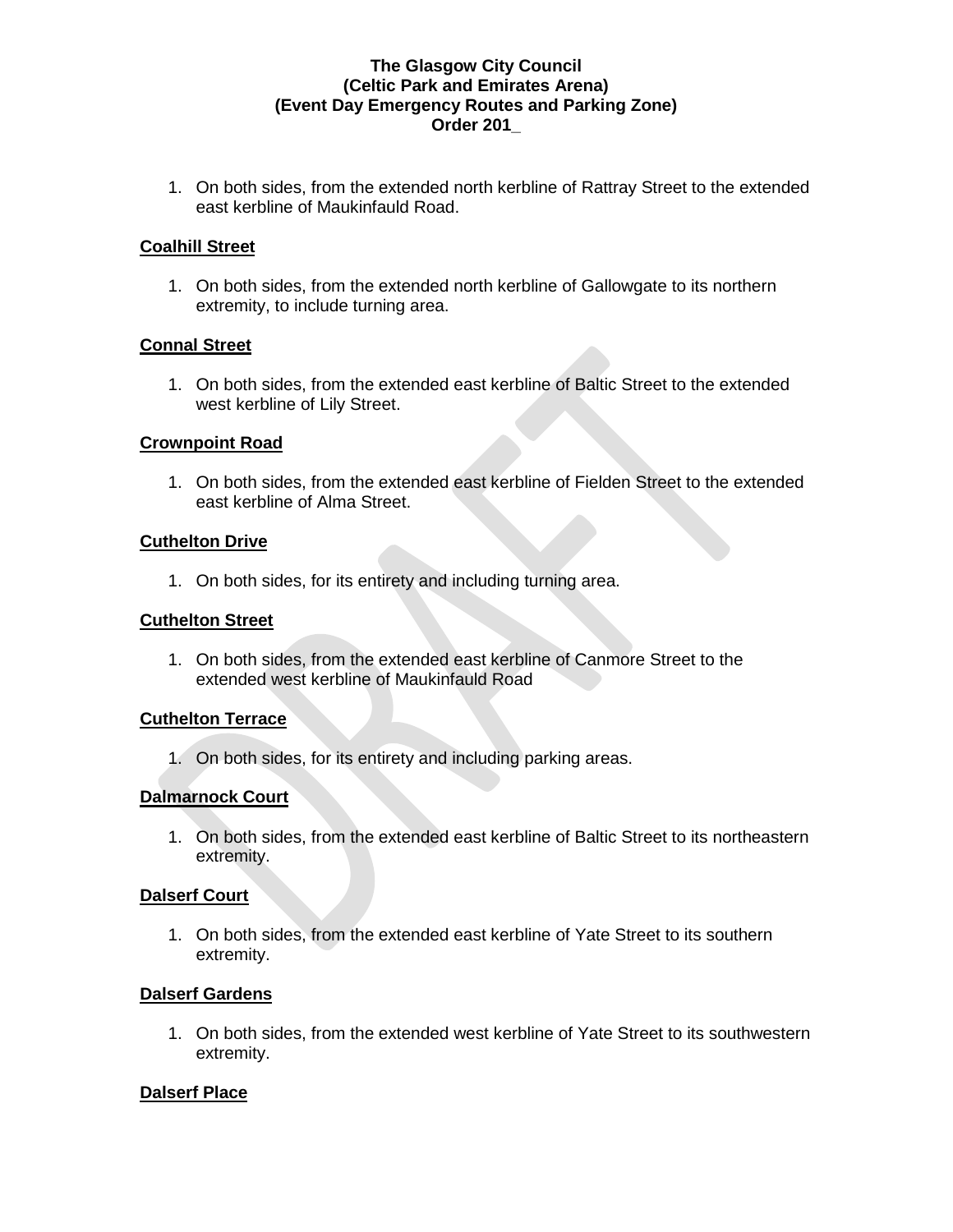**The Glasgow City Council**
**(Celtic Park and Emirates Arena)**
**(Event Day Emergency Routes and Parking Zone)**
**Order 201_**

1. On both sides, from the extended north kerbline of Rattray Street to the extended east kerbline of Maukinfauld Road.

**Coalhill Street**

1. On both sides, from the extended north kerbline of Gallowgate to its northern extremity, to include turning area.

**Connal Street**

1. On both sides, from the extended east kerbline of Baltic Street to the extended west kerbline of Lily Street.

**Crownpoint Road**

1. On both sides, from the extended east kerbline of Fielden Street to the extended east kerbline of Alma Street.

**Cuthelton Drive**

1. On both sides, for its entirety and including turning area.

**Cuthelton Street**

1. On both sides, from the extended east kerbline of Canmore Street to the extended west kerbline of Maukinfauld Road

**Cuthelton Terrace**

1. On both sides, for its entirety and including parking areas.

**Dalmarnock Court**

1. On both sides, from the extended east kerbline of Baltic Street to its northeastern extremity.

**Dalserf Court**

1. On both sides, from the extended east kerbline of Yate Street to its southern extremity.

**Dalserf Gardens**

1. On both sides, from the extended west kerbline of Yate Street to its southwestern extremity.

**Dalserf Place**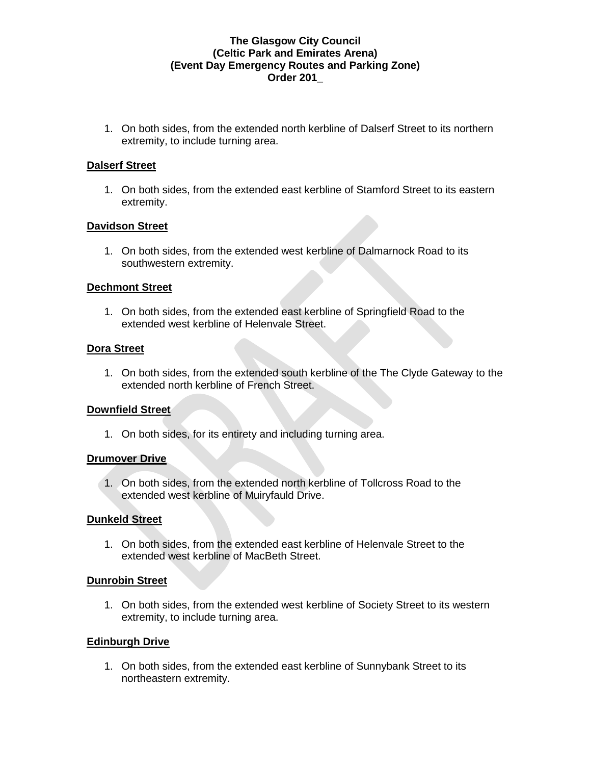**The Glasgow City Council**
**(Celtic Park and Emirates Arena)**
**(Event Day Emergency Routes and Parking Zone)**
**Order 201_**

1. On both sides, from the extended north kerbline of Dalserf Street to its northern extremity, to include turning area.

**Dalserf Street**

1. On both sides, from the extended east kerbline of Stamford Street to its eastern extremity.

**Davidson Street**

1. On both sides, from the extended west kerbline of Dalmarnock Road to its southwestern extremity.

**Dechmont Street**

1. On both sides, from the extended east kerbline of Springfield Road to the extended west kerbline of Helenvale Street.

**Dora Street**

1. On both sides, from the extended south kerbline of the The Clyde Gateway to the extended north kerbline of French Street.

**Downfield Street**

1. On both sides, for its entirety and including turning area.

**Drumover Drive**

1. On both sides, from the extended north kerbline of Tollcross Road to the extended west kerbline of Muiryfauld Drive.

**Dunkeld Street**

1. On both sides, from the extended east kerbline of Helenvale Street to the extended west kerbline of MacBeth Street.

**Dunrobin Street**

1. On both sides, from the extended west kerbline of Society Street to its western extremity, to include turning area.

**Edinburgh Drive**

1. On both sides, from the extended east kerbline of Sunnybank Street to its northeastern extremity.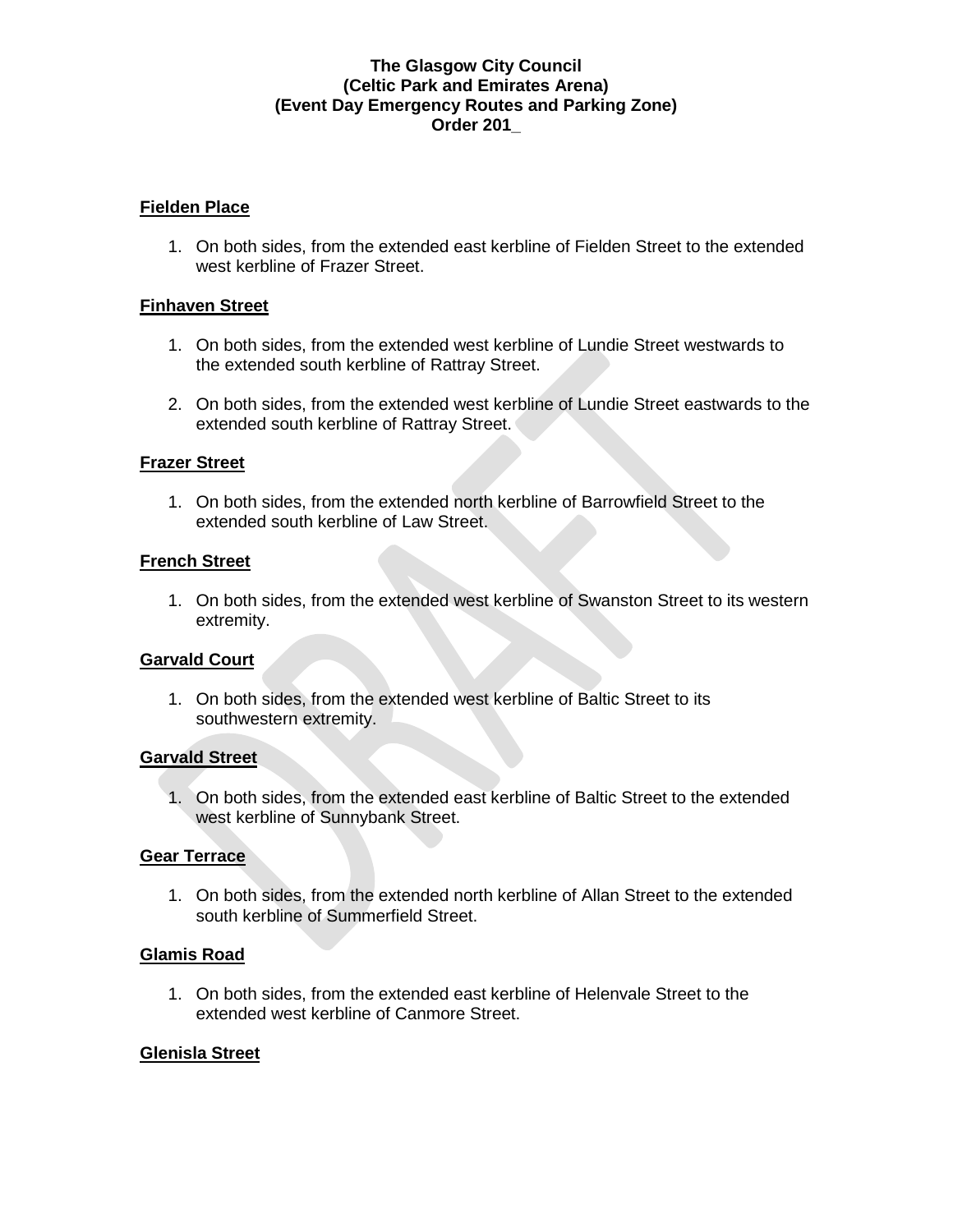**The Glasgow City Council**
**(Celtic Park and Emirates Arena)**
**(Event Day Emergency Routes and Parking Zone)**
**Order 201_**

**Fielden Place**

1. On both sides, from the extended east kerbline of Fielden Street to the extended west kerbline of Frazer Street.

**Finhaven Street**

1. On both sides, from the extended west kerbline of Lundie Street westwards to the extended south kerbline of Rattray Street.

2. On both sides, from the extended west kerbline of Lundie Street eastwards to the extended south kerbline of Rattray Street.

**Frazer Street**

1. On both sides, from the extended north kerbline of Barrowfield Street to the extended south kerbline of Law Street.

**French Street**

1. On both sides, from the extended west kerbline of Swanston Street to its western extremity.

**Garvald Court**

1. On both sides, from the extended west kerbline of Baltic Street to its southwestern extremity.

**Garvald Street**

1. On both sides, from the extended east kerbline of Baltic Street to the extended west kerbline of Sunnybank Street.

**Gear Terrace**

1. On both sides, from the extended north kerbline of Allan Street to the extended south kerbline of Summerfield Street.

**Glamis Road**

1. On both sides, from the extended east kerbline of Helenvale Street to the extended west kerbline of Canmore Street.

**Glenisla Street**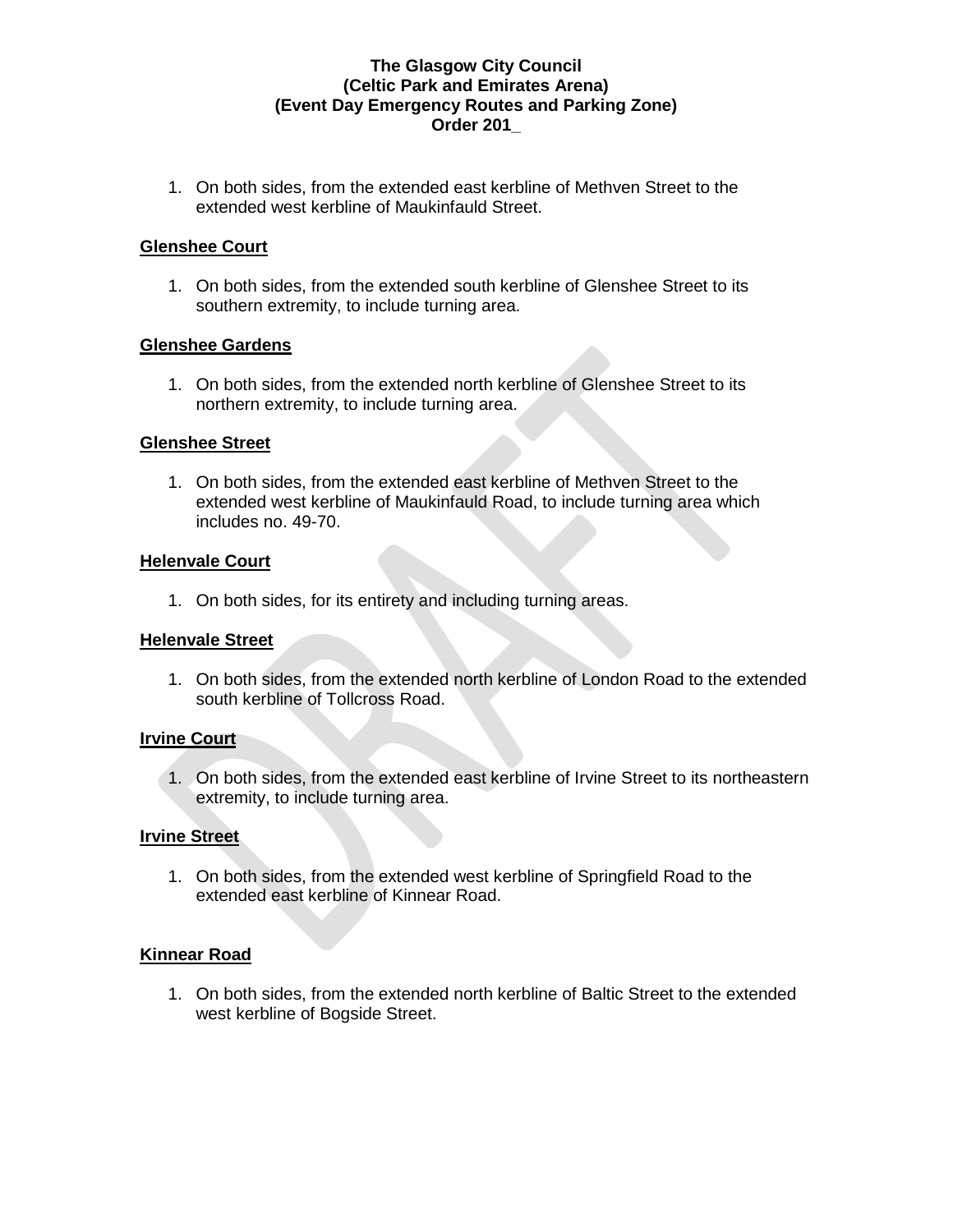1. On both sides, from the extended east kerbline of Methven Street to the extended west kerbline of Maukinfauld Street.

**Glenshee Court**

1. On both sides, from the extended south kerbline of Glenshee Street to its southern extremity, to include turning area.

**Glenshee Gardens**

1. On both sides, from the extended north kerbline of Glenshee Street to its northern extremity, to include turning area.

**Glenshee Street**

1. On both sides, from the extended east kerbline of Methven Street to the extended west kerbline of Maukinfauld Road, to include turning area which includes no. 49-70.

**Helenvale Court**

1. On both sides, for its entirety and including turning areas.

**Helenvale Street**

1. On both sides, from the extended north kerbline of London Road to the extended south kerbline of Tollcross Road.

**Irvine Court**

1. On both sides, from the extended east kerbline of Irvine Street to its northeastern extremity, to include turning area.

**Irvine Street**

1. On both sides, from the extended west kerbline of Springfield Road to the extended east kerbline of Kinnear Road.

**Kinnear Road**

1. On both sides, from the extended north kerbline of Baltic Street to the extended west kerbline of Bogside Street.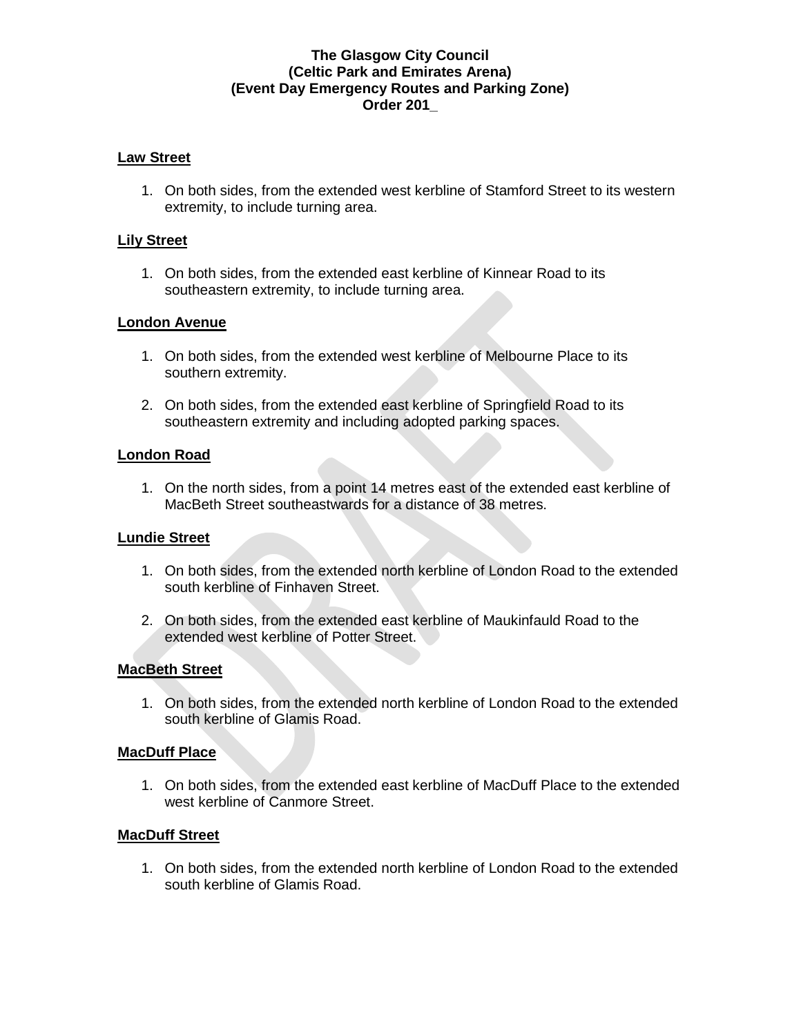**The Glasgow City Council**
**(Celtic Park and Emirates Arena)**
**(Event Day Emergency Routes and Parking Zone)**
**Order 201_**

### Law Street

1. On both sides, from the extended west kerbline of Stamford Street to its western extremity, to include turning area.

### Lily Street

1. On both sides, from the extended east kerbline of Kinnear Road to its southeastern extremity, to include turning area.

### London Avenue

1. On both sides, from the extended west kerbline of Melbourne Place to its southern extremity.

2. On both sides, from the extended east kerbline of Springfield Road to its southeastern extremity and including adopted parking spaces.

### London Road

1. On the north sides, from a point 14 metres east of the extended east kerbline of MacBeth Street southeastwards for a distance of 38 metres.

### Lundie Street

1. On both sides, from the extended north kerbline of London Road to the extended south kerbline of Finhaven Street.

2. On both sides, from the extended east kerbline of Maukinfauld Road to the extended west kerbline of Potter Street.

### MacBeth Street

1. On both sides, from the extended north kerbline of London Road to the extended south kerbline of Glamis Road.

### MacDuff Place

1. On both sides, from the extended east kerbline of MacDuff Place to the extended west kerbline of Canmore Street.

### MacDuff Street

1. On both sides, from the extended north kerbline of London Road to the extended south kerbline of Glamis Road.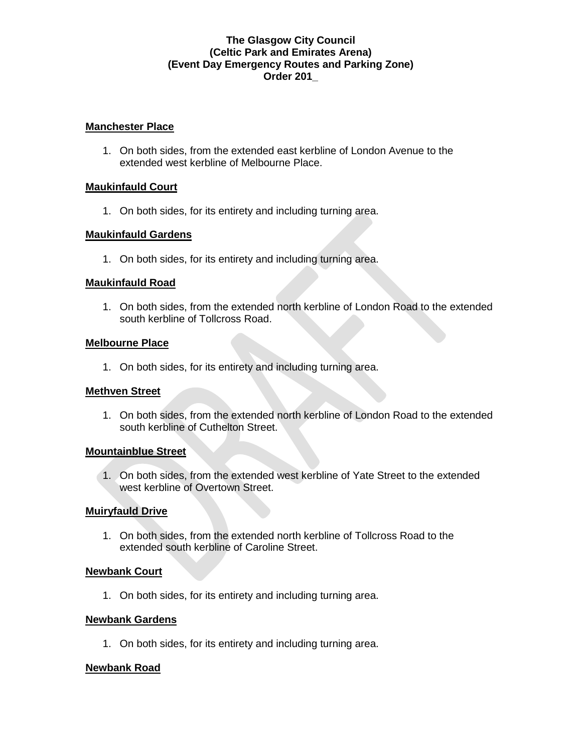**The Glasgow City Council**
**(Celtic Park and Emirates Arena)**
**(Event Day Emergency Routes and Parking Zone)**
**Order 201_**

**Manchester Place**

1. On both sides, from the extended east kerbline of London Avenue to the extended west kerbline of Melbourne Place.

**Maukinfauld Court**

1. On both sides, for its entirety and including turning area.

**Maukinfauld Gardens**

1. On both sides, for its entirety and including turning area.

**Maukinfauld Road**

1. On both sides, from the extended north kerbline of London Road to the extended south kerbline of Tollcross Road.

**Melbourne Place**

1. On both sides, for its entirety and including turning area.

**Methven Street**

1. On both sides, from the extended north kerbline of London Road to the extended south kerbline of Cuthelton Street.

**Mountainblue Street**

1. On both sides, from the extended west kerbline of Yate Street to the extended west kerbline of Overtown Street.

**Muiryfauld Drive**

1. On both sides, from the extended north kerbline of Tollcross Road to the extended south kerbline of Caroline Street.

**Newbank Court**

1. On both sides, for its entirety and including turning area.

**Newbank Gardens**

1. On both sides, for its entirety and including turning area.

**Newbank Road**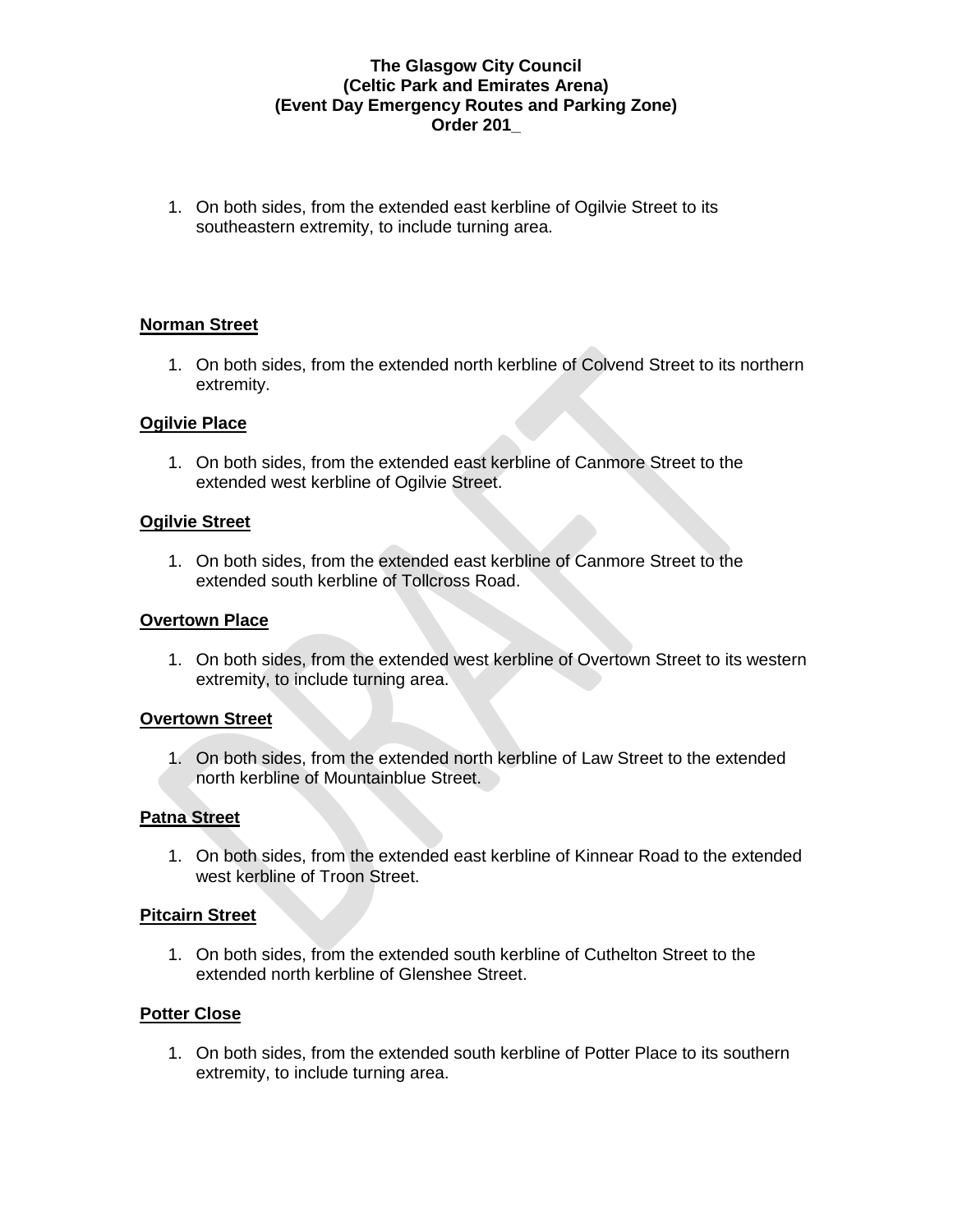1. On both sides, from the extended east kerbline of Ogilvie Street to its southeastern extremity, to include turning area.

**Norman Street**

1. On both sides, from the extended north kerbline of Colvend Street to its northern extremity.

**Ogilvie Place**

1. On both sides, from the extended east kerbline of Canmore Street to the extended west kerbline of Ogilvie Street.

**Ogilvie Street**

1. On both sides, from the extended east kerbline of Canmore Street to the extended south kerbline of Tollcross Road.

**Overtown Place**

1. On both sides, from the extended west kerbline of Overtown Street to its western extremity, to include turning area.

**Overtown Street**

1. On both sides, from the extended north kerbline of Law Street to the extended north kerbline of Mountainblue Street.

**Patna Street**

1. On both sides, from the extended east kerbline of Kinnear Road to the extended west kerbline of Troon Street.

**Pitcairn Street**

1. On both sides, from the extended south kerbline of Cuthelton Street to the extended north kerbline of Glenshee Street.

**Potter Close**

1. On both sides, from the extended south kerbline of Potter Place to its southern extremity, to include turning area.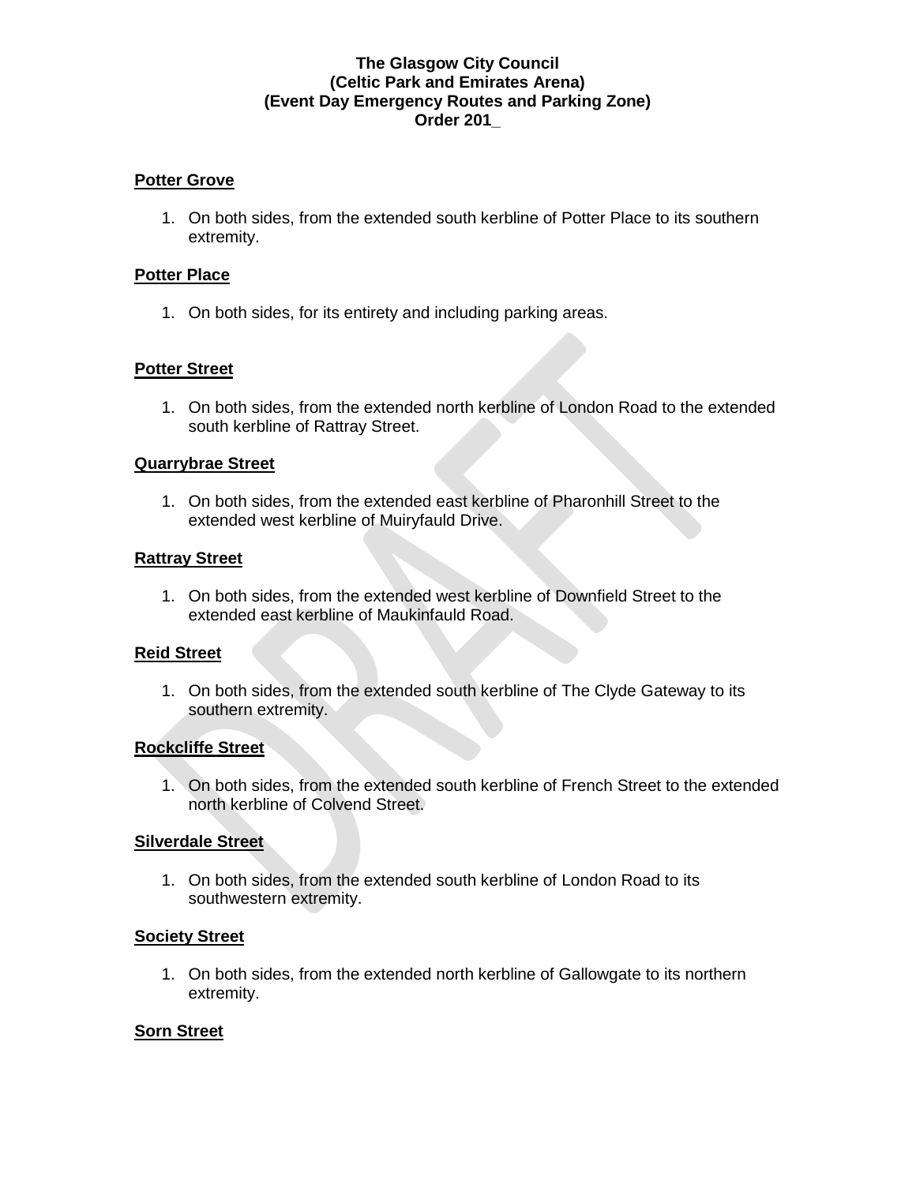**The Glasgow City Council**
**(Celtic Park and Emirates Arena)**
**(Event Day Emergency Routes and Parking Zone)**
**Order 201_**

**Potter Grove**

1. On both sides, from the extended south kerbline of Potter Place to its southern extremity.

**Potter Place**

1. On both sides, for its entirety and including parking areas.

**Potter Street**

1. On both sides, from the extended north kerbline of London Road to the extended south kerbline of Rattray Street.

**Quarrybrae Street**

1. On both sides, from the extended east kerbline of Pharonhill Street to the extended west kerbline of Muiryfauld Drive.

**Rattray Street**

1. On both sides, from the extended west kerbline of Downfield Street to the extended east kerbline of Maukinfauld Road.

**Reid Street**

1. On both sides, from the extended south kerbline of The Clyde Gateway to its southern extremity.

**Rockcliffe Street**

1. On both sides, from the extended south kerbline of French Street to the extended north kerbline of Colvend Street.

**Silverdale Street**

1. On both sides, from the extended south kerbline of London Road to its southwestern extremity.

**Society Street**

1. On both sides, from the extended north kerbline of Gallowgate to its northern extremity.

**Sorn Street**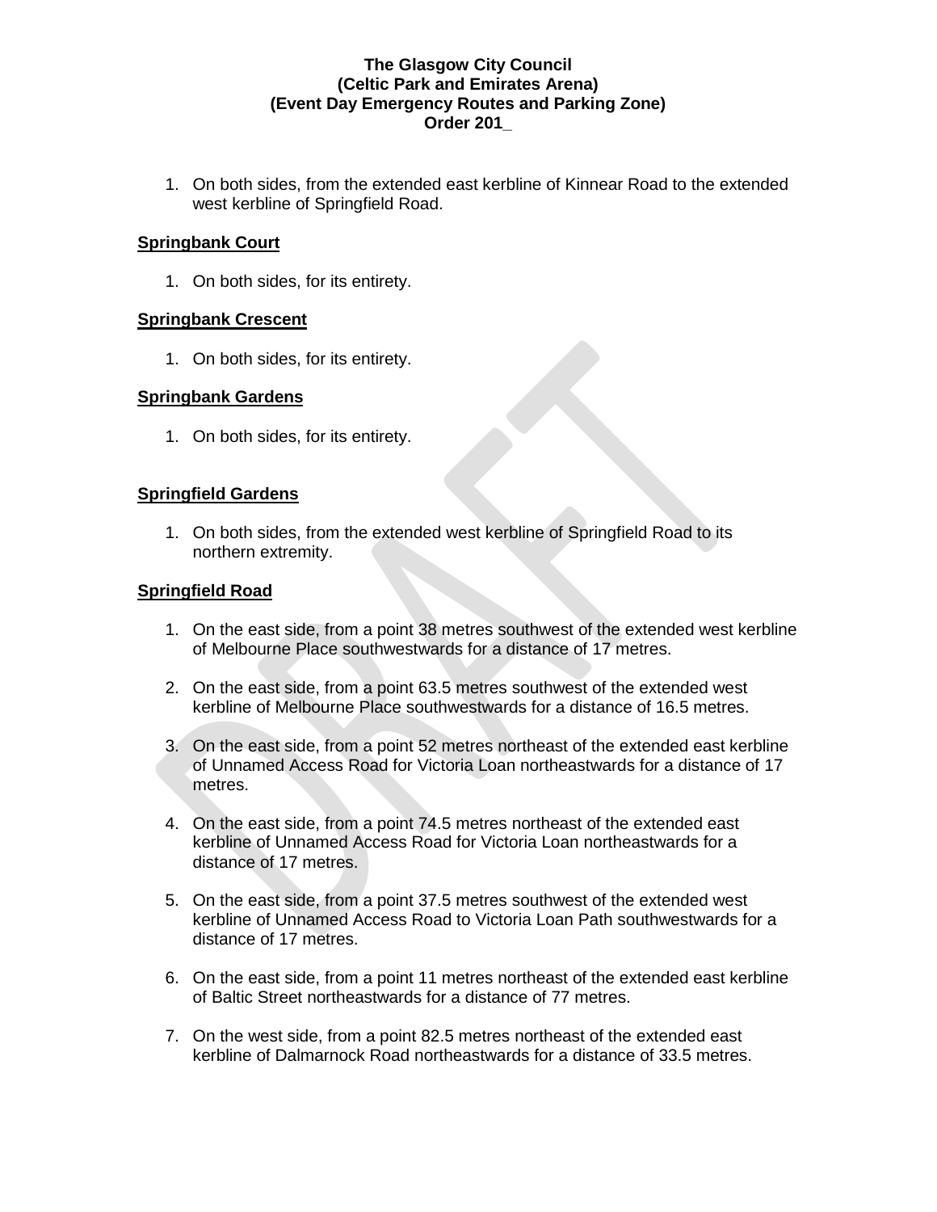1. On both sides, from the extended east kerbline of Kinnear Road to the extended west kerbline of Springfield Road.

**Springbank Court**

1. On both sides, for its entirety.

**Springbank Crescent**

1. On both sides, for its entirety.

**Springbank Gardens**

1. On both sides, for its entirety.

**Springfield Gardens**

1. On both sides, from the extended west kerbline of Springfield Road to its northern extremity.

**Springfield Road**

1. On the east side, from a point 38 metres southwest of the extended west kerbline of Melbourne Place southwestwards for a distance of 17 metres.

2. On the east side, from a point 63.5 metres southwest of the extended west kerbline of Melbourne Place southwestwards for a distance of 16.5 metres.

3. On the east side, from a point 52 metres northeast of the extended east kerbline of Unnamed Access Road for Victoria Loan northeastwards for a distance of 17 metres.

4. On the east side, from a point 74.5 metres northeast of the extended east kerbline of Unnamed Access Road for Victoria Loan northeastwards for a distance of 17 metres.

5. On the east side, from a point 37.5 metres southwest of the extended west kerbline of Unnamed Access Road to Victoria Loan Path southwestwards for a distance of 17 metres.

6. On the east side, from a point 11 metres northeast of the extended east kerbline of Baltic Street northeastwards for a distance of 77 metres.

7. On the west side, from a point 82.5 metres northeast of the extended east kerbline of Dalmarnock Road northeastwards for a distance of 33.5 metres.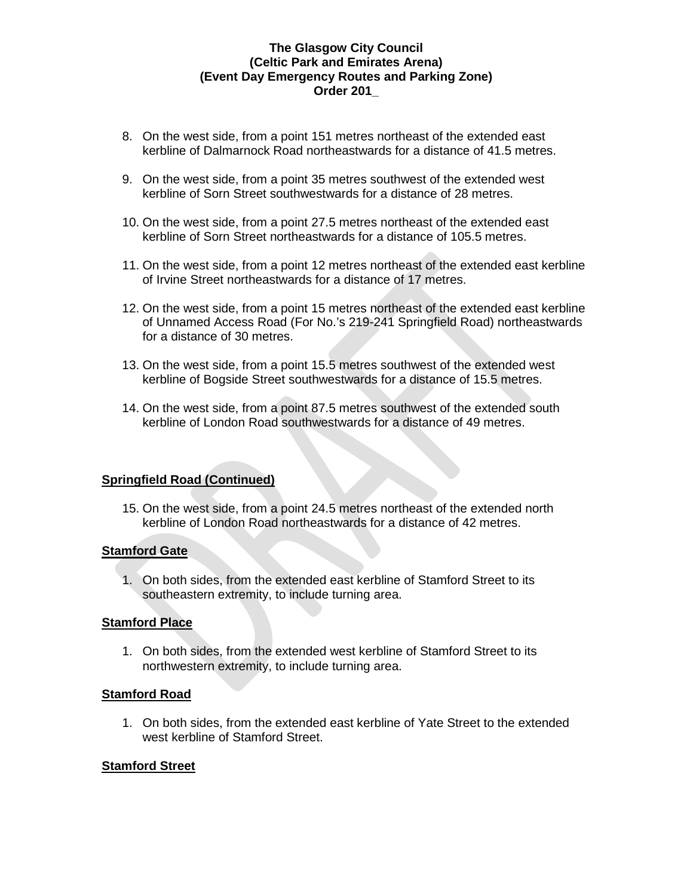8. On the west side, from a point 151 metres northeast of the extended east kerbline of Dalmarnock Road northeastwards for a distance of 41.5 metres.

9. On the west side, from a point 35 metres southwest of the extended west kerbline of Sorn Street southwestwards for a distance of 28 metres.

10. On the west side, from a point 27.5 metres northeast of the extended east kerbline of Sorn Street northeastwards for a distance of 105.5 metres.

11. On the west side, from a point 12 metres northeast of the extended east kerbline of Irvine Street northeastwards for a distance of 17 metres.

12. On the west side, from a point 15 metres northeast of the extended east kerbline of Unnamed Access Road (For No.'s 219-241 Springfield Road) northeastwards for a distance of 30 metres.

13. On the west side, from a point 15.5 metres southwest of the extended west kerbline of Bogside Street southwestwards for a distance of 15.5 metres.

14. On the west side, from a point 87.5 metres southwest of the extended south kerbline of London Road southwestwards for a distance of 49 metres.

**Springfield Road (Continued)**

15. On the west side, from a point 24.5 metres northeast of the extended north kerbline of London Road northeastwards for a distance of 42 metres.

**Stamford Gate**

1. On both sides, from the extended east kerbline of Stamford Street to its southeastern extremity, to include turning area.

**Stamford Place**

1. On both sides, from the extended west kerbline of Stamford Street to its northwestern extremity, to include turning area.

**Stamford Road**

1. On both sides, from the extended east kerbline of Yate Street to the extended west kerbline of Stamford Street.

**Stamford Street**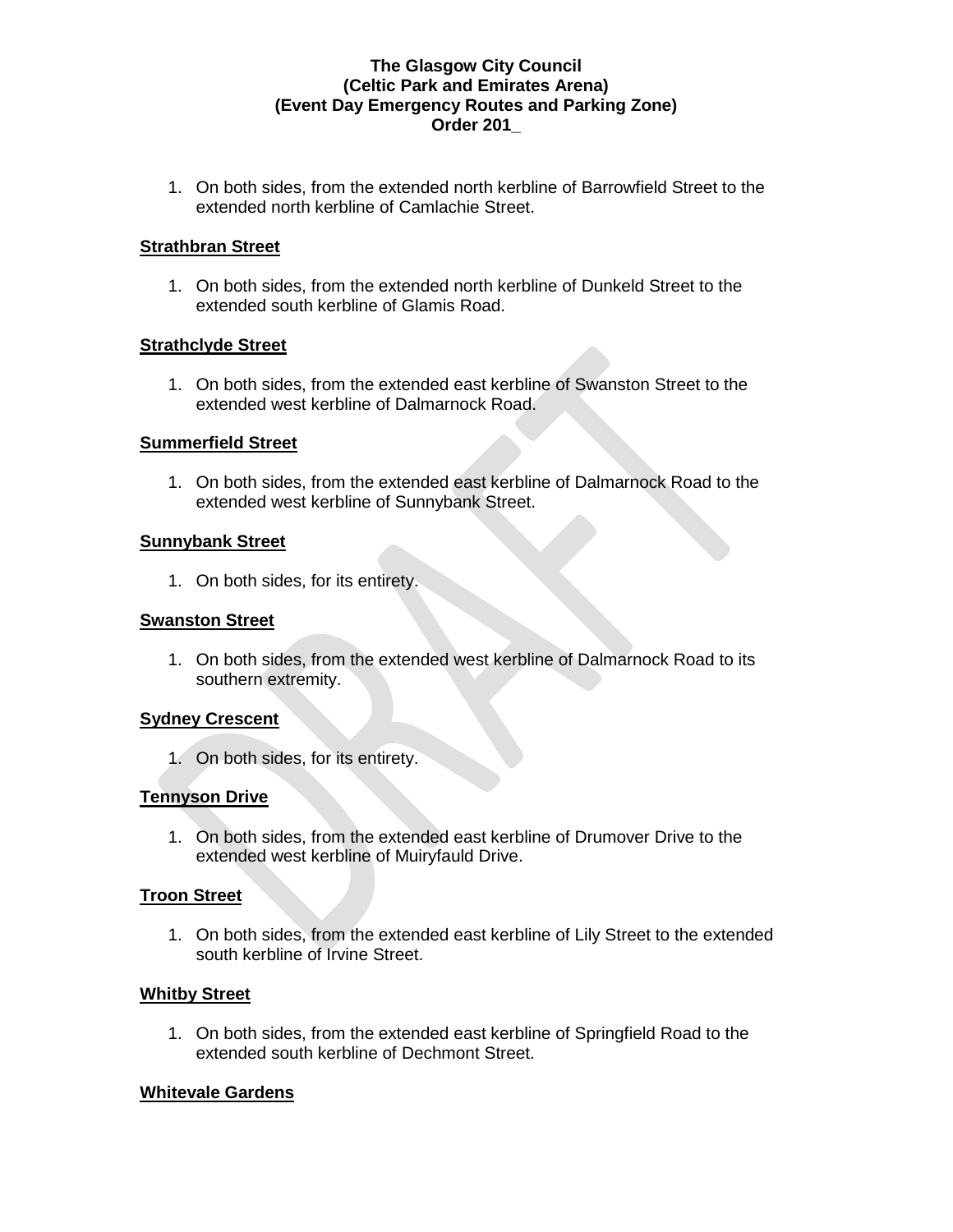1. On both sides, from the extended north kerbline of Barrowfield Street to the extended north kerbline of Camlachie Street.

**Strathbran Street**

1. On both sides, from the extended north kerbline of Dunkeld Street to the extended south kerbline of Glamis Road.

**Strathclyde Street**

1. On both sides, from the extended east kerbline of Swanston Street to the extended west kerbline of Dalmarnock Road.

**Summerfield Street**

1. On both sides, from the extended east kerbline of Dalmarnock Road to the extended west kerbline of Sunnybank Street.

**Sunnybank Street**

1. On both sides, for its entirety.

**Swanston Street**

1. On both sides, from the extended west kerbline of Dalmarnock Road to its southern extremity.

**Sydney Crescent**

1. On both sides, for its entirety.

**Tennyson Drive**

1. On both sides, from the extended east kerbline of Drumover Drive to the extended west kerbline of Muiryfauld Drive.

**Troon Street**

1. On both sides, from the extended east kerbline of Lily Street to the extended south kerbline of Irvine Street.

**Whitby Street**

1. On both sides, from the extended east kerbline of Springfield Road to the extended south kerbline of Dechmont Street.

**Whitevale Gardens**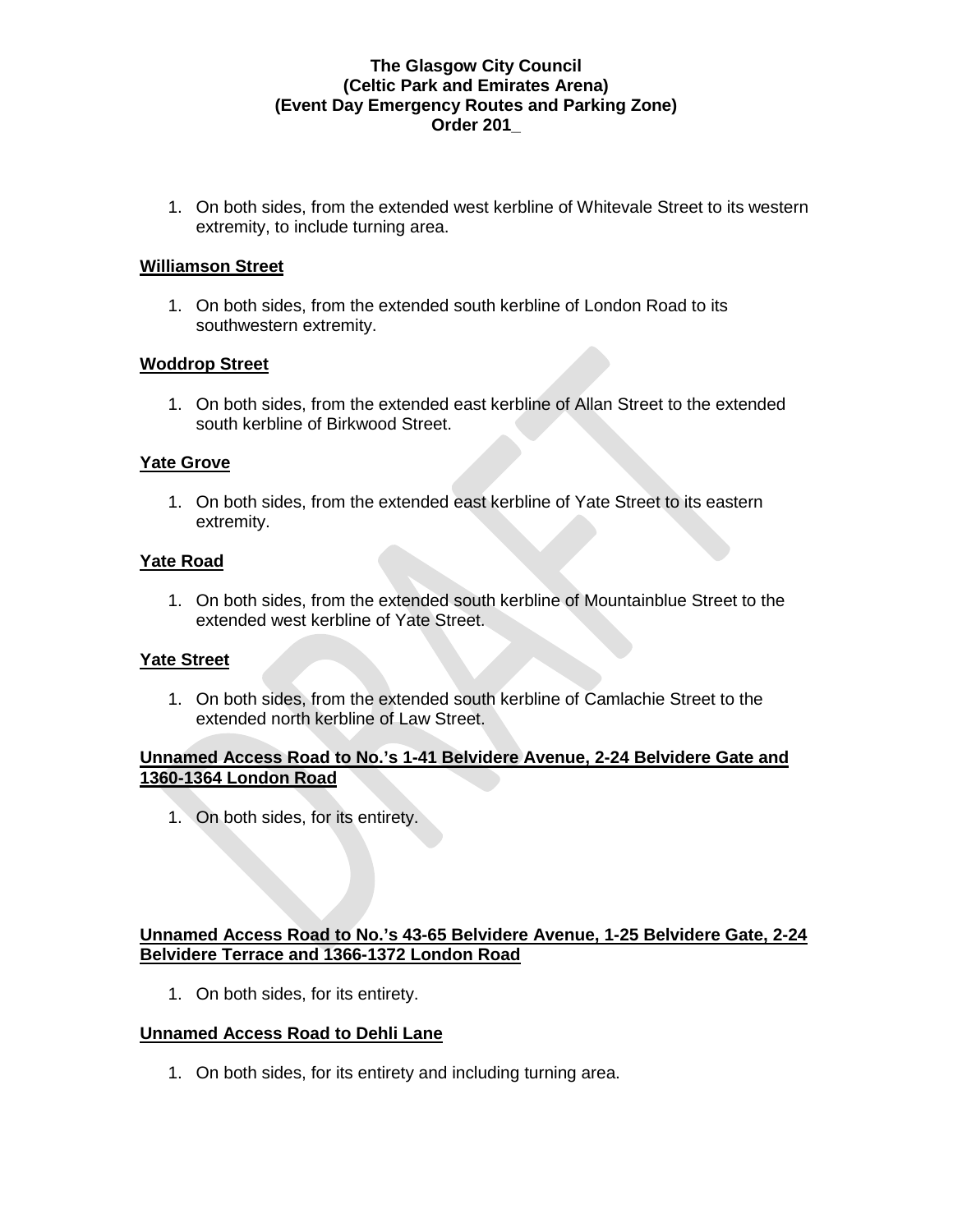1. On both sides, from the extended west kerbline of Whitevale Street to its western extremity, to include turning area.

**Williamson Street**

1. On both sides, from the extended south kerbline of London Road to its southwestern extremity.

**Woddrop Street**

1. On both sides, from the extended east kerbline of Allan Street to the extended south kerbline of Birkwood Street.

**Yate Grove**

1. On both sides, from the extended east kerbline of Yate Street to its eastern extremity.

**Yate Road**

1. On both sides, from the extended south kerbline of Mountainblue Street to the extended west kerbline of Yate Street.

**Yate Street**

1. On both sides, from the extended south kerbline of Camlachie Street to the extended north kerbline of Law Street.

**Unnamed Access Road to No.'s 1-41 Belvidere Avenue, 2-24 Belvidere Gate and 1360-1364 London Road**

1. On both sides, for its entirety.

**Unnamed Access Road to No.'s 43-65 Belvidere Avenue, 1-25 Belvidere Gate, 2-24 Belvidere Terrace and 1366-1372 London Road**

1. On both sides, for its entirety.

**Unnamed Access Road to Dehli Lane**

1. On both sides, for its entirety and including turning area.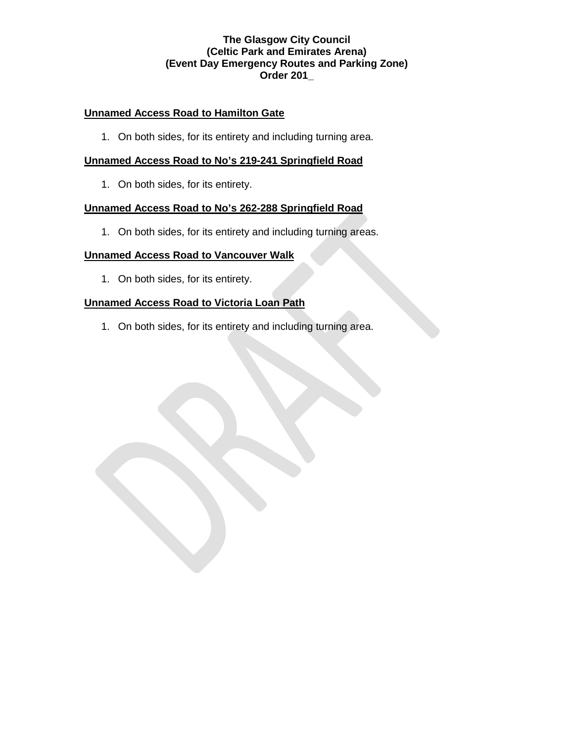**The Glasgow City Council**
**(Celtic Park and Emirates Arena)**
**(Event Day Emergency Routes and Parking Zone)**
**Order 201_**

**Unnamed Access Road to Hamilton Gate**

1. On both sides, for its entirety and including turning area.

**Unnamed Access Road to No's 219-241 Springfield Road**

1. On both sides, for its entirety.

**Unnamed Access Road to No's 262-288 Springfield Road**

1. On both sides, for its entirety and including turning areas.

**Unnamed Access Road to Vancouver Walk**

1. On both sides, for its entirety.

**Unnamed Access Road to Victoria Loan Path**

1. On both sides, for its entirety and including turning area.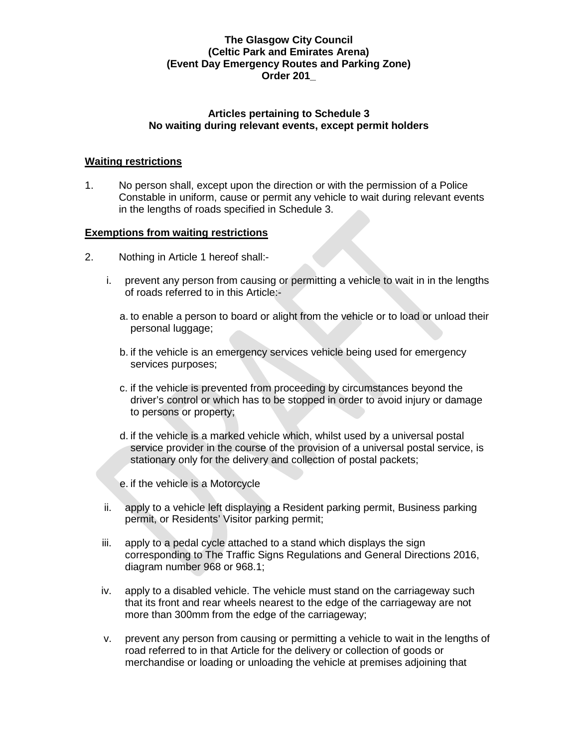**The Glasgow City Council**
**(Celtic Park and Emirates Arena)**
**(Event Day Emergency Routes and Parking Zone)**
**Order 201_**

**Articles pertaining to Schedule 3**
**No waiting during relevant events, except permit holders**

**Waiting restrictions**

1. No person shall, except upon the direction or with the permission of a Police Constable in uniform, cause or permit any vehicle to wait during relevant events in the lengths of roads specified in Schedule 3.

**Exemptions from waiting restrictions**

2. Nothing in Article 1 hereof shall:-

   i. prevent any person from causing or permitting a vehicle to wait in in the lengths of roads referred to in this Article:-

      a. to enable a person to board or alight from the vehicle or to load or unload their personal luggage;

      b. if the vehicle is an emergency services vehicle being used for emergency services purposes;

      c. if the vehicle is prevented from proceeding by circumstances beyond the driver's control or which has to be stopped in order to avoid injury or damage to persons or property;

      d. if the vehicle is a marked vehicle which, whilst used by a universal postal service provider in the course of the provision of a universal postal service, is stationary only for the delivery and collection of postal packets;

      e. if the vehicle is a Motorcycle

   ii. apply to a vehicle left displaying a Resident parking permit, Business parking permit, or Residents' Visitor parking permit;

   iii. apply to a pedal cycle attached to a stand which displays the sign corresponding to The Traffic Signs Regulations and General Directions 2016, diagram number 968 or 968.1;

   iv. apply to a disabled vehicle. The vehicle must stand on the carriageway such that its front and rear wheels nearest to the edge of the carriageway are not more than 300mm from the edge of the carriageway;

   v. prevent any person from causing or permitting a vehicle to wait in the lengths of road referred to in that Article for the delivery or collection of goods or merchandise or loading or unloading the vehicle at premises adjoining that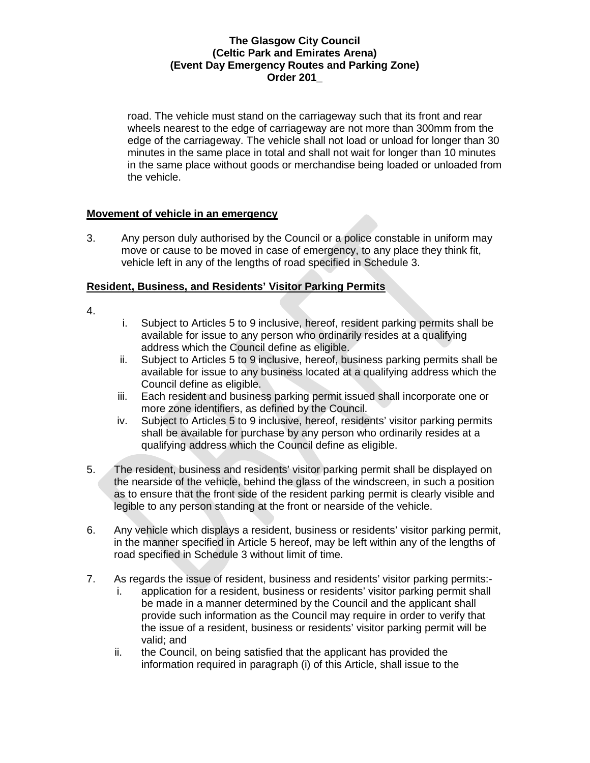road. The vehicle must stand on the carriageway such that its front and rear wheels nearest to the edge of carriageway are not more than 300mm from the edge of the carriageway. The vehicle shall not load or unload for longer than 30 minutes in the same place in total and shall not wait for longer than 10 minutes in the same place without goods or merchandise being loaded or unloaded from the vehicle.

**Movement of vehicle in an emergency**

3. Any person duly authorised by the Council or a police constable in uniform may move or cause to be moved in case of emergency, to any place they think fit, vehicle left in any of the lengths of road specified in Schedule 3.

**Resident, Business, and Residents' Visitor Parking Permits**

4.
   i. Subject to Articles 5 to 9 inclusive, hereof, resident parking permits shall be available for issue to any person who ordinarily resides at a qualifying address which the Council define as eligible.
   ii. Subject to Articles 5 to 9 inclusive, hereof, business parking permits shall be available for issue to any business located at a qualifying address which the Council define as eligible.
   iii. Each resident and business parking permit issued shall incorporate one or more zone identifiers, as defined by the Council.
   iv. Subject to Articles 5 to 9 inclusive, hereof, residents' visitor parking permits shall be available for purchase by any person who ordinarily resides at a qualifying address which the Council define as eligible.

5. The resident, business and residents' visitor parking permit shall be displayed on the nearside of the vehicle, behind the glass of the windscreen, in such a position as to ensure that the front side of the resident parking permit is clearly visible and legible to any person standing at the front or nearside of the vehicle.

6. Any vehicle which displays a resident, business or residents' visitor parking permit, in the manner specified in Article 5 hereof, may be left within any of the lengths of road specified in Schedule 3 without limit of time.

7. As regards the issue of resident, business and residents' visitor parking permits:-
   i. application for a resident, business or residents' visitor parking permit shall be made in a manner determined by the Council and the applicant shall provide such information as the Council may require in order to verify that the issue of a resident, business or residents' visitor parking permit will be valid; and
   ii. the Council, on being satisfied that the applicant has provided the information required in paragraph (i) of this Article, shall issue to the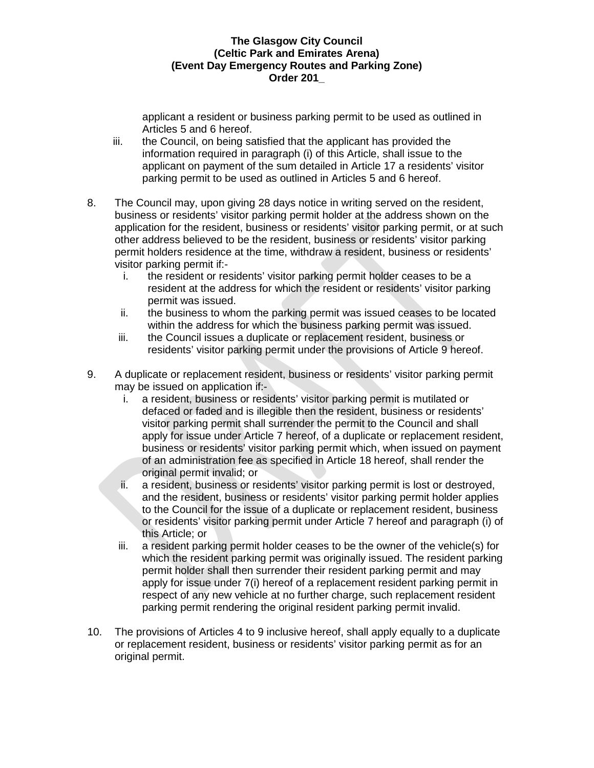applicant a resident or business parking permit to be used as outlined in Articles 5 and 6 hereof.

iii. the Council, on being satisfied that the applicant has provided the information required in paragraph (i) of this Article, shall issue to the applicant on payment of the sum detailed in Article 17 a residents' visitor parking permit to be used as outlined in Articles 5 and 6 hereof.

8. The Council may, upon giving 28 days notice in writing served on the resident, business or residents' visitor parking permit holder at the address shown on the application for the resident, business or residents' visitor parking permit, or at such other address believed to be the resident, business or residents' visitor parking permit holders residence at the time, withdraw a resident, business or residents' visitor parking permit if:-
   i. the resident or residents' visitor parking permit holder ceases to be a resident at the address for which the resident or residents' visitor parking permit was issued.
   ii. the business to whom the parking permit was issued ceases to be located within the address for which the business parking permit was issued.
   iii. the Council issues a duplicate or replacement resident, business or residents' visitor parking permit under the provisions of Article 9 hereof.

9. A duplicate or replacement resident, business or residents' visitor parking permit may be issued on application if:-
   i. a resident, business or residents' visitor parking permit is mutilated or defaced or faded and is illegible then the resident, business or residents' visitor parking permit shall surrender the permit to the Council and shall apply for issue under Article 7 hereof, of a duplicate or replacement resident, business or residents' visitor parking permit which, when issued on payment of an administration fee as specified in Article 18 hereof, shall render the original permit invalid; or
   ii. a resident, business or residents' visitor parking permit is lost or destroyed, and the resident, business or residents' visitor parking permit holder applies to the Council for the issue of a duplicate or replacement resident, business or residents' visitor parking permit under Article 7 hereof and paragraph (i) of this Article; or
   iii. a resident parking permit holder ceases to be the owner of the vehicle(s) for which the resident parking permit was originally issued. The resident parking permit holder shall then surrender their resident parking permit and may apply for issue under 7(i) hereof of a replacement resident parking permit in respect of any new vehicle at no further charge, such replacement resident parking permit rendering the original resident parking permit invalid.

10. The provisions of Articles 4 to 9 inclusive hereof, shall apply equally to a duplicate or replacement resident, business or residents' visitor parking permit as for an original permit.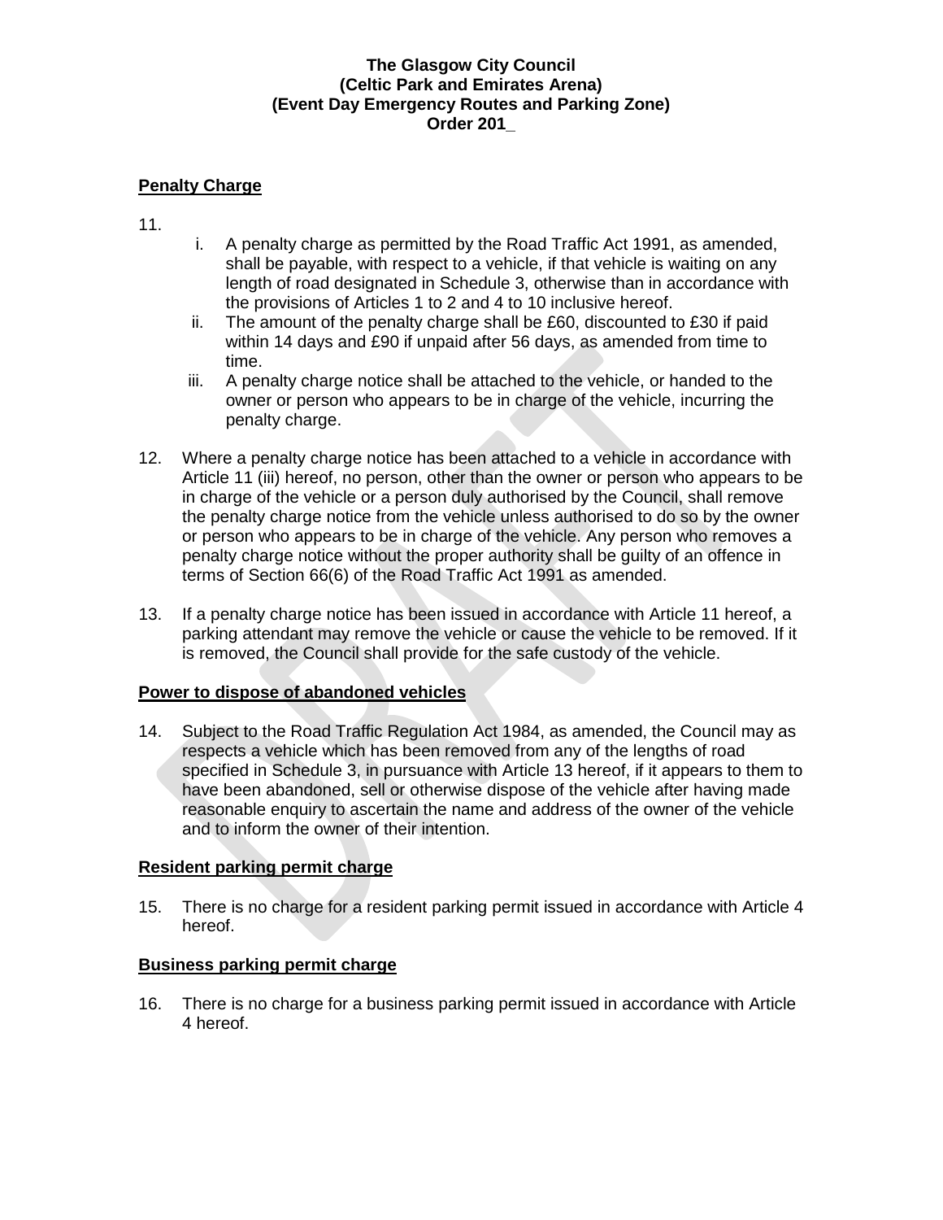**The Glasgow City Council**
**(Celtic Park and Emirates Arena)**
**(Event Day Emergency Routes and Parking Zone)**
**Order 201_**

**Penalty Charge**

11.

i. A penalty charge as permitted by the Road Traffic Act 1991, as amended, shall be payable, with respect to a vehicle, if that vehicle is waiting on any length of road designated in Schedule 3, otherwise than in accordance with the provisions of Articles 1 to 2 and 4 to 10 inclusive hereof.

ii. The amount of the penalty charge shall be £60, discounted to £30 if paid within 14 days and £90 if unpaid after 56 days, as amended from time to time.

iii. A penalty charge notice shall be attached to the vehicle, or handed to the owner or person who appears to be in charge of the vehicle, incurring the penalty charge.

12. Where a penalty charge notice has been attached to a vehicle in accordance with Article 11 (iii) hereof, no person, other than the owner or person who appears to be in charge of the vehicle or a person duly authorised by the Council, shall remove the penalty charge notice from the vehicle unless authorised to do so by the owner or person who appears to be in charge of the vehicle. Any person who removes a penalty charge notice without the proper authority shall be guilty of an offence in terms of Section 66(6) of the Road Traffic Act 1991 as amended.

13. If a penalty charge notice has been issued in accordance with Article 11 hereof, a parking attendant may remove the vehicle or cause the vehicle to be removed. If it is removed, the Council shall provide for the safe custody of the vehicle.

**Power to dispose of abandoned vehicles**

14. Subject to the Road Traffic Regulation Act 1984, as amended, the Council may as respects a vehicle which has been removed from any of the lengths of road specified in Schedule 3, in pursuance with Article 13 hereof, if it appears to them to have been abandoned, sell or otherwise dispose of the vehicle after having made reasonable enquiry to ascertain the name and address of the owner of the vehicle and to inform the owner of their intention.

**Resident parking permit charge**

15. There is no charge for a resident parking permit issued in accordance with Article 4 hereof.

**Business parking permit charge**

16. There is no charge for a business parking permit issued in accordance with Article 4 hereof.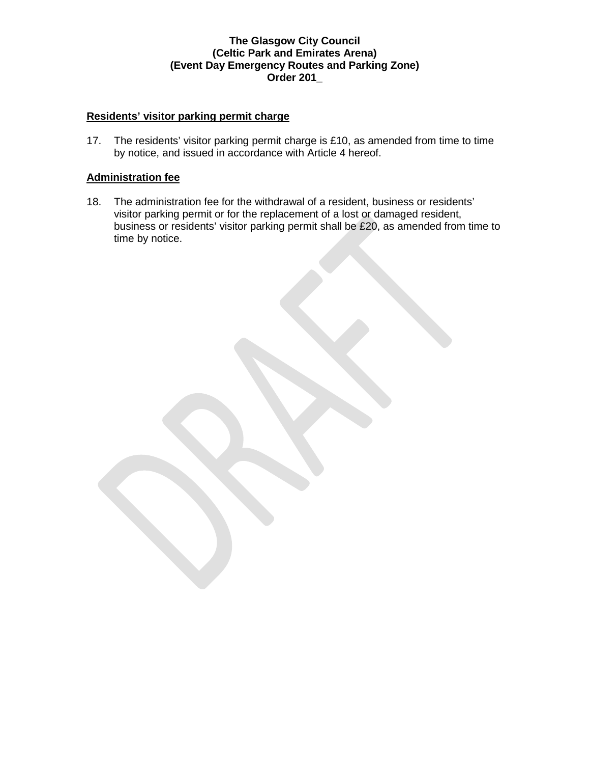**Residents' visitor parking permit charge**

17. The residents' visitor parking permit charge is £10, as amended from time to time by notice, and issued in accordance with Article 4 hereof.

**Administration fee**

18. The administration fee for the withdrawal of a resident, business or residents' visitor parking permit or for the replacement of a lost or damaged resident, business or residents' visitor parking permit shall be £20, as amended from time to time by notice.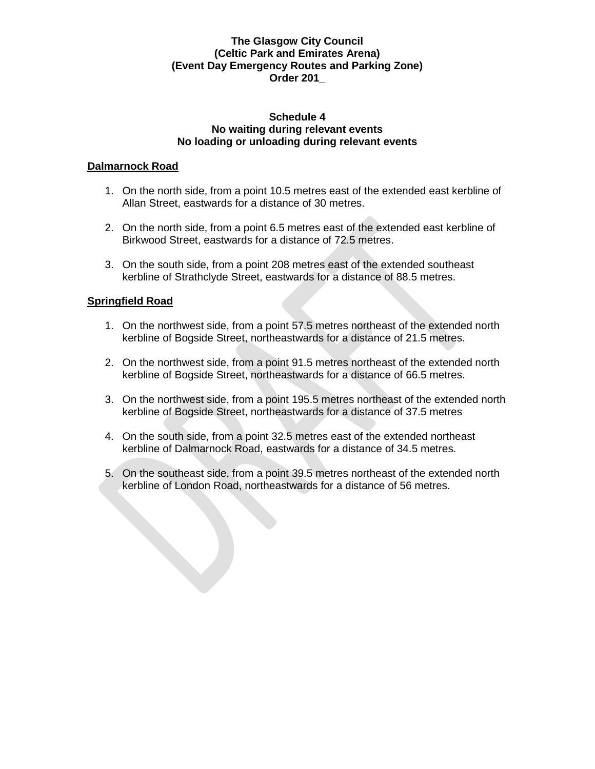**The Glasgow City Council**
**(Celtic Park and Emirates Arena)**
**(Event Day Emergency Routes and Parking Zone)**
**Order 201_**

**Schedule 4**
**No waiting during relevant events**
**No loading or unloading during relevant events**

**Dalmarnock Road**

1. On the north side, from a point 10.5 metres east of the extended east kerbline of Allan Street, eastwards for a distance of 30 metres.

2. On the north side, from a point 6.5 metres east of the extended east kerbline of Birkwood Street, eastwards for a distance of 72.5 metres.

3. On the south side, from a point 208 metres east of the extended southeast kerbline of Strathclyde Street, eastwards for a distance of 88.5 metres.

**Springfield Road**

1. On the northwest side, from a point 57.5 metres northeast of the extended north kerbline of Bogside Street, northeastwards for a distance of 21.5 metres.

2. On the northwest side, from a point 91.5 metres northeast of the extended north kerbline of Bogside Street, northeastwards for a distance of 66.5 metres.

3. On the northwest side, from a point 195.5 metres northeast of the extended north kerbline of Bogside Street, northeastwards for a distance of 37.5 metres

4. On the south side, from a point 32.5 metres east of the extended northeast kerbline of Dalmarnock Road, eastwards for a distance of 34.5 metres.

5. On the southeast side, from a point 39.5 metres northeast of the extended north kerbline of London Road, northeastwards for a distance of 56 metres.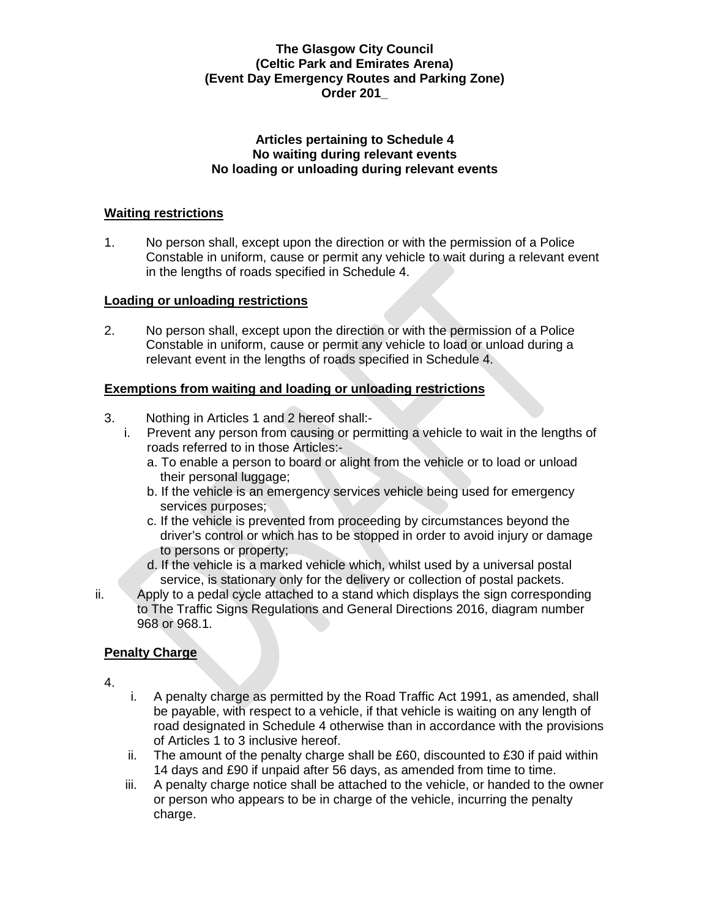**The Glasgow City Council**
**(Celtic Park and Emirates Arena)**
**(Event Day Emergency Routes and Parking Zone)**
**Order 201_**

**Articles pertaining to Schedule 4**
**No waiting during relevant events**
**No loading or unloading during relevant events**

**Waiting restrictions**

1. No person shall, except upon the direction or with the permission of a Police Constable in uniform, cause or permit any vehicle to wait during a relevant event in the lengths of roads specified in Schedule 4.

**Loading or unloading restrictions**

2. No person shall, except upon the direction or with the permission of a Police Constable in uniform, cause or permit any vehicle to load or unload during a relevant event in the lengths of roads specified in Schedule 4.

**Exemptions from waiting and loading or unloading restrictions**

3. Nothing in Articles 1 and 2 hereof shall:-
   - i. Prevent any person from causing or permitting a vehicle to wait in the lengths of roads referred to in those Articles:-
     - a. To enable a person to board or alight from the vehicle or to load or unload their personal luggage;
     - b. If the vehicle is an emergency services vehicle being used for emergency services purposes;
     - c. If the vehicle is prevented from proceeding by circumstances beyond the driver's control or which has to be stopped in order to avoid injury or damage to persons or property;
     - d. If the vehicle is a marked vehicle which, whilst used by a universal postal service, is stationary only for the delivery or collection of postal packets.
   - ii. Apply to a pedal cycle attached to a stand which displays the sign corresponding to The Traffic Signs Regulations and General Directions 2016, diagram number 968 or 968.1.

**Penalty Charge**

4.
   - i. A penalty charge as permitted by the Road Traffic Act 1991, as amended, shall be payable, with respect to a vehicle, if that vehicle is waiting on any length of road designated in Schedule 4 otherwise than in accordance with the provisions of Articles 1 to 3 inclusive hereof.
   - ii. The amount of the penalty charge shall be £60, discounted to £30 if paid within 14 days and £90 if unpaid after 56 days, as amended from time to time.
   - iii. A penalty charge notice shall be attached to the vehicle, or handed to the owner or person who appears to be in charge of the vehicle, incurring the penalty charge.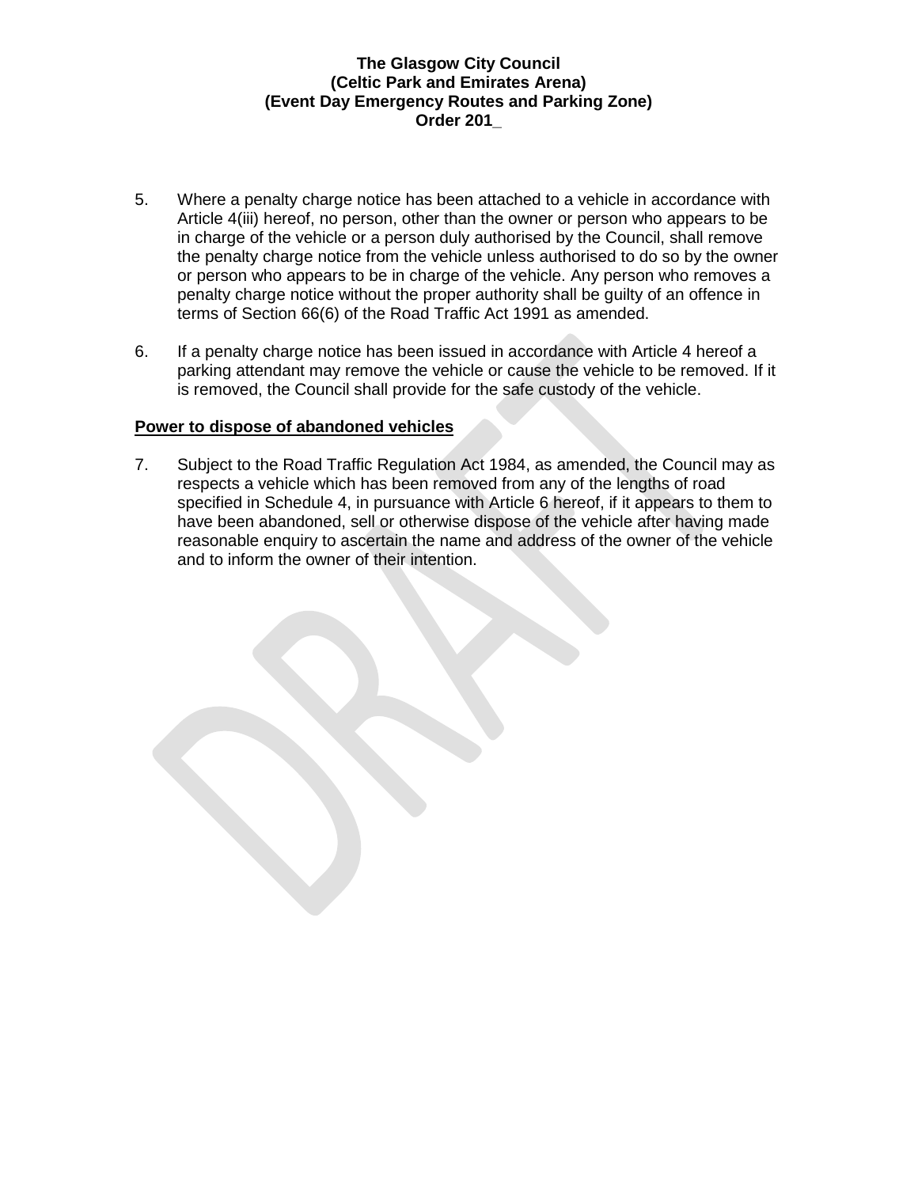5. Where a penalty charge notice has been attached to a vehicle in accordance with Article 4(iii) hereof, no person, other than the owner or person who appears to be in charge of the vehicle or a person duly authorised by the Council, shall remove the penalty charge notice from the vehicle unless authorised to do so by the owner or person who appears to be in charge of the vehicle. Any person who removes a penalty charge notice without the proper authority shall be guilty of an offence in terms of Section 66(6) of the Road Traffic Act 1991 as amended.

6. If a penalty charge notice has been issued in accordance with Article 4 hereof a parking attendant may remove the vehicle or cause the vehicle to be removed. If it is removed, the Council shall provide for the safe custody of the vehicle.

**Power to dispose of abandoned vehicles**

7. Subject to the Road Traffic Regulation Act 1984, as amended, the Council may as respects a vehicle which has been removed from any of the lengths of road specified in Schedule 4, in pursuance with Article 6 hereof, if it appears to them to have been abandoned, sell or otherwise dispose of the vehicle after having made reasonable enquiry to ascertain the name and address of the owner of the vehicle and to inform the owner of their intention.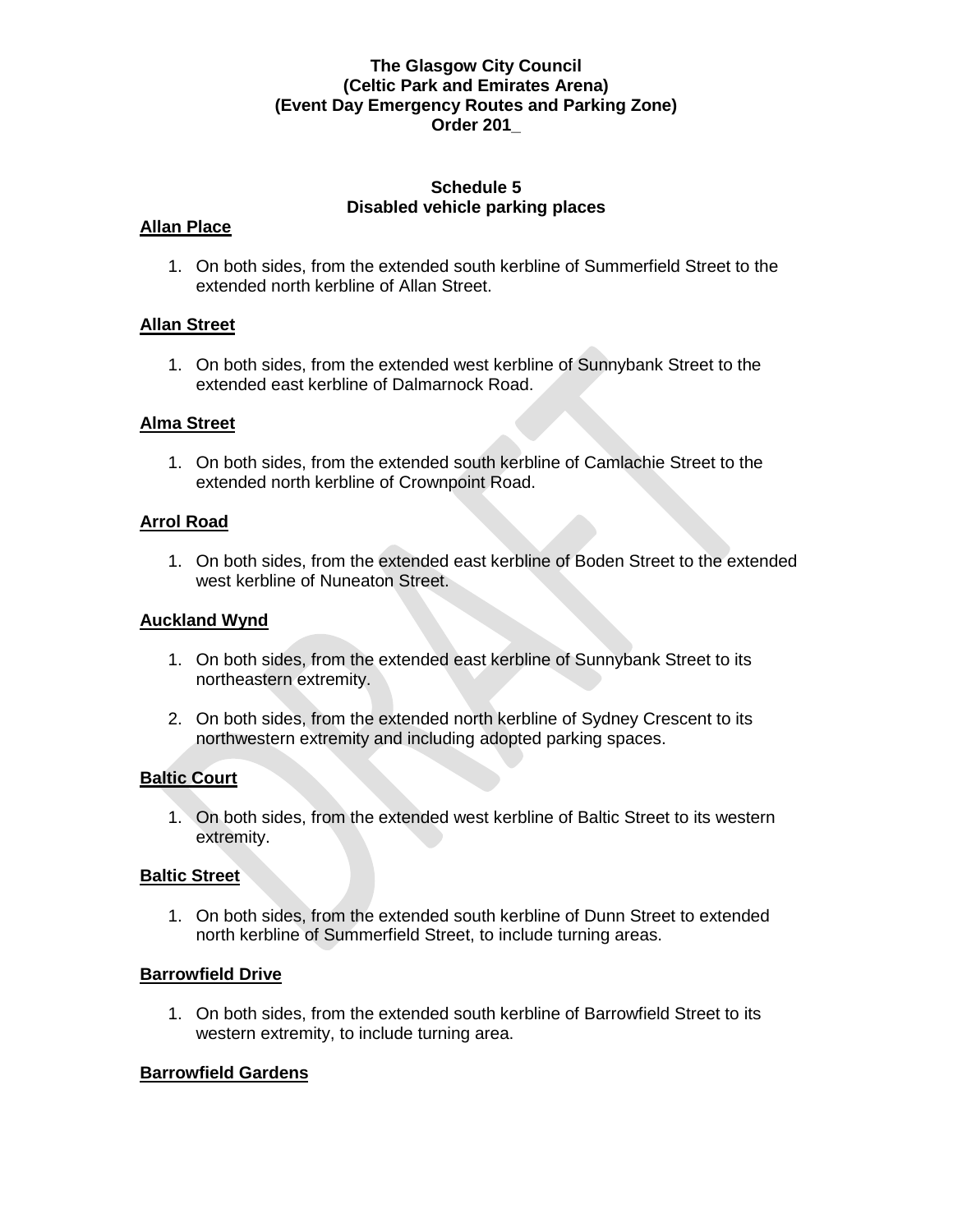**The Glasgow City Council**
**(Celtic Park and Emirates Arena)**
**(Event Day Emergency Routes and Parking Zone)**
**Order 201_**

**Schedule 5**
**Disabled vehicle parking places**

**Allan Place**

1. On both sides, from the extended south kerbline of Summerfield Street to the extended north kerbline of Allan Street.

**Allan Street**

1. On both sides, from the extended west kerbline of Sunnybank Street to the extended east kerbline of Dalmarnock Road.

**Alma Street**

1. On both sides, from the extended south kerbline of Camlachie Street to the extended north kerbline of Crownpoint Road.

**Arrol Road**

1. On both sides, from the extended east kerbline of Boden Street to the extended west kerbline of Nuneaton Street.

**Auckland Wynd**

1. On both sides, from the extended east kerbline of Sunnybank Street to its northeastern extremity.
2. On both sides, from the extended north kerbline of Sydney Crescent to its northwestern extremity and including adopted parking spaces.

**Baltic Court**

1. On both sides, from the extended west kerbline of Baltic Street to its western extremity.

**Baltic Street**

1. On both sides, from the extended south kerbline of Dunn Street to extended north kerbline of Summerfield Street, to include turning areas.

**Barrowfield Drive**

1. On both sides, from the extended south kerbline of Barrowfield Street to its western extremity, to include turning area.

**Barrowfield Gardens**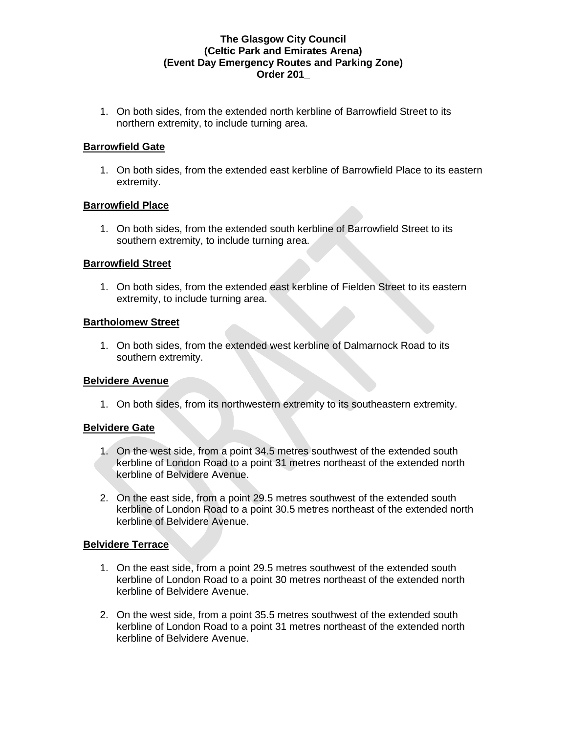**The Glasgow City Council**
**(Celtic Park and Emirates Arena)**
**(Event Day Emergency Routes and Parking Zone)**
**Order 201_**

1. On both sides, from the extended north kerbline of Barrowfield Street to its northern extremity, to include turning area.

**Barrowfield Gate**

1. On both sides, from the extended east kerbline of Barrowfield Place to its eastern extremity.

**Barrowfield Place**

1. On both sides, from the extended south kerbline of Barrowfield Street to its southern extremity, to include turning area.

**Barrowfield Street**

1. On both sides, from the extended east kerbline of Fielden Street to its eastern extremity, to include turning area.

**Bartholomew Street**

1. On both sides, from the extended west kerbline of Dalmarnock Road to its southern extremity.

**Belvidere Avenue**

1. On both sides, from its northwestern extremity to its southeastern extremity.

**Belvidere Gate**

1. On the west side, from a point 34.5 metres southwest of the extended south kerbline of London Road to a point 31 metres northeast of the extended north kerbline of Belvidere Avenue.

2. On the east side, from a point 29.5 metres southwest of the extended south kerbline of London Road to a point 30.5 metres northeast of the extended north kerbline of Belvidere Avenue.

**Belvidere Terrace**

1. On the east side, from a point 29.5 metres southwest of the extended south kerbline of London Road to a point 30 metres northeast of the extended north kerbline of Belvidere Avenue.

2. On the west side, from a point 35.5 metres southwest of the extended south kerbline of London Road to a point 31 metres northeast of the extended north kerbline of Belvidere Avenue.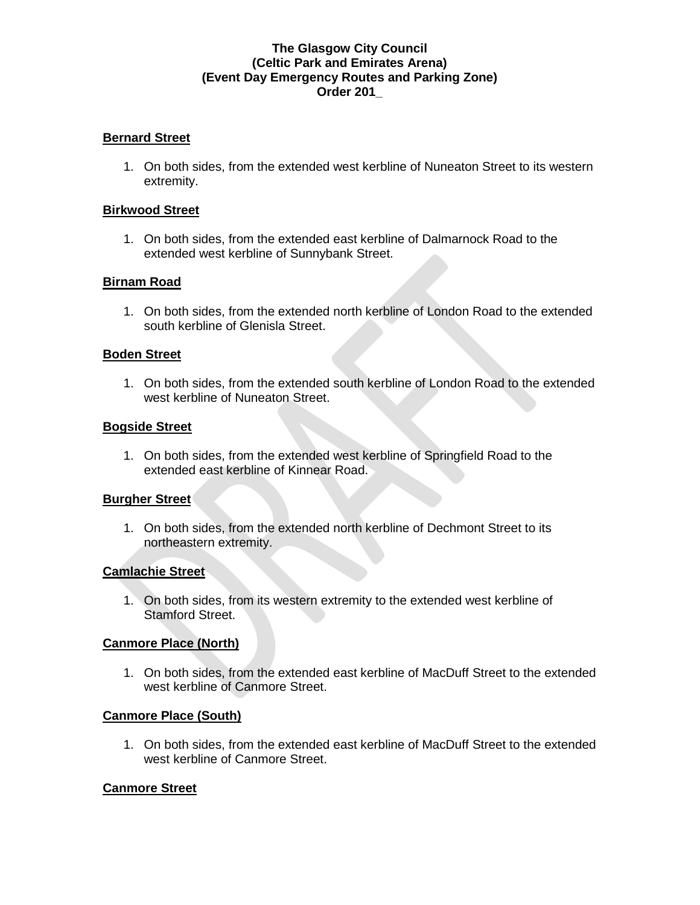**The Glasgow City Council**
**(Celtic Park and Emirates Arena)**
**(Event Day Emergency Routes and Parking Zone)**
**Order 201_**

**Bernard Street**

1. On both sides, from the extended west kerbline of Nuneaton Street to its western extremity.

**Birkwood Street**

1. On both sides, from the extended east kerbline of Dalmarnock Road to the extended west kerbline of Sunnybank Street.

**Birnam Road**

1. On both sides, from the extended north kerbline of London Road to the extended south kerbline of Glenisla Street.

**Boden Street**

1. On both sides, from the extended south kerbline of London Road to the extended west kerbline of Nuneaton Street.

**Bogside Street**

1. On both sides, from the extended west kerbline of Springfield Road to the extended east kerbline of Kinnear Road.

**Burgher Street**

1. On both sides, from the extended north kerbline of Dechmont Street to its northeastern extremity.

**Camlachie Street**

1. On both sides, from its western extremity to the extended west kerbline of Stamford Street.

**Canmore Place (North)**

1. On both sides, from the extended east kerbline of MacDuff Street to the extended west kerbline of Canmore Street.

**Canmore Place (South)**

1. On both sides, from the extended east kerbline of MacDuff Street to the extended west kerbline of Canmore Street.

**Canmore Street**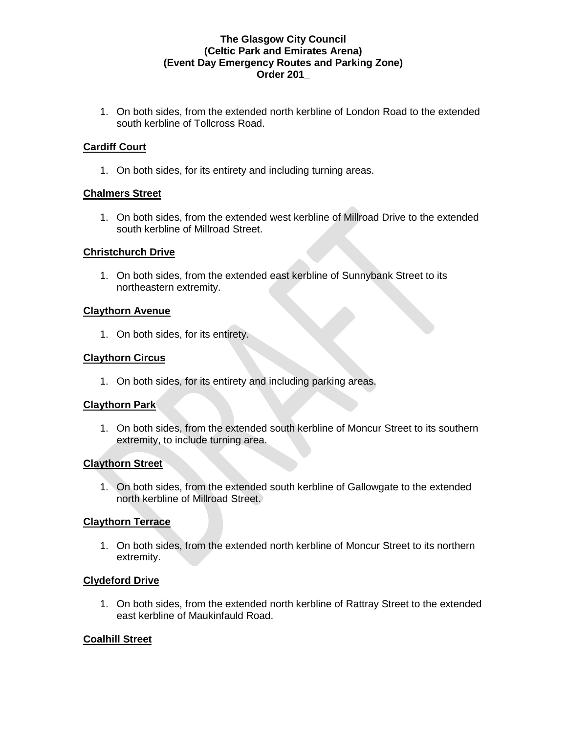1. On both sides, from the extended north kerbline of London Road to the extended south kerbline of Tollcross Road.

**Cardiff Court**

1. On both sides, for its entirety and including turning areas.

**Chalmers Street**

1. On both sides, from the extended west kerbline of Millroad Drive to the extended south kerbline of Millroad Street.

**Christchurch Drive**

1. On both sides, from the extended east kerbline of Sunnybank Street to its northeastern extremity.

**Claythorn Avenue**

1. On both sides, for its entirety.

**Claythorn Circus**

1. On both sides, for its entirety and including parking areas.

**Claythorn Park**

1. On both sides, from the extended south kerbline of Moncur Street to its southern extremity, to include turning area.

**Claythorn Street**

1. On both sides, from the extended south kerbline of Gallowgate to the extended north kerbline of Millroad Street.

**Claythorn Terrace**

1. On both sides, from the extended north kerbline of Moncur Street to its northern extremity.

**Clydeford Drive**

1. On both sides, from the extended north kerbline of Rattray Street to the extended east kerbline of Maukinfauld Road.

**Coalhill Street**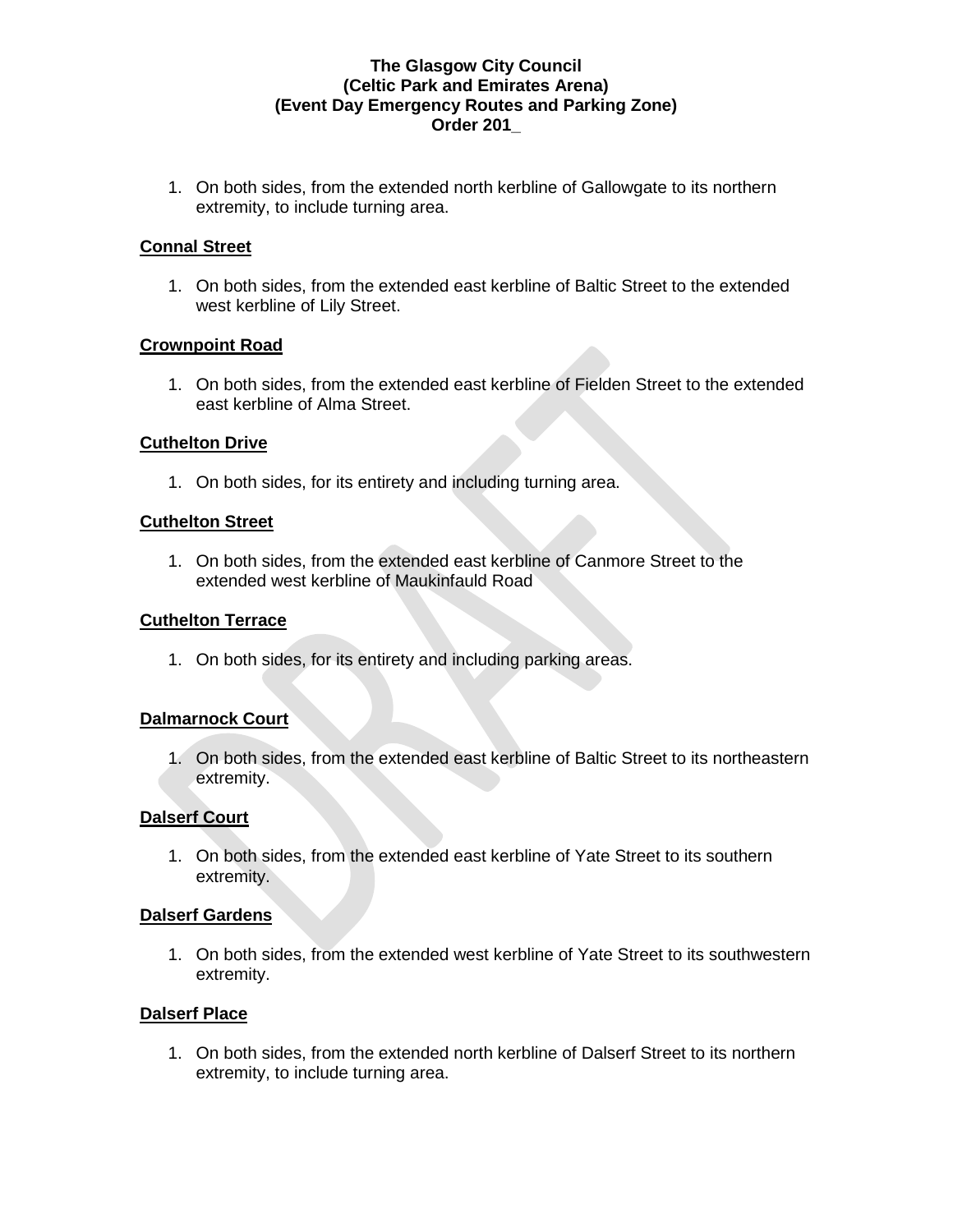**The Glasgow City Council**
**(Celtic Park and Emirates Arena)**
**(Event Day Emergency Routes and Parking Zone)**
**Order 201_**

1. On both sides, from the extended north kerbline of Gallowgate to its northern extremity, to include turning area.

**Connal Street**

1. On both sides, from the extended east kerbline of Baltic Street to the extended west kerbline of Lily Street.

**Crownpoint Road**

1. On both sides, from the extended east kerbline of Fielden Street to the extended east kerbline of Alma Street.

**Cuthelton Drive**

1. On both sides, for its entirety and including turning area.

**Cuthelton Street**

1. On both sides, from the extended east kerbline of Canmore Street to the extended west kerbline of Maukinfauld Road

**Cuthelton Terrace**

1. On both sides, for its entirety and including parking areas.

**Dalmarnock Court**

1. On both sides, from the extended east kerbline of Baltic Street to its northeastern extremity.

**Dalserf Court**

1. On both sides, from the extended east kerbline of Yate Street to its southern extremity.

**Dalserf Gardens**

1. On both sides, from the extended west kerbline of Yate Street to its southwestern extremity.

**Dalserf Place**

1. On both sides, from the extended north kerbline of Dalserf Street to its northern extremity, to include turning area.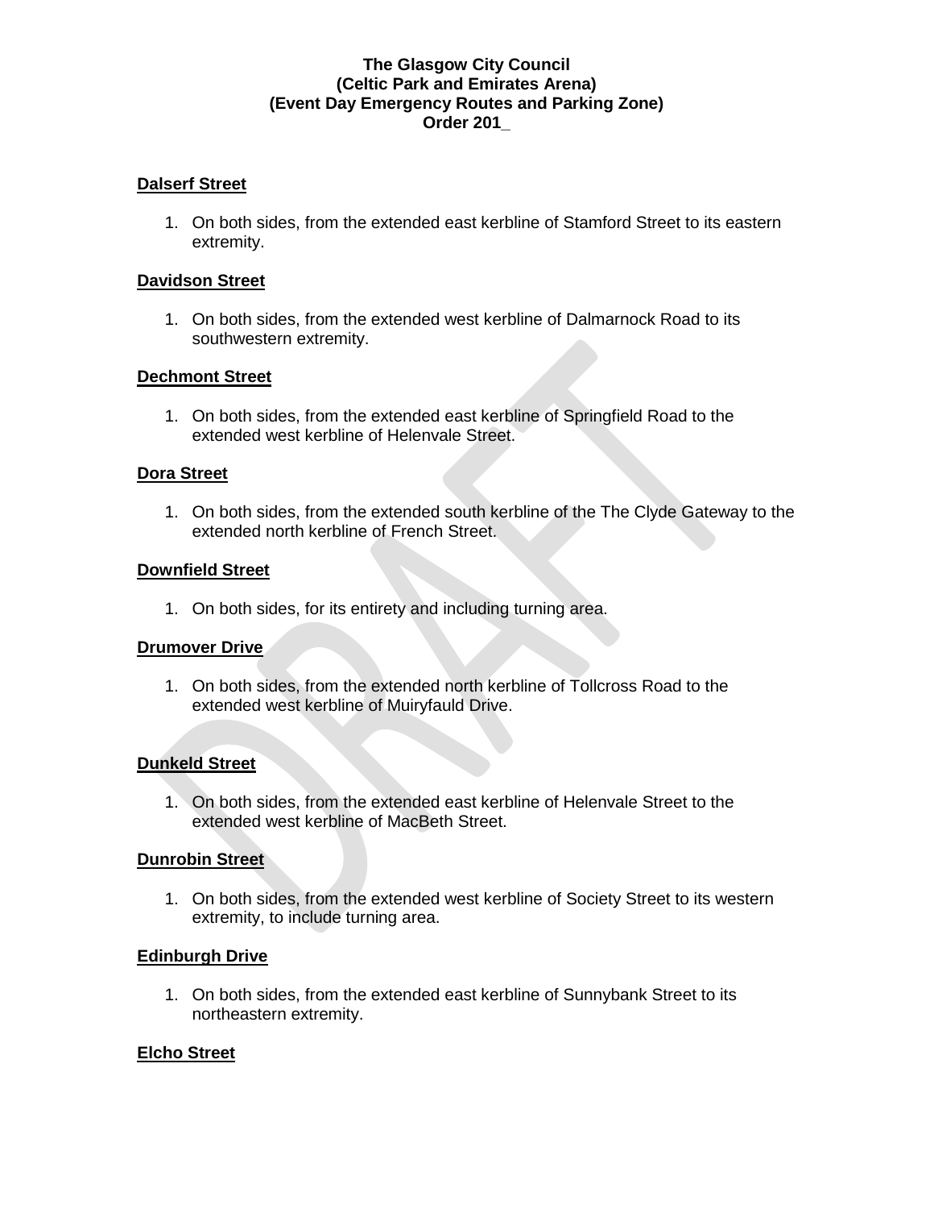**The Glasgow City Council**
**(Celtic Park and Emirates Arena)**
**(Event Day Emergency Routes and Parking Zone)**
**Order 201_**

**Dalserf Street**

1. On both sides, from the extended east kerbline of Stamford Street to its eastern extremity.

**Davidson Street**

1. On both sides, from the extended west kerbline of Dalmarnock Road to its southwestern extremity.

**Dechmont Street**

1. On both sides, from the extended east kerbline of Springfield Road to the extended west kerbline of Helenvale Street.

**Dora Street**

1. On both sides, from the extended south kerbline of the The Clyde Gateway to the extended north kerbline of French Street.

**Downfield Street**

1. On both sides, for its entirety and including turning area.

**Drumover Drive**

1. On both sides, from the extended north kerbline of Tollcross Road to the extended west kerbline of Muiryfauld Drive.

**Dunkeld Street**

1. On both sides, from the extended east kerbline of Helenvale Street to the extended west kerbline of MacBeth Street.

**Dunrobin Street**

1. On both sides, from the extended west kerbline of Society Street to its western extremity, to include turning area.

**Edinburgh Drive**

1. On both sides, from the extended east kerbline of Sunnybank Street to its northeastern extremity.

**Elcho Street**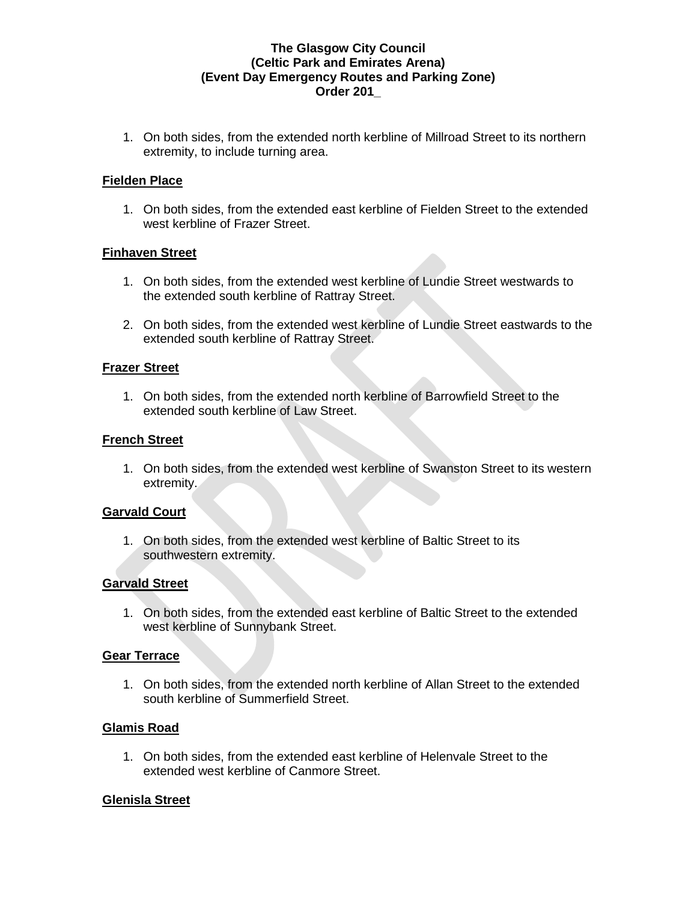1. On both sides, from the extended north kerbline of Millroad Street to its northern extremity, to include turning area.

**Fielden Place**

1. On both sides, from the extended east kerbline of Fielden Street to the extended west kerbline of Frazer Street.

**Finhaven Street**

1. On both sides, from the extended west kerbline of Lundie Street westwards to the extended south kerbline of Rattray Street.

2. On both sides, from the extended west kerbline of Lundie Street eastwards to the extended south kerbline of Rattray Street.

**Frazer Street**

1. On both sides, from the extended north kerbline of Barrowfield Street to the extended south kerbline of Law Street.

**French Street**

1. On both sides, from the extended west kerbline of Swanston Street to its western extremity.

**Garvald Court**

1. On both sides, from the extended west kerbline of Baltic Street to its southwestern extremity.

**Garvald Street**

1. On both sides, from the extended east kerbline of Baltic Street to the extended west kerbline of Sunnybank Street.

**Gear Terrace**

1. On both sides, from the extended north kerbline of Allan Street to the extended south kerbline of Summerfield Street.

**Glamis Road**

1. On both sides, from the extended east kerbline of Helenvale Street to the extended west kerbline of Canmore Street.

**Glenisla Street**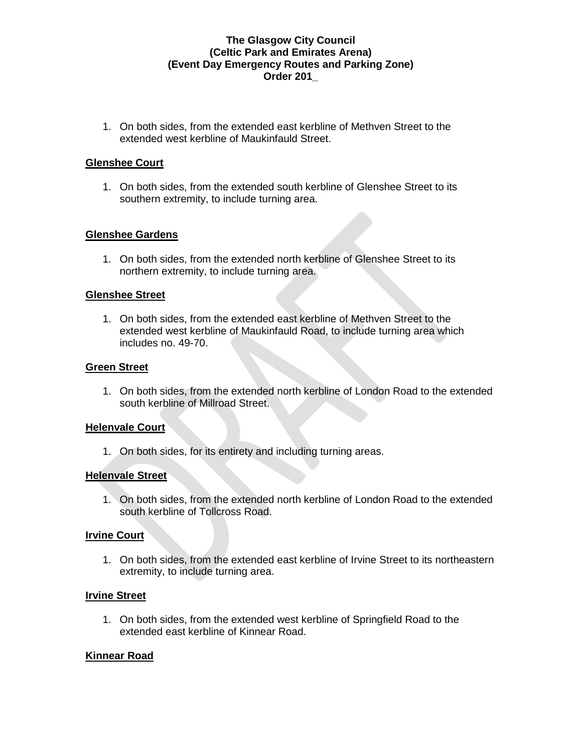**The Glasgow City Council**
**(Celtic Park and Emirates Arena)**
**(Event Day Emergency Routes and Parking Zone)**
**Order 201_**

1. On both sides, from the extended east kerbline of Methven Street to the extended west kerbline of Maukinfauld Street.

**Glenshee Court**

1. On both sides, from the extended south kerbline of Glenshee Street to its southern extremity, to include turning area.

**Glenshee Gardens**

1. On both sides, from the extended north kerbline of Glenshee Street to its northern extremity, to include turning area.

**Glenshee Street**

1. On both sides, from the extended east kerbline of Methven Street to the extended west kerbline of Maukinfauld Road, to include turning area which includes no. 49-70.

**Green Street**

1. On both sides, from the extended north kerbline of London Road to the extended south kerbline of Millroad Street.

**Helenvale Court**

1. On both sides, for its entirety and including turning areas.

**Helenvale Street**

1. On both sides, from the extended north kerbline of London Road to the extended south kerbline of Tollcross Road.

**Irvine Court**

1. On both sides, from the extended east kerbline of Irvine Street to its northeastern extremity, to include turning area.

**Irvine Street**

1. On both sides, from the extended west kerbline of Springfield Road to the extended east kerbline of Kinnear Road.

**Kinnear Road**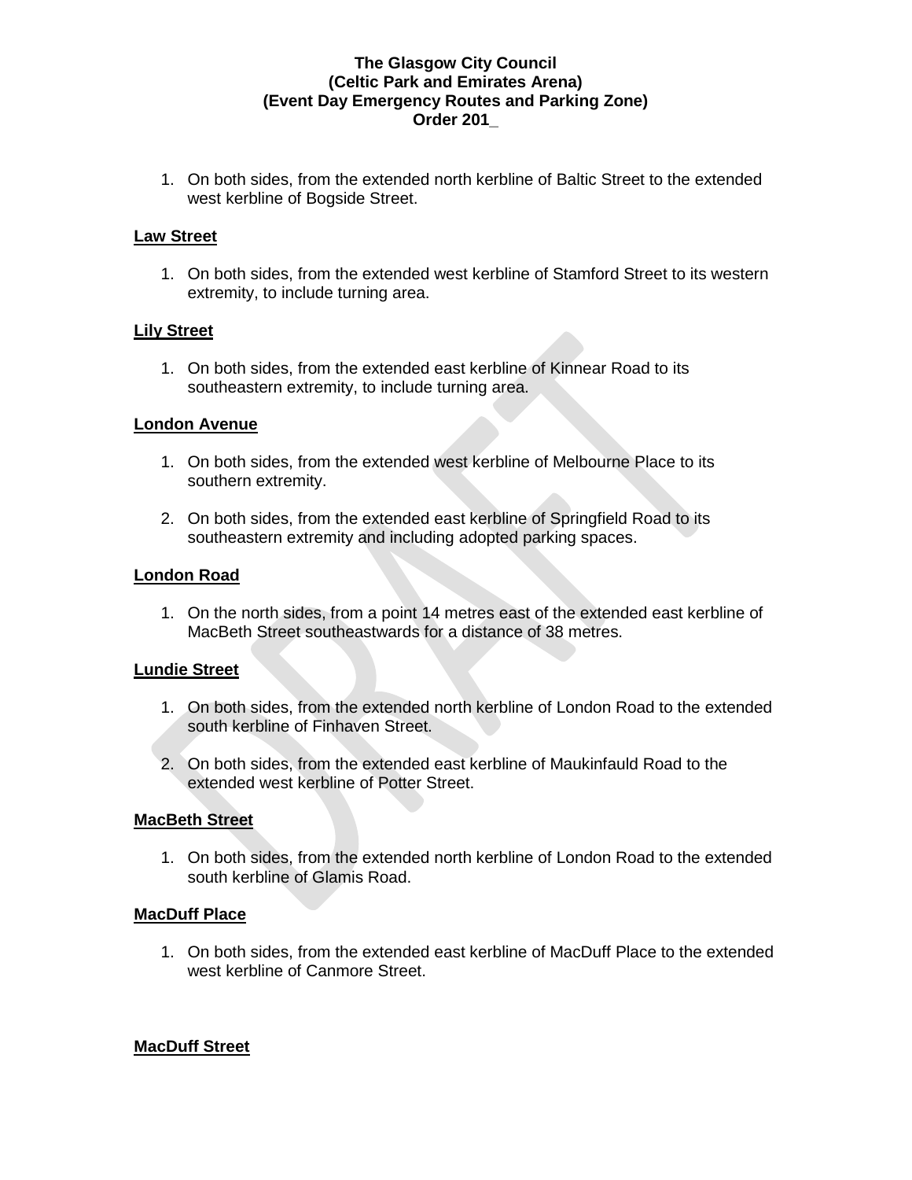1. On both sides, from the extended north kerbline of Baltic Street to the extended west kerbline of Bogside Street.

**Law Street**

1. On both sides, from the extended west kerbline of Stamford Street to its western extremity, to include turning area.

**Lily Street**

1. On both sides, from the extended east kerbline of Kinnear Road to its southeastern extremity, to include turning area.

**London Avenue**

1. On both sides, from the extended west kerbline of Melbourne Place to its southern extremity.
2. On both sides, from the extended east kerbline of Springfield Road to its southeastern extremity and including adopted parking spaces.

**London Road**

1. On the north sides, from a point 14 metres east of the extended east kerbline of MacBeth Street southeastwards for a distance of 38 metres.

**Lundie Street**

1. On both sides, from the extended north kerbline of London Road to the extended south kerbline of Finhaven Street.
2. On both sides, from the extended east kerbline of Maukinfauld Road to the extended west kerbline of Potter Street.

**MacBeth Street**

1. On both sides, from the extended north kerbline of London Road to the extended south kerbline of Glamis Road.

**MacDuff Place**

1. On both sides, from the extended east kerbline of MacDuff Place to the extended west kerbline of Canmore Street.

**MacDuff Street**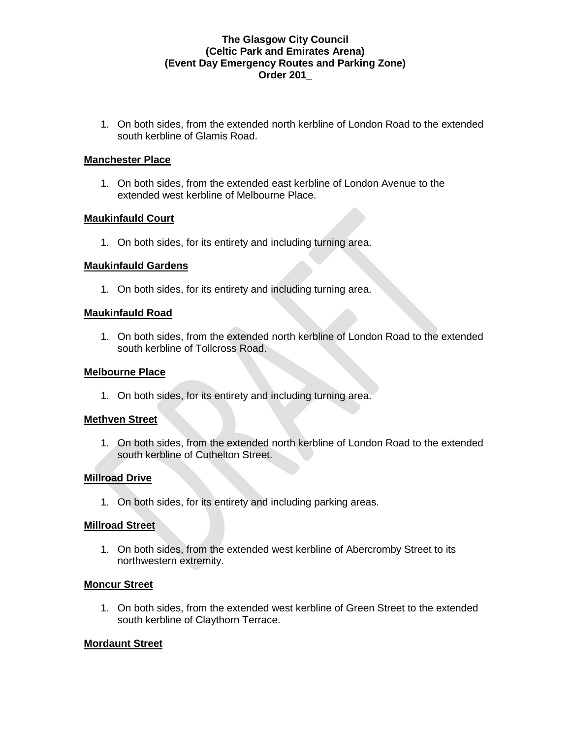1. On both sides, from the extended north kerbline of London Road to the extended south kerbline of Glamis Road.

**Manchester Place**

1. On both sides, from the extended east kerbline of London Avenue to the extended west kerbline of Melbourne Place.

**Maukinfauld Court**

1. On both sides, for its entirety and including turning area.

**Maukinfauld Gardens**

1. On both sides, for its entirety and including turning area.

**Maukinfauld Road**

1. On both sides, from the extended north kerbline of London Road to the extended south kerbline of Tollcross Road.

**Melbourne Place**

1. On both sides, for its entirety and including turning area.

**Methven Street**

1. On both sides, from the extended north kerbline of London Road to the extended south kerbline of Cuthelton Street.

**Millroad Drive**

1. On both sides, for its entirety and including parking areas.

**Millroad Street**

1. On both sides, from the extended west kerbline of Abercromby Street to its northwestern extremity.

**Moncur Street**

1. On both sides, from the extended west kerbline of Green Street to the extended south kerbline of Claythorn Terrace.

**Mordaunt Street**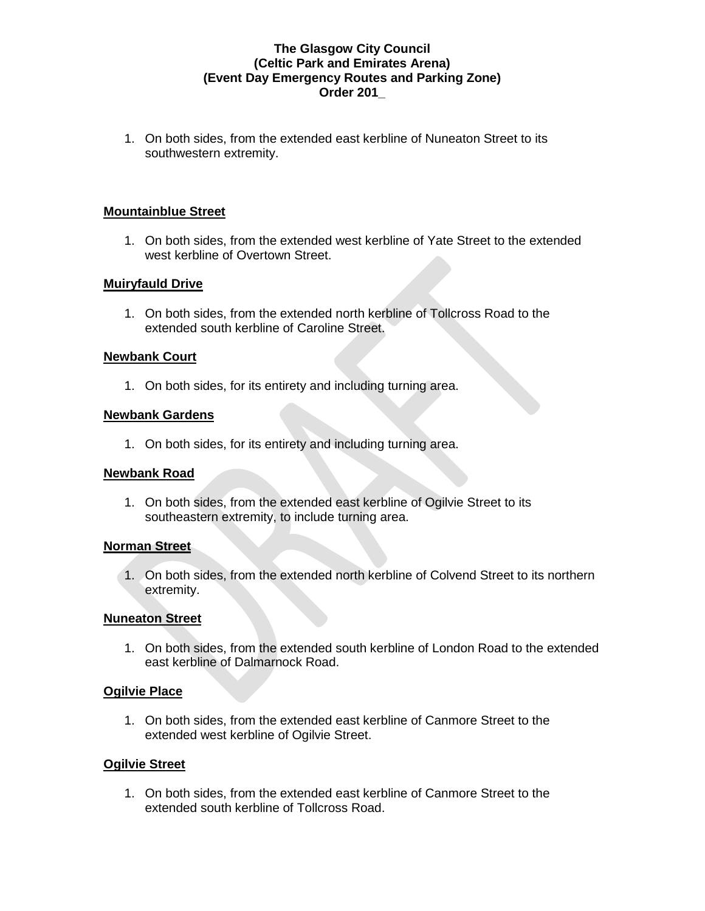1. On both sides, from the extended east kerbline of Nuneaton Street to its southwestern extremity.

**Mountainblue Street**

1. On both sides, from the extended west kerbline of Yate Street to the extended west kerbline of Overtown Street.

**Muiryfauld Drive**

1. On both sides, from the extended north kerbline of Tollcross Road to the extended south kerbline of Caroline Street.

**Newbank Court**

1. On both sides, for its entirety and including turning area.

**Newbank Gardens**

1. On both sides, for its entirety and including turning area.

**Newbank Road**

1. On both sides, from the extended east kerbline of Ogilvie Street to its southeastern extremity, to include turning area.

**Norman Street**

1. On both sides, from the extended north kerbline of Colvend Street to its northern extremity.

**Nuneaton Street**

1. On both sides, from the extended south kerbline of London Road to the extended east kerbline of Dalmarnock Road.

**Ogilvie Place**

1. On both sides, from the extended east kerbline of Canmore Street to the extended west kerbline of Ogilvie Street.

**Ogilvie Street**

1. On both sides, from the extended east kerbline of Canmore Street to the extended south kerbline of Tollcross Road.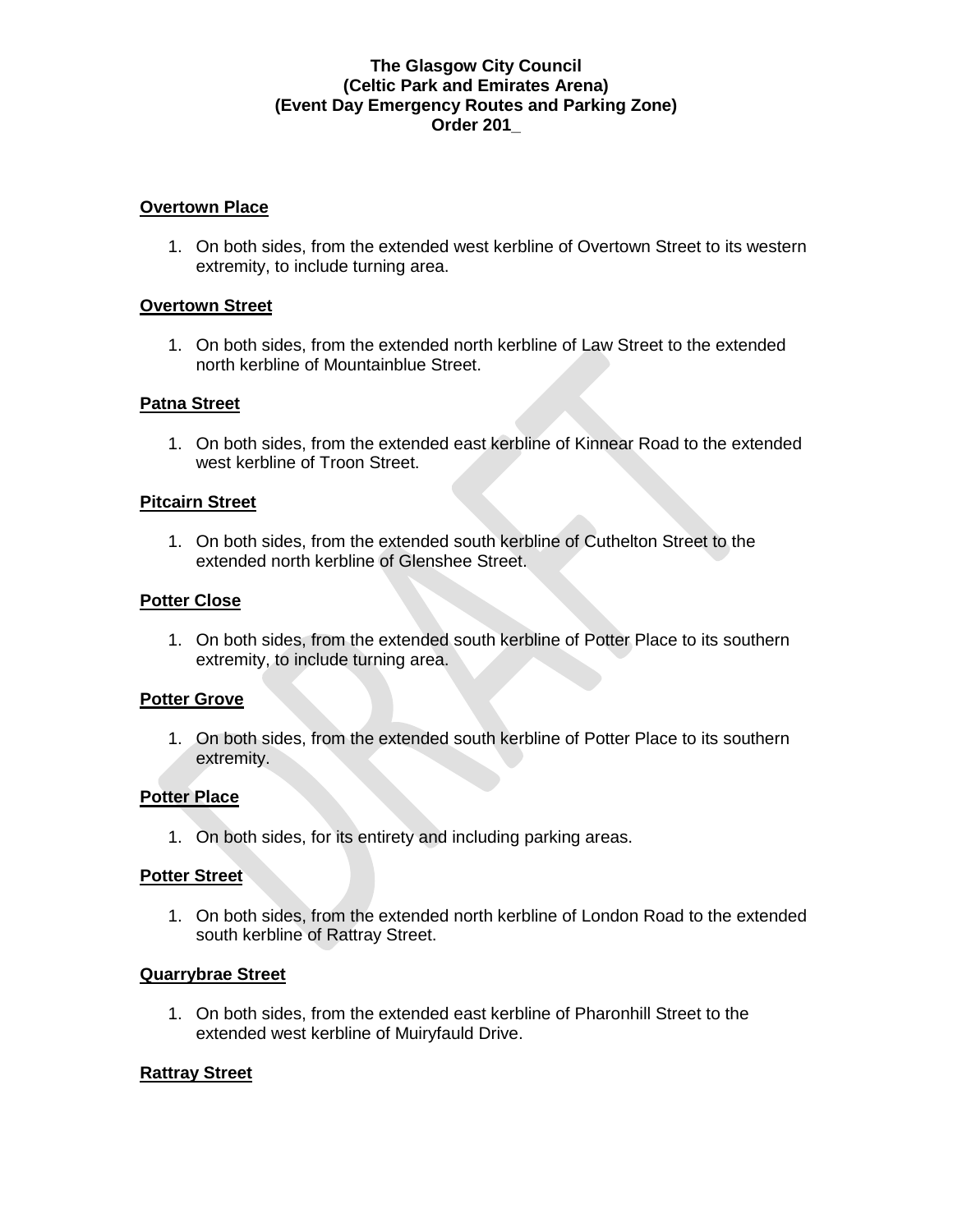**The Glasgow City Council**
**(Celtic Park and Emirates Arena)**
**(Event Day Emergency Routes and Parking Zone)**
**Order 201_**

**Overtown Place**

1. On both sides, from the extended west kerbline of Overtown Street to its western extremity, to include turning area.

**Overtown Street**

1. On both sides, from the extended north kerbline of Law Street to the extended north kerbline of Mountainblue Street.

**Patna Street**

1. On both sides, from the extended east kerbline of Kinnear Road to the extended west kerbline of Troon Street.

**Pitcairn Street**

1. On both sides, from the extended south kerbline of Cuthelton Street to the extended north kerbline of Glenshee Street.

**Potter Close**

1. On both sides, from the extended south kerbline of Potter Place to its southern extremity, to include turning area.

**Potter Grove**

1. On both sides, from the extended south kerbline of Potter Place to its southern extremity.

**Potter Place**

1. On both sides, for its entirety and including parking areas.

**Potter Street**

1. On both sides, from the extended north kerbline of London Road to the extended south kerbline of Rattray Street.

**Quarrybrae Street**

1. On both sides, from the extended east kerbline of Pharonhill Street to the extended west kerbline of Muiryfauld Drive.

**Rattray Street**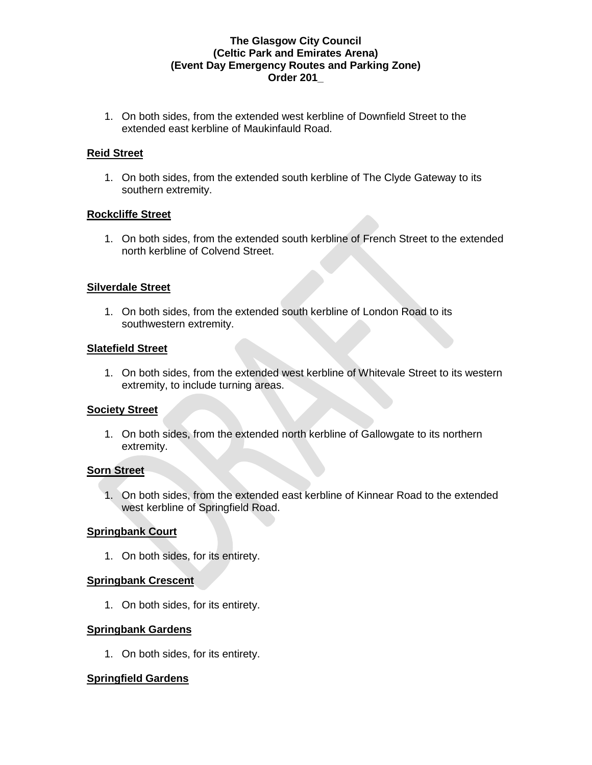**The Glasgow City Council**
**(Celtic Park and Emirates Arena)**
**(Event Day Emergency Routes and Parking Zone)**
**Order 201_**

1. On both sides, from the extended west kerbline of Downfield Street to the extended east kerbline of Maukinfauld Road.

**Reid Street**

1. On both sides, from the extended south kerbline of The Clyde Gateway to its southern extremity.

**Rockcliffe Street**

1. On both sides, from the extended south kerbline of French Street to the extended north kerbline of Colvend Street.

**Silverdale Street**

1. On both sides, from the extended south kerbline of London Road to its southwestern extremity.

**Slatefield Street**

1. On both sides, from the extended west kerbline of Whitevale Street to its western extremity, to include turning areas.

**Society Street**

1. On both sides, from the extended north kerbline of Gallowgate to its northern extremity.

**Sorn Street**

1. On both sides, from the extended east kerbline of Kinnear Road to the extended west kerbline of Springfield Road.

**Springbank Court**

1. On both sides, for its entirety.

**Springbank Crescent**

1. On both sides, for its entirety.

**Springbank Gardens**

1. On both sides, for its entirety.

**Springfield Gardens**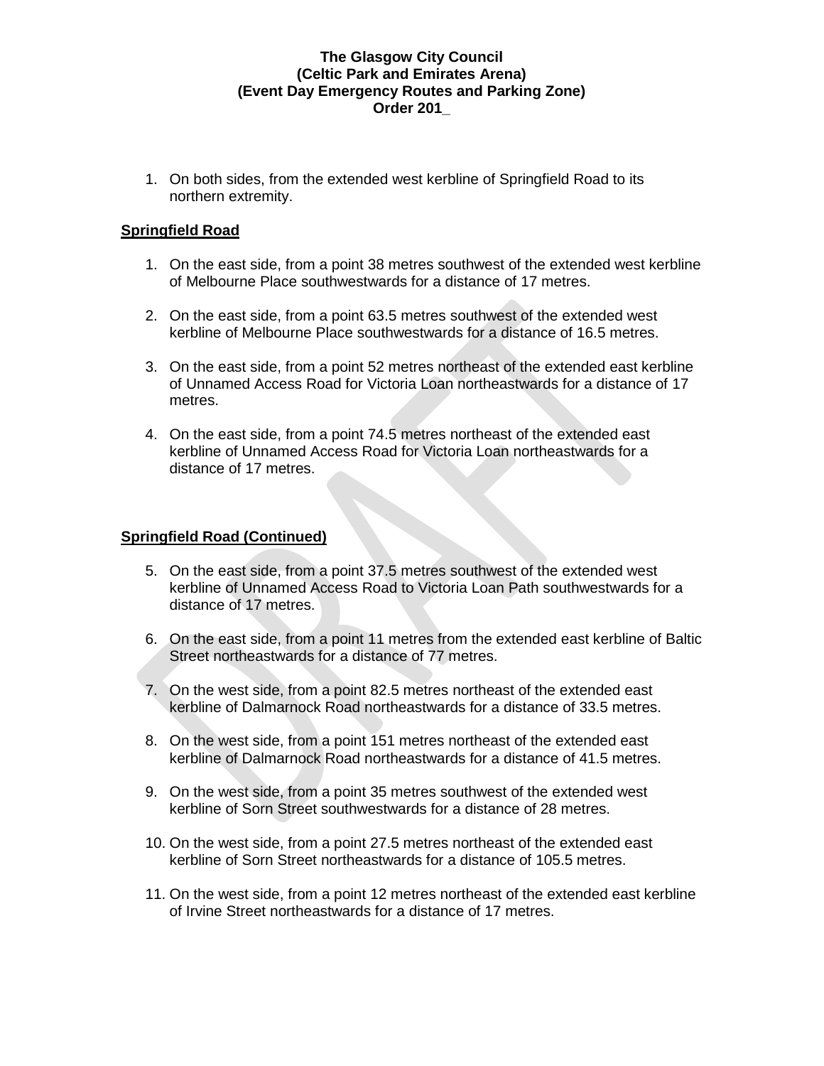**The Glasgow City Council**
**(Celtic Park and Emirates Arena)**
**(Event Day Emergency Routes and Parking Zone)**
**Order 201_**

1. On both sides, from the extended west kerbline of Springfield Road to its northern extremity.

**Springfield Road**

1. On the east side, from a point 38 metres southwest of the extended west kerbline of Melbourne Place southwestwards for a distance of 17 metres.

2. On the east side, from a point 63.5 metres southwest of the extended west kerbline of Melbourne Place southwestwards for a distance of 16.5 metres.

3. On the east side, from a point 52 metres northeast of the extended east kerbline of Unnamed Access Road for Victoria Loan northeastwards for a distance of 17 metres.

4. On the east side, from a point 74.5 metres northeast of the extended east kerbline of Unnamed Access Road for Victoria Loan northeastwards for a distance of 17 metres.

**Springfield Road (Continued)**

5. On the east side, from a point 37.5 metres southwest of the extended west kerbline of Unnamed Access Road to Victoria Loan Path southwestwards for a distance of 17 metres.

6. On the east side, from a point 11 metres from the extended east kerbline of Baltic Street northeastwards for a distance of 77 metres.

7. On the west side, from a point 82.5 metres northeast of the extended east kerbline of Dalmarnock Road northeastwards for a distance of 33.5 metres.

8. On the west side, from a point 151 metres northeast of the extended east kerbline of Dalmarnock Road northeastwards for a distance of 41.5 metres.

9. On the west side, from a point 35 metres southwest of the extended west kerbline of Sorn Street southwestwards for a distance of 28 metres.

10. On the west side, from a point 27.5 metres northeast of the extended east kerbline of Sorn Street northeastwards for a distance of 105.5 metres.

11. On the west side, from a point 12 metres northeast of the extended east kerbline of Irvine Street northeastwards for a distance of 17 metres.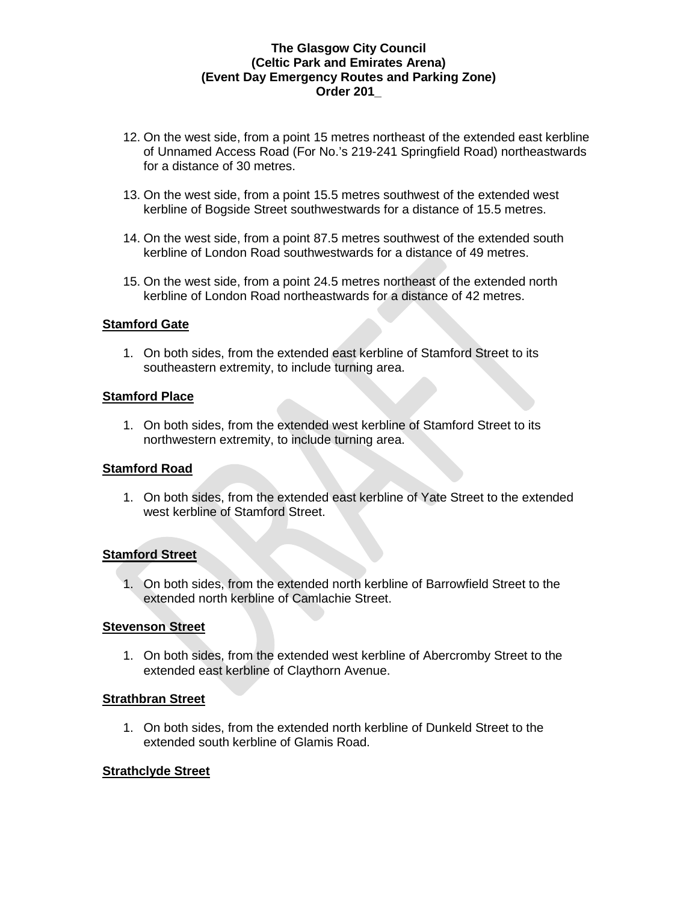12. On the west side, from a point 15 metres northeast of the extended east kerbline of Unnamed Access Road (For No.'s 219-241 Springfield Road) northeastwards for a distance of 30 metres.

13. On the west side, from a point 15.5 metres southwest of the extended west kerbline of Bogside Street southwestwards for a distance of 15.5 metres.

14. On the west side, from a point 87.5 metres southwest of the extended south kerbline of London Road southwestwards for a distance of 49 metres.

15. On the west side, from a point 24.5 metres northeast of the extended north kerbline of London Road northeastwards for a distance of 42 metres.

**Stamford Gate**

1. On both sides, from the extended east kerbline of Stamford Street to its southeastern extremity, to include turning area.

**Stamford Place**

1. On both sides, from the extended west kerbline of Stamford Street to its northwestern extremity, to include turning area.

**Stamford Road**

1. On both sides, from the extended east kerbline of Yate Street to the extended west kerbline of Stamford Street.

**Stamford Street**

1. On both sides, from the extended north kerbline of Barrowfield Street to the extended north kerbline of Camlachie Street.

**Stevenson Street**

1. On both sides, from the extended west kerbline of Abercromby Street to the extended east kerbline of Claythorn Avenue.

**Strathbran Street**

1. On both sides, from the extended north kerbline of Dunkeld Street to the extended south kerbline of Glamis Road.

**Strathclyde Street**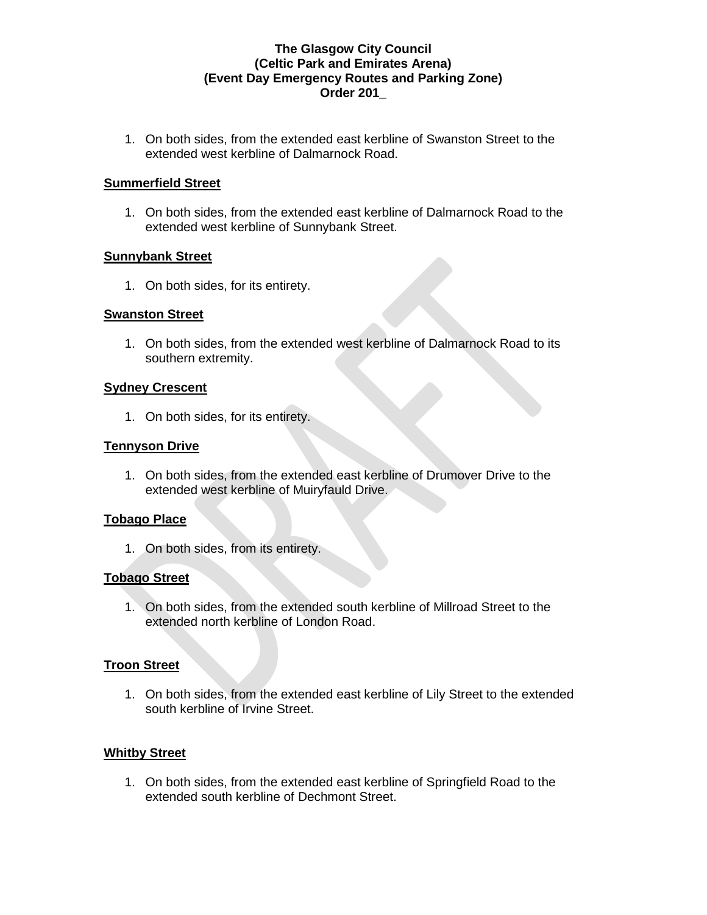**The Glasgow City Council**
**(Celtic Park and Emirates Arena)**
**(Event Day Emergency Routes and Parking Zone)**
**Order 201_**

1. On both sides, from the extended east kerbline of Swanston Street to the extended west kerbline of Dalmarnock Road.

**Summerfield Street**

1. On both sides, from the extended east kerbline of Dalmarnock Road to the extended west kerbline of Sunnybank Street.

**Sunnybank Street**

1. On both sides, for its entirety.

**Swanston Street**

1. On both sides, from the extended west kerbline of Dalmarnock Road to its southern extremity.

**Sydney Crescent**

1. On both sides, for its entirety.

**Tennyson Drive**

1. On both sides, from the extended east kerbline of Drumover Drive to the extended west kerbline of Muiryfauld Drive.

**Tobago Place**

1. On both sides, from its entirety.

**Tobago Street**

1. On both sides, from the extended south kerbline of Millroad Street to the extended north kerbline of London Road.

**Troon Street**

1. On both sides, from the extended east kerbline of Lily Street to the extended south kerbline of Irvine Street.

**Whitby Street**

1. On both sides, from the extended east kerbline of Springfield Road to the extended south kerbline of Dechmont Street.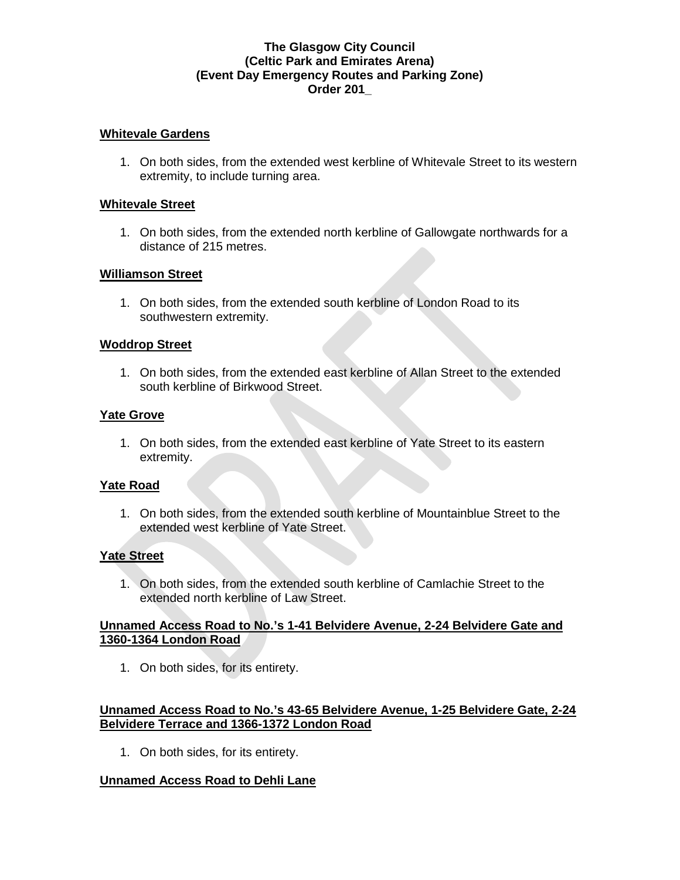**The Glasgow City Council**
**(Celtic Park and Emirates Arena)**
**(Event Day Emergency Routes and Parking Zone)**
**Order 201_**

**Whitevale Gardens**

1. On both sides, from the extended west kerbline of Whitevale Street to its western extremity, to include turning area.

**Whitevale Street**

1. On both sides, from the extended north kerbline of Gallowgate northwards for a distance of 215 metres.

**Williamson Street**

1. On both sides, from the extended south kerbline of London Road to its southwestern extremity.

**Woddrop Street**

1. On both sides, from the extended east kerbline of Allan Street to the extended south kerbline of Birkwood Street.

**Yate Grove**

1. On both sides, from the extended east kerbline of Yate Street to its eastern extremity.

**Yate Road**

1. On both sides, from the extended south kerbline of Mountainblue Street to the extended west kerbline of Yate Street.

**Yate Street**

1. On both sides, from the extended south kerbline of Camlachie Street to the extended north kerbline of Law Street.

**Unnamed Access Road to No.'s 1-41 Belvidere Avenue, 2-24 Belvidere Gate and 1360-1364 London Road**

1. On both sides, for its entirety.

**Unnamed Access Road to No.'s 43-65 Belvidere Avenue, 1-25 Belvidere Gate, 2-24 Belvidere Terrace and 1366-1372 London Road**

1. On both sides, for its entirety.

**Unnamed Access Road to Dehli Lane**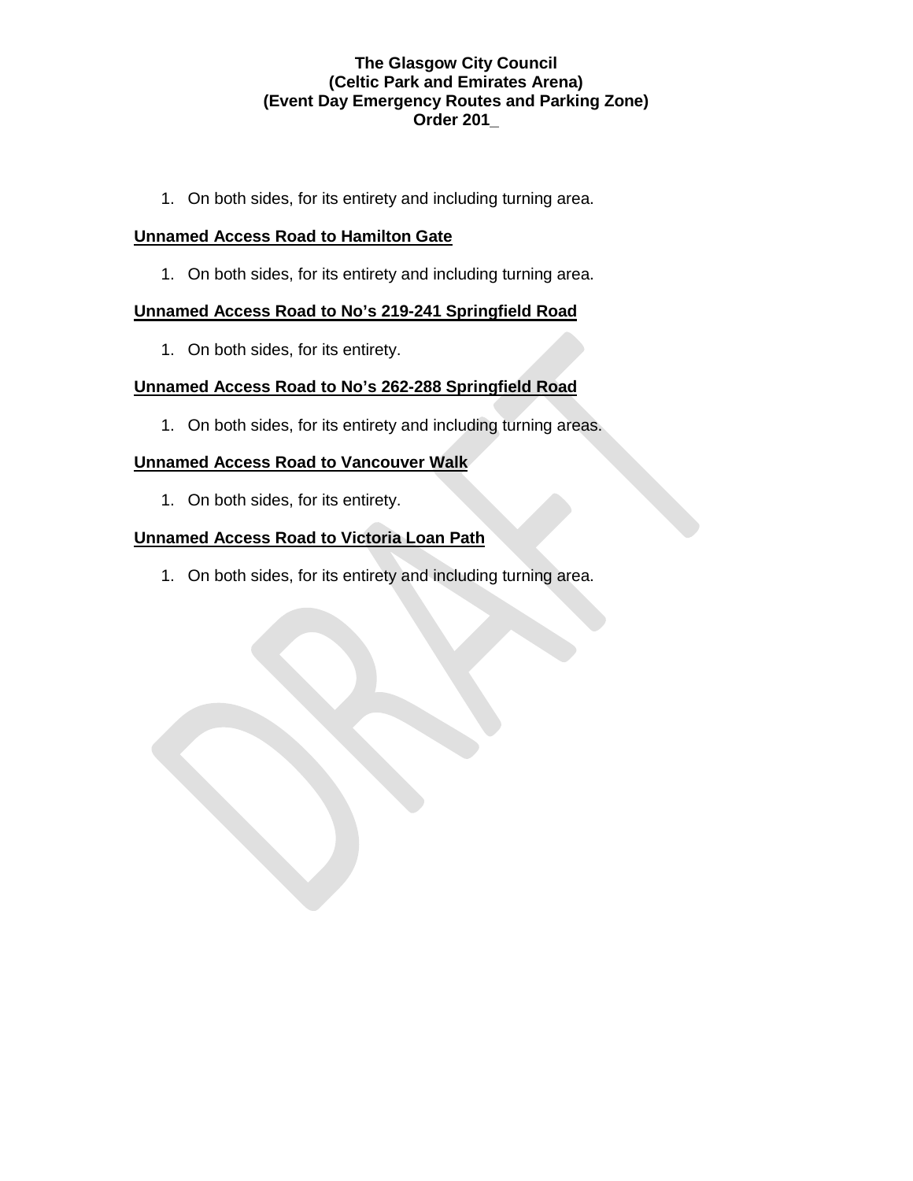1. On both sides, for its entirety and including turning area.

**Unnamed Access Road to Hamilton Gate**

1. On both sides, for its entirety and including turning area.

**Unnamed Access Road to No's 219-241 Springfield Road**

1. On both sides, for its entirety.

**Unnamed Access Road to No's 262-288 Springfield Road**

1. On both sides, for its entirety and including turning areas.

**Unnamed Access Road to Vancouver Walk**

1. On both sides, for its entirety.

**Unnamed Access Road to Victoria Loan Path**

1. On both sides, for its entirety and including turning area.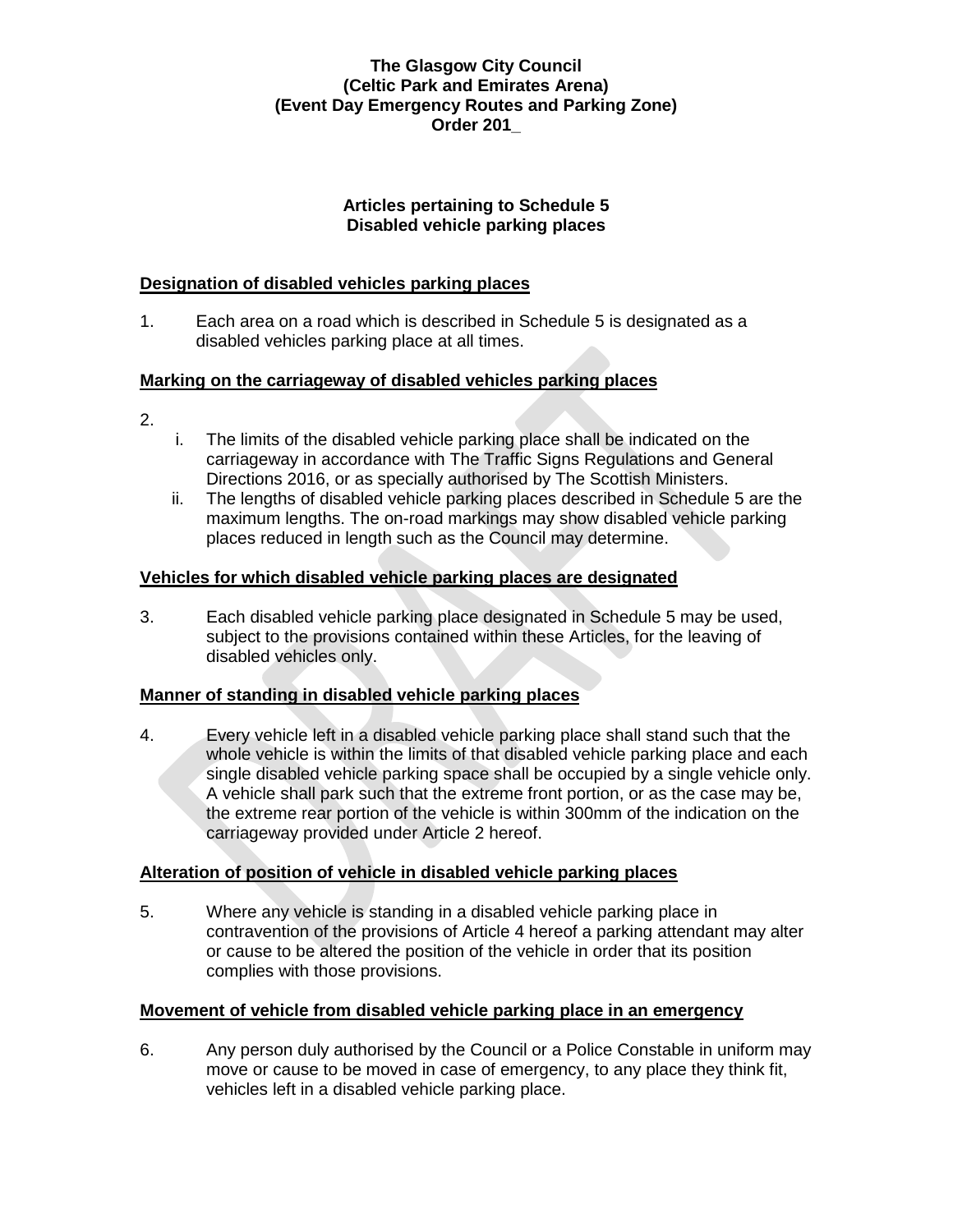**The Glasgow City Council**
**(Celtic Park and Emirates Arena)**
**(Event Day Emergency Routes and Parking Zone)**
**Order 201_**

**Articles pertaining to Schedule 5**
**Disabled vehicle parking places**

**Designation of disabled vehicles parking places**

1. Each area on a road which is described in Schedule 5 is designated as a disabled vehicles parking place at all times.

**Marking on the carriageway of disabled vehicles parking places**

2.
   i. The limits of the disabled vehicle parking place shall be indicated on the carriageway in accordance with The Traffic Signs Regulations and General Directions 2016, or as specially authorised by The Scottish Ministers.
   ii. The lengths of disabled vehicle parking places described in Schedule 5 are the maximum lengths. The on-road markings may show disabled vehicle parking places reduced in length such as the Council may determine.

**Vehicles for which disabled vehicle parking places are designated**

3. Each disabled vehicle parking place designated in Schedule 5 may be used, subject to the provisions contained within these Articles, for the leaving of disabled vehicles only.

**Manner of standing in disabled vehicle parking places**

4. Every vehicle left in a disabled vehicle parking place shall stand such that the whole vehicle is within the limits of that disabled vehicle parking place and each single disabled vehicle parking space shall be occupied by a single vehicle only. A vehicle shall park such that the extreme front portion, or as the case may be, the extreme rear portion of the vehicle is within 300mm of the indication on the carriageway provided under Article 2 hereof.

**Alteration of position of vehicle in disabled vehicle parking places**

5. Where any vehicle is standing in a disabled vehicle parking place in contravention of the provisions of Article 4 hereof a parking attendant may alter or cause to be altered the position of the vehicle in order that its position complies with those provisions.

**Movement of vehicle from disabled vehicle parking place in an emergency**

6. Any person duly authorised by the Council or a Police Constable in uniform may move or cause to be moved in case of emergency, to any place they think fit, vehicles left in a disabled vehicle parking place.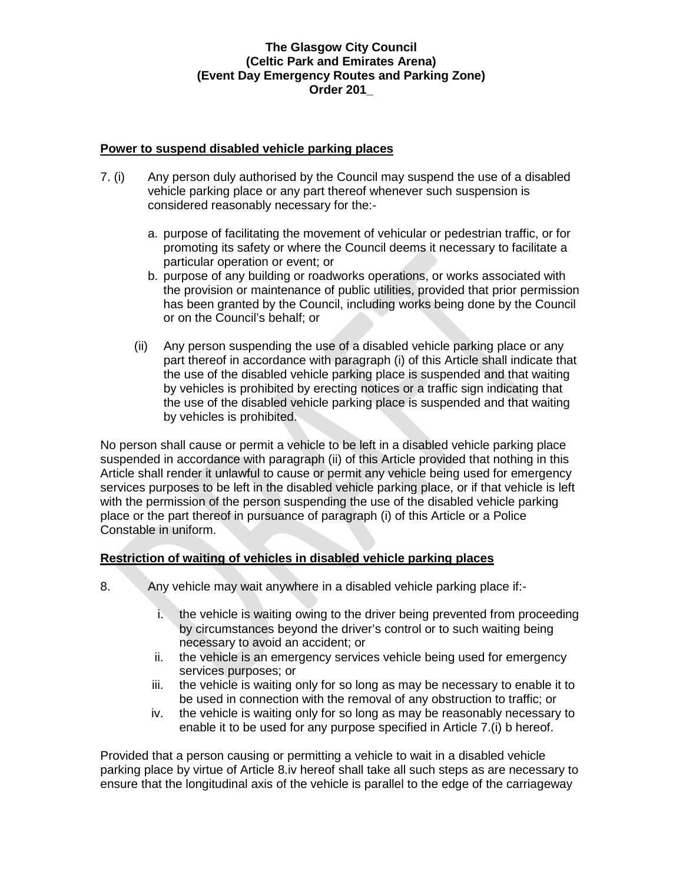**Power to suspend disabled vehicle parking places**

7. (i) Any person duly authorised by the Council may suspend the use of a disabled vehicle parking place or any part thereof whenever such suspension is considered reasonably necessary for the:-

   a. purpose of facilitating the movement of vehicular or pedestrian traffic, or for promoting its safety or where the Council deems it necessary to facilitate a particular operation or event; or
   b. purpose of any building or roadworks operations, or works associated with the provision or maintenance of public utilities, provided that prior permission has been granted by the Council, including works being done by the Council or on the Council's behalf; or

   (ii) Any person suspending the use of a disabled vehicle parking place or any part thereof in accordance with paragraph (i) of this Article shall indicate that the use of the disabled vehicle parking place is suspended and that waiting by vehicles is prohibited by erecting notices or a traffic sign indicating that the use of the disabled vehicle parking place is suspended and that waiting by vehicles is prohibited.

No person shall cause or permit a vehicle to be left in a disabled vehicle parking place suspended in accordance with paragraph (ii) of this Article provided that nothing in this Article shall render it unlawful to cause or permit any vehicle being used for emergency services purposes to be left in the disabled vehicle parking place, or if that vehicle is left with the permission of the person suspending the use of the disabled vehicle parking place or the part thereof in pursuance of paragraph (i) of this Article or a Police Constable in uniform.

**Restriction of waiting of vehicles in disabled vehicle parking places**

8. Any vehicle may wait anywhere in a disabled vehicle parking place if:-

   i. the vehicle is waiting owing to the driver being prevented from proceeding by circumstances beyond the driver's control or to such waiting being necessary to avoid an accident; or
   ii. the vehicle is an emergency services vehicle being used for emergency services purposes; or
   iii. the vehicle is waiting only for so long as may be necessary to enable it to be used in connection with the removal of any obstruction to traffic; or
   iv. the vehicle is waiting only for so long as may be reasonably necessary to enable it to be used for any purpose specified in Article 7.(i) b hereof.

Provided that a person causing or permitting a vehicle to wait in a disabled vehicle parking place by virtue of Article 8.iv hereof shall take all such steps as are necessary to ensure that the longitudinal axis of the vehicle is parallel to the edge of the carriageway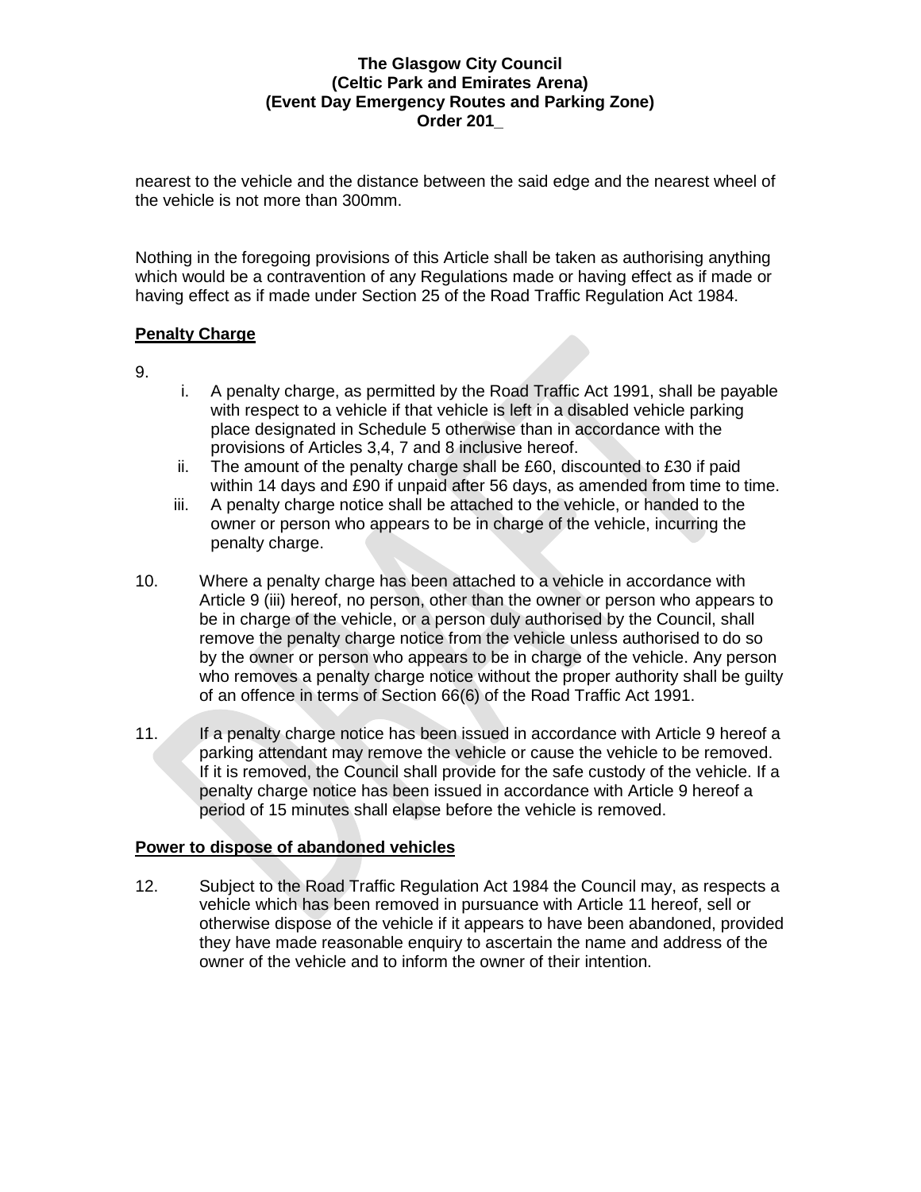nearest to the vehicle and the distance between the said edge and the nearest wheel of the vehicle is not more than 300mm.

Nothing in the foregoing provisions of this Article shall be taken as authorising anything which would be a contravention of any Regulations made or having effect as if made or having effect as if made under Section 25 of the Road Traffic Regulation Act 1984.

**Penalty Charge**

9.

i. A penalty charge, as permitted by the Road Traffic Act 1991, shall be payable with respect to a vehicle if that vehicle is left in a disabled vehicle parking place designated in Schedule 5 otherwise than in accordance with the provisions of Articles 3,4, 7 and 8 inclusive hereof.

ii. The amount of the penalty charge shall be £60, discounted to £30 if paid within 14 days and £90 if unpaid after 56 days, as amended from time to time.

iii. A penalty charge notice shall be attached to the vehicle, or handed to the owner or person who appears to be in charge of the vehicle, incurring the penalty charge.

10. Where a penalty charge has been attached to a vehicle in accordance with Article 9 (iii) hereof, no person, other than the owner or person who appears to be in charge of the vehicle, or a person duly authorised by the Council, shall remove the penalty charge notice from the vehicle unless authorised to do so by the owner or person who appears to be in charge of the vehicle. Any person who removes a penalty charge notice without the proper authority shall be guilty of an offence in terms of Section 66(6) of the Road Traffic Act 1991.

11. If a penalty charge notice has been issued in accordance with Article 9 hereof a parking attendant may remove the vehicle or cause the vehicle to be removed. If it is removed, the Council shall provide for the safe custody of the vehicle. If a penalty charge notice has been issued in accordance with Article 9 hereof a period of 15 minutes shall elapse before the vehicle is removed.

**Power to dispose of abandoned vehicles**

12. Subject to the Road Traffic Regulation Act 1984 the Council may, as respects a vehicle which has been removed in pursuance with Article 11 hereof, sell or otherwise dispose of the vehicle if it appears to have been abandoned, provided they have made reasonable enquiry to ascertain the name and address of the owner of the vehicle and to inform the owner of their intention.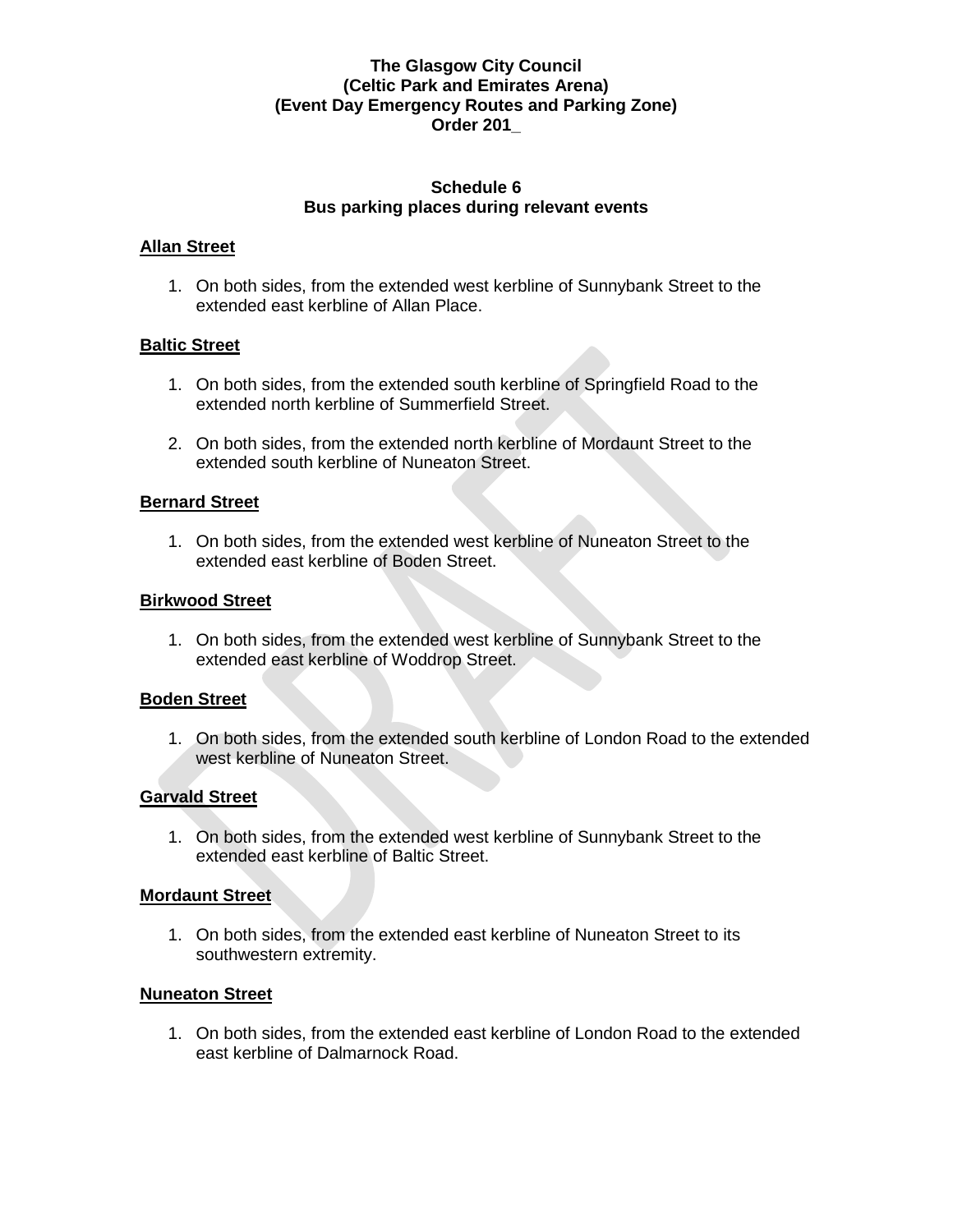**The Glasgow City Council**
**(Celtic Park and Emirates Arena)**
**(Event Day Emergency Routes and Parking Zone)**
**Order 201_**

## Schedule 6
## Bus parking places during relevant events

**Allan Street**

1. On both sides, from the extended west kerbline of Sunnybank Street to the extended east kerbline of Allan Place.

**Baltic Street**

1. On both sides, from the extended south kerbline of Springfield Road to the extended north kerbline of Summerfield Street.

2. On both sides, from the extended north kerbline of Mordaunt Street to the extended south kerbline of Nuneaton Street.

**Bernard Street**

1. On both sides, from the extended west kerbline of Nuneaton Street to the extended east kerbline of Boden Street.

**Birkwood Street**

1. On both sides, from the extended west kerbline of Sunnybank Street to the extended east kerbline of Woddrop Street.

**Boden Street**

1. On both sides, from the extended south kerbline of London Road to the extended west kerbline of Nuneaton Street.

**Garvald Street**

1. On both sides, from the extended west kerbline of Sunnybank Street to the extended east kerbline of Baltic Street.

**Mordaunt Street**

1. On both sides, from the extended east kerbline of Nuneaton Street to its southwestern extremity.

**Nuneaton Street**

1. On both sides, from the extended east kerbline of London Road to the extended east kerbline of Dalmarnock Road.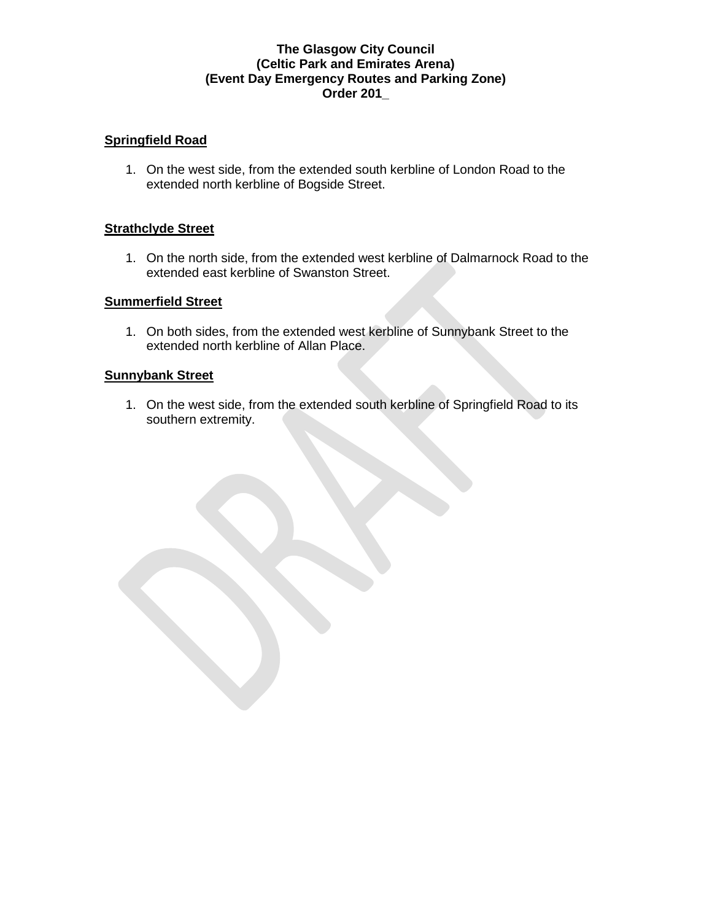**The Glasgow City Council**
**(Celtic Park and Emirates Arena)**
**(Event Day Emergency Routes and Parking Zone)**
**Order 201_**

**Springfield Road**

1. On the west side, from the extended south kerbline of London Road to the extended north kerbline of Bogside Street.

**Strathclyde Street**

1. On the north side, from the extended west kerbline of Dalmarnock Road to the extended east kerbline of Swanston Street.

**Summerfield Street**

1. On both sides, from the extended west kerbline of Sunnybank Street to the extended north kerbline of Allan Place.

**Sunnybank Street**

1. On the west side, from the extended south kerbline of Springfield Road to its southern extremity.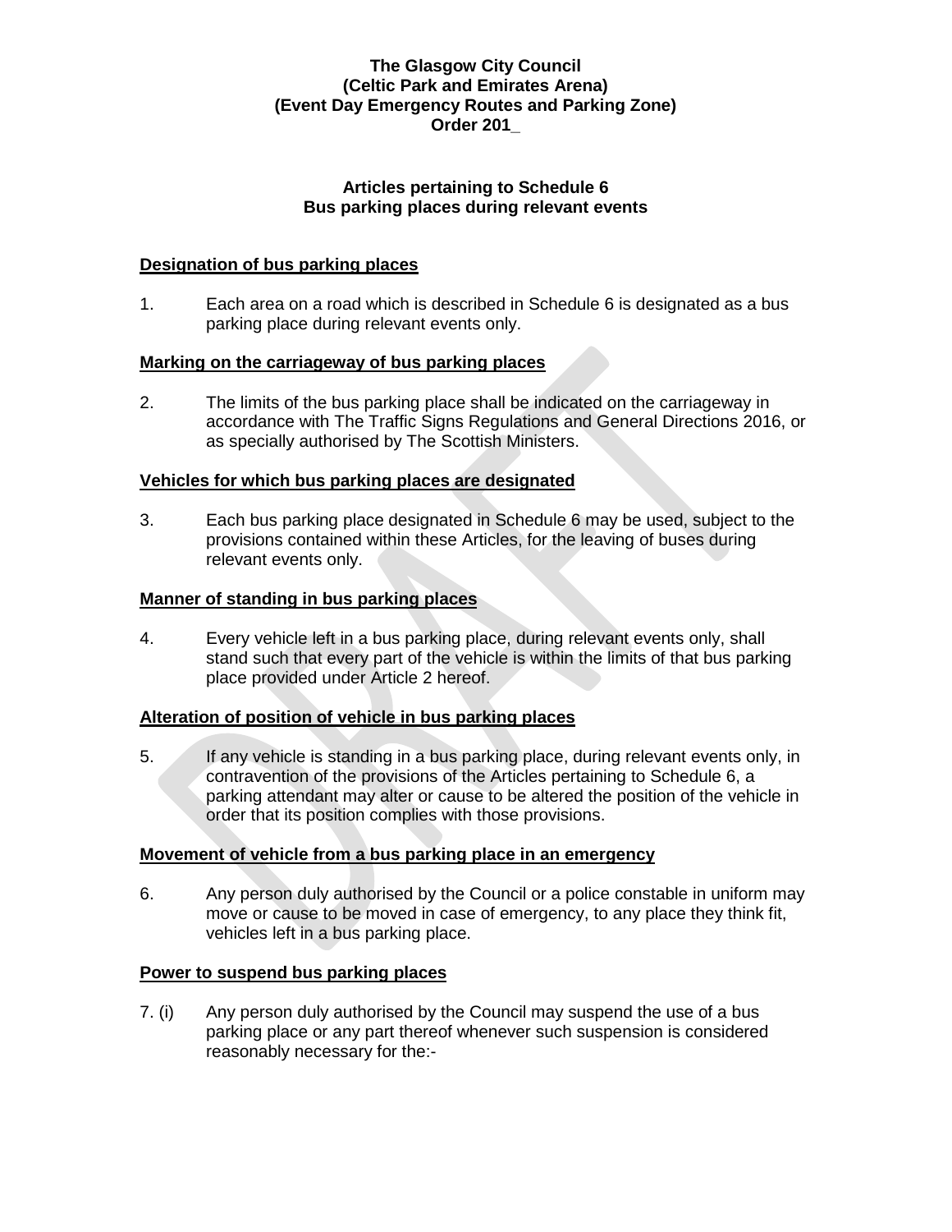**The Glasgow City Council**
**(Celtic Park and Emirates Arena)**
**(Event Day Emergency Routes and Parking Zone)**
**Order 201_**

**Articles pertaining to Schedule 6**
**Bus parking places during relevant events**

**Designation of bus parking places**

1. Each area on a road which is described in Schedule 6 is designated as a bus parking place during relevant events only.

**Marking on the carriageway of bus parking places**

2. The limits of the bus parking place shall be indicated on the carriageway in accordance with The Traffic Signs Regulations and General Directions 2016, or as specially authorised by The Scottish Ministers.

**Vehicles for which bus parking places are designated**

3. Each bus parking place designated in Schedule 6 may be used, subject to the provisions contained within these Articles, for the leaving of buses during relevant events only.

**Manner of standing in bus parking places**

4. Every vehicle left in a bus parking place, during relevant events only, shall stand such that every part of the vehicle is within the limits of that bus parking place provided under Article 2 hereof.

**Alteration of position of vehicle in bus parking places**

5. If any vehicle is standing in a bus parking place, during relevant events only, in contravention of the provisions of the Articles pertaining to Schedule 6, a parking attendant may alter or cause to be altered the position of the vehicle in order that its position complies with those provisions.

**Movement of vehicle from a bus parking place in an emergency**

6. Any person duly authorised by the Council or a police constable in uniform may move or cause to be moved in case of emergency, to any place they think fit, vehicles left in a bus parking place.

**Power to suspend bus parking places**

7. (i) Any person duly authorised by the Council may suspend the use of a bus parking place or any part thereof whenever such suspension is considered reasonably necessary for the:-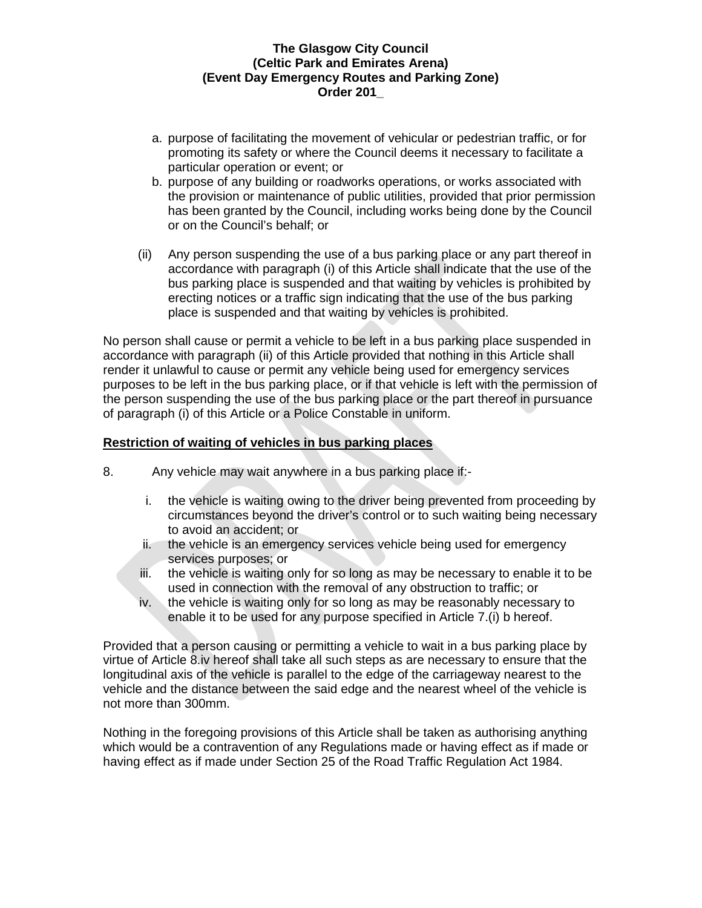a. purpose of facilitating the movement of vehicular or pedestrian traffic, or for promoting its safety or where the Council deems it necessary to facilitate a particular operation or event; or
b. purpose of any building or roadworks operations, or works associated with the provision or maintenance of public utilities, provided that prior permission has been granted by the Council, including works being done by the Council or on the Council's behalf; or

(ii) Any person suspending the use of a bus parking place or any part thereof in accordance with paragraph (i) of this Article shall indicate that the use of the bus parking place is suspended and that waiting by vehicles is prohibited by erecting notices or a traffic sign indicating that the use of the bus parking place is suspended and that waiting by vehicles is prohibited.

No person shall cause or permit a vehicle to be left in a bus parking place suspended in accordance with paragraph (ii) of this Article provided that nothing in this Article shall render it unlawful to cause or permit any vehicle being used for emergency services purposes to be left in the bus parking place, or if that vehicle is left with the permission of the person suspending the use of the bus parking place or the part thereof in pursuance of paragraph (i) of this Article or a Police Constable in uniform.

**Restriction of waiting of vehicles in bus parking places**

8. Any vehicle may wait anywhere in a bus parking place if:-

i. the vehicle is waiting owing to the driver being prevented from proceeding by circumstances beyond the driver's control or to such waiting being necessary to avoid an accident; or
ii. the vehicle is an emergency services vehicle being used for emergency services purposes; or
iii. the vehicle is waiting only for so long as may be necessary to enable it to be used in connection with the removal of any obstruction to traffic; or
iv. the vehicle is waiting only for so long as may be reasonably necessary to enable it to be used for any purpose specified in Article 7.(i) b hereof.

Provided that a person causing or permitting a vehicle to wait in a bus parking place by virtue of Article 8.iv hereof shall take all such steps as are necessary to ensure that the longitudinal axis of the vehicle is parallel to the edge of the carriageway nearest to the vehicle and the distance between the said edge and the nearest wheel of the vehicle is not more than 300mm.

Nothing in the foregoing provisions of this Article shall be taken as authorising anything which would be a contravention of any Regulations made or having effect as if made or having effect as if made under Section 25 of the Road Traffic Regulation Act 1984.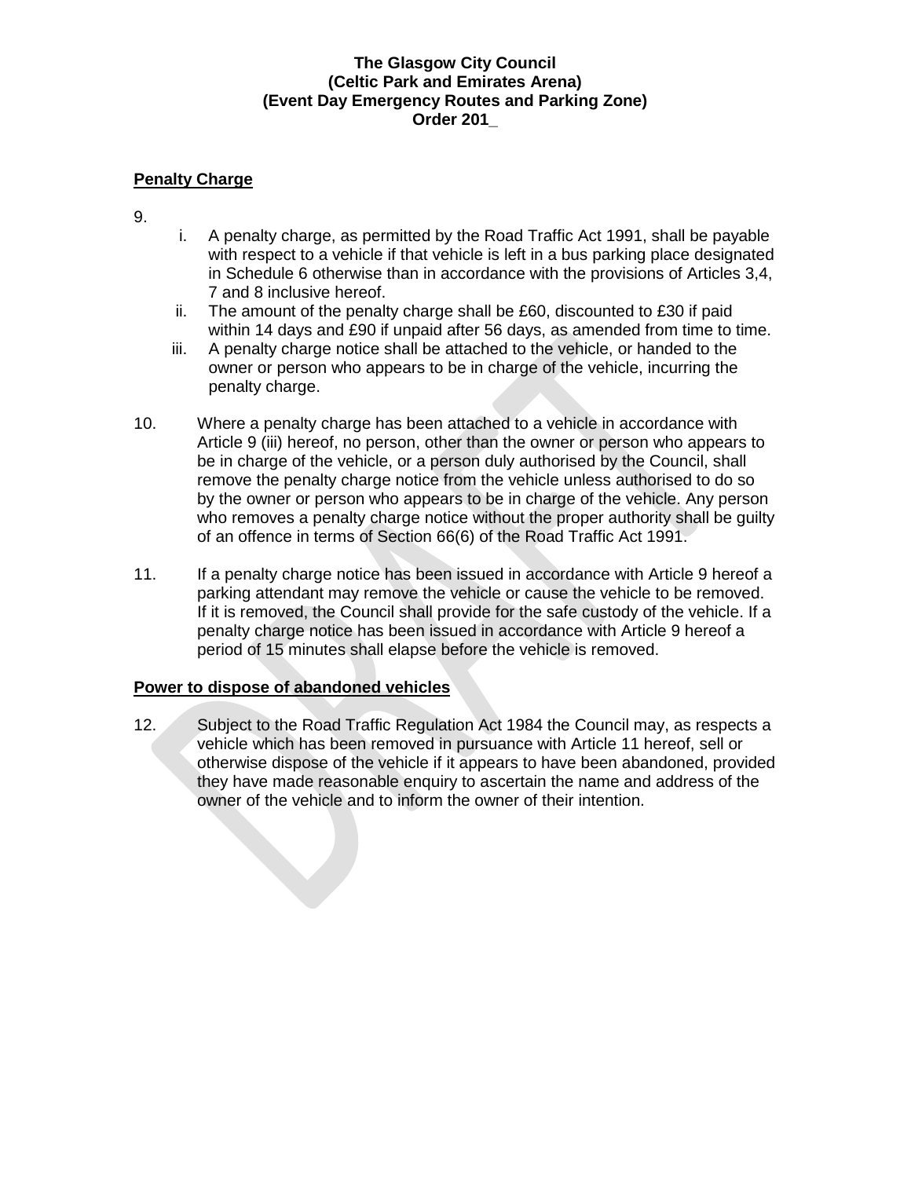**The Glasgow City Council**
**(Celtic Park and Emirates Arena)**
**(Event Day Emergency Routes and Parking Zone)**
**Order 201_**

## Penalty Charge

9.

i. A penalty charge, as permitted by the Road Traffic Act 1991, shall be payable with respect to a vehicle if that vehicle is left in a bus parking place designated in Schedule 6 otherwise than in accordance with the provisions of Articles 3,4, 7 and 8 inclusive hereof.

ii. The amount of the penalty charge shall be £60, discounted to £30 if paid within 14 days and £90 if unpaid after 56 days, as amended from time to time.

iii. A penalty charge notice shall be attached to the vehicle, or handed to the owner or person who appears to be in charge of the vehicle, incurring the penalty charge.

10. Where a penalty charge has been attached to a vehicle in accordance with Article 9 (iii) hereof, no person, other than the owner or person who appears to be in charge of the vehicle, or a person duly authorised by the Council, shall remove the penalty charge notice from the vehicle unless authorised to do so by the owner or person who appears to be in charge of the vehicle. Any person who removes a penalty charge notice without the proper authority shall be guilty of an offence in terms of Section 66(6) of the Road Traffic Act 1991.

11. If a penalty charge notice has been issued in accordance with Article 9 hereof a parking attendant may remove the vehicle or cause the vehicle to be removed. If it is removed, the Council shall provide for the safe custody of the vehicle. If a penalty charge notice has been issued in accordance with Article 9 hereof a period of 15 minutes shall elapse before the vehicle is removed.

## Power to dispose of abandoned vehicles

12. Subject to the Road Traffic Regulation Act 1984 the Council may, as respects a vehicle which has been removed in pursuance with Article 11 hereof, sell or otherwise dispose of the vehicle if it appears to have been abandoned, provided they have made reasonable enquiry to ascertain the name and address of the owner of the vehicle and to inform the owner of their intention.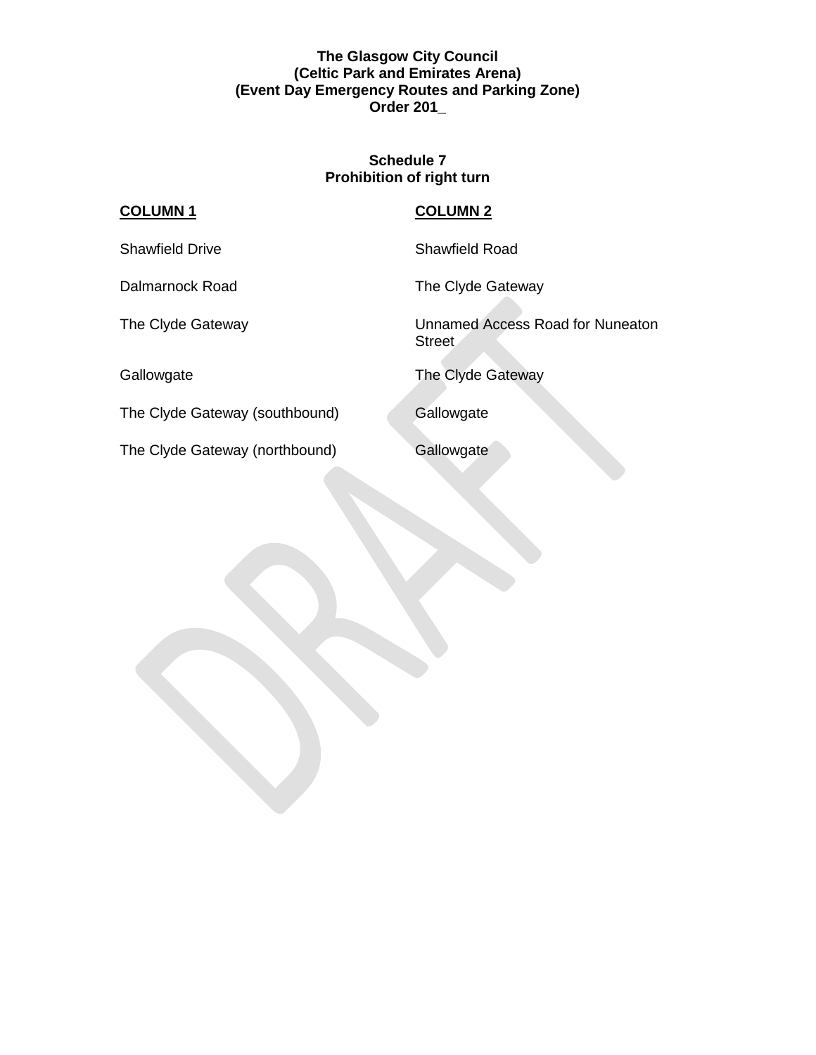**The Glasgow City Council (Celtic Park and Emirates Arena) (Event Day Emergency Routes and Parking Zone) Order 201_**

**Schedule 7**
**Prohibition of right turn**

| COLUMN 1 | COLUMN 2 |
|---|---|
| Shawfield Drive | Shawfield Road |
| Dalmarnock Road | The Clyde Gateway |
| The Clyde Gateway | Unnamed Access Road for Nuneaton Street |
| Gallowgate | The Clyde Gateway |
| The Clyde Gateway (southbound) | Gallowgate |
| The Clyde Gateway (northbound) | Gallowgate |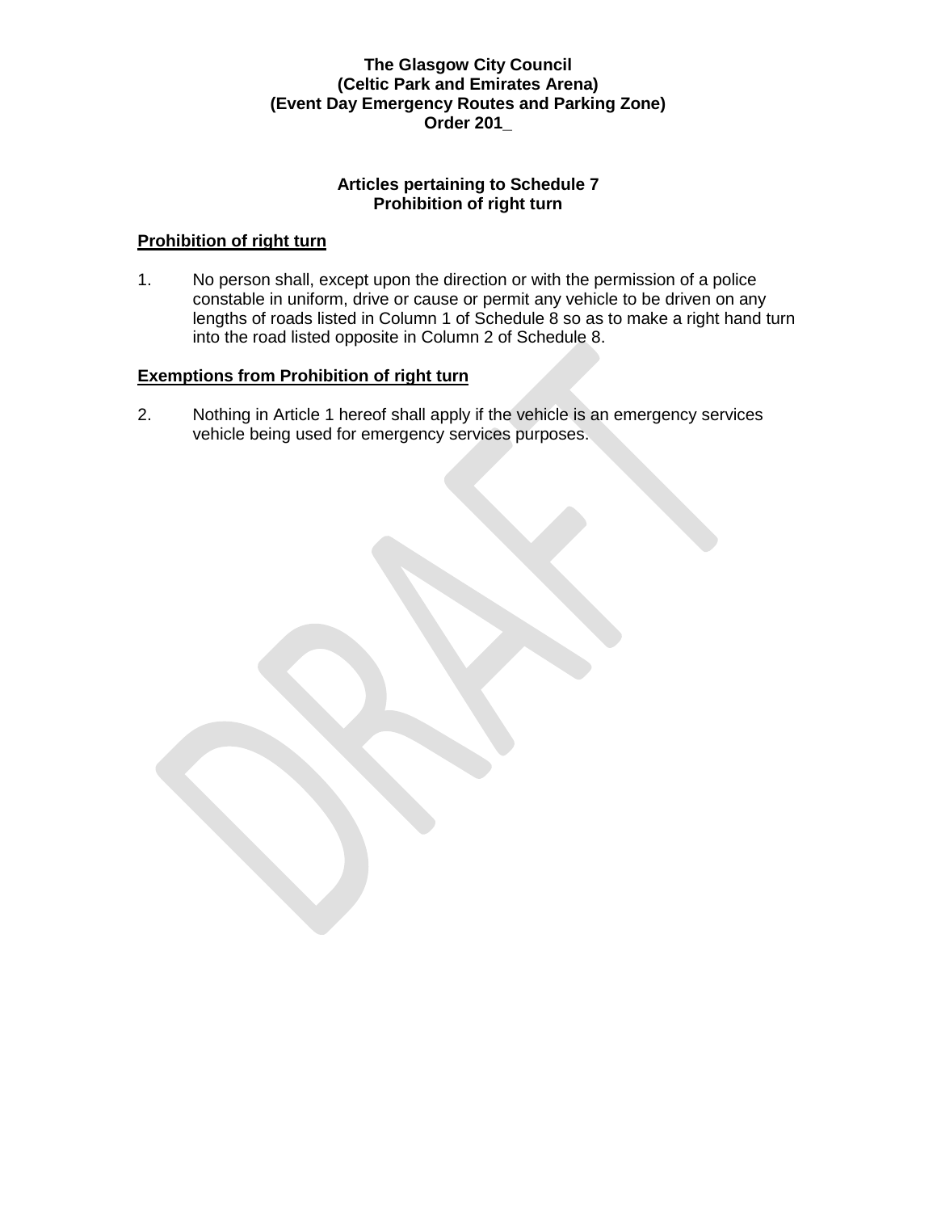**The Glasgow City Council**
**(Celtic Park and Emirates Arena)**
**(Event Day Emergency Routes and Parking Zone)**
**Order 201_**

**Articles pertaining to Schedule 7**
**Prohibition of right turn**

**<u>Prohibition of right turn</u>**

1. No person shall, except upon the direction or with the permission of a police constable in uniform, drive or cause or permit any vehicle to be driven on any lengths of roads listed in Column 1 of Schedule 8 so as to make a right hand turn into the road listed opposite in Column 2 of Schedule 8.

**<u>Exemptions from Prohibition of right turn</u>**

2. Nothing in Article 1 hereof shall apply if the vehicle is an emergency services vehicle being used for emergency services purposes.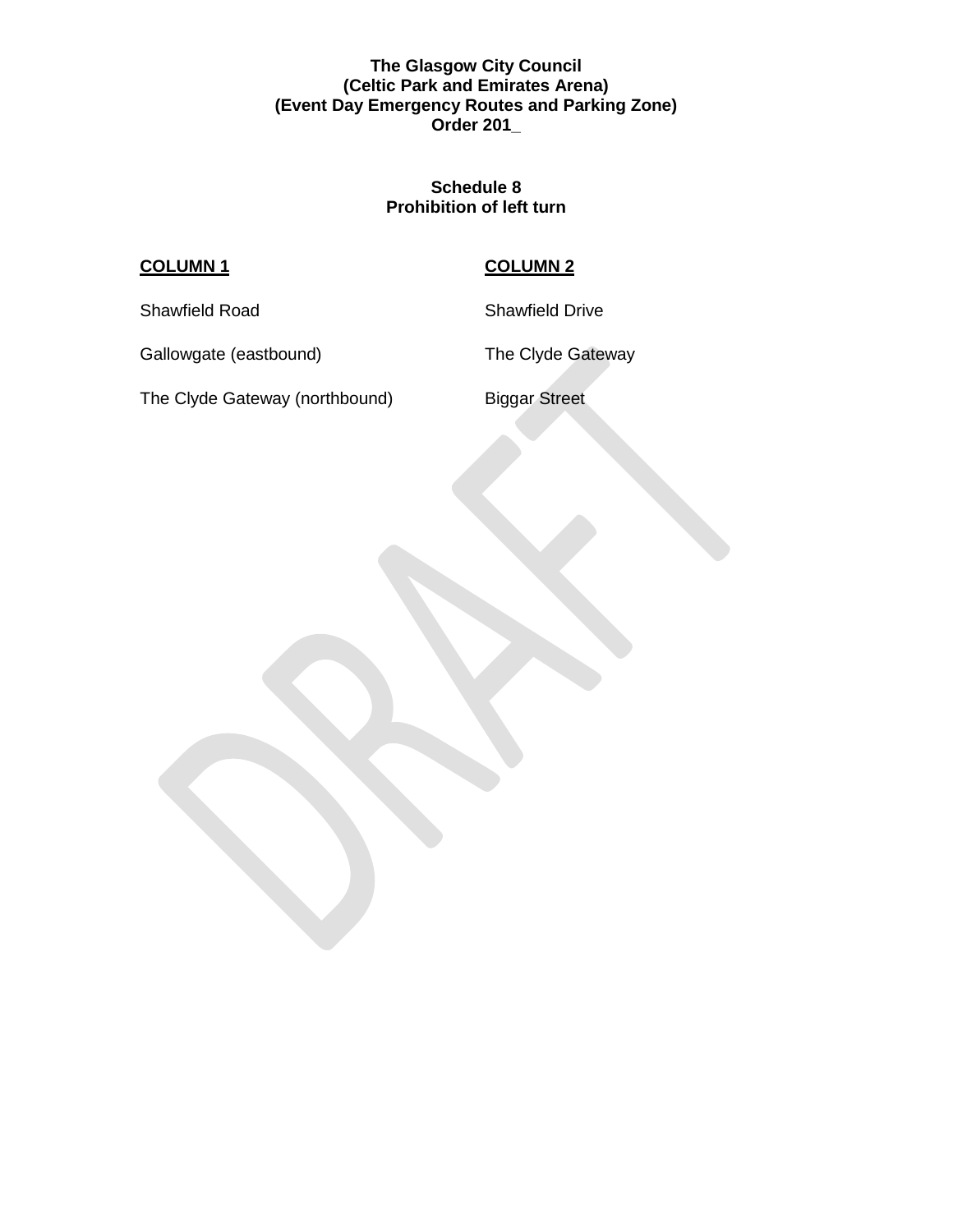**The Glasgow City Council**
**(Celtic Park and Emirates Arena)**
**(Event Day Emergency Routes and Parking Zone)**
**Order 201_**

**Schedule 8**
**Prohibition of left turn**

| **COLUMN 1** | **COLUMN 2** |
|---|---|
| Shawfield Road | Shawfield Drive |
| Gallowgate (eastbound) | The Clyde Gateway |
| The Clyde Gateway (northbound) | Biggar Street |

DRAFT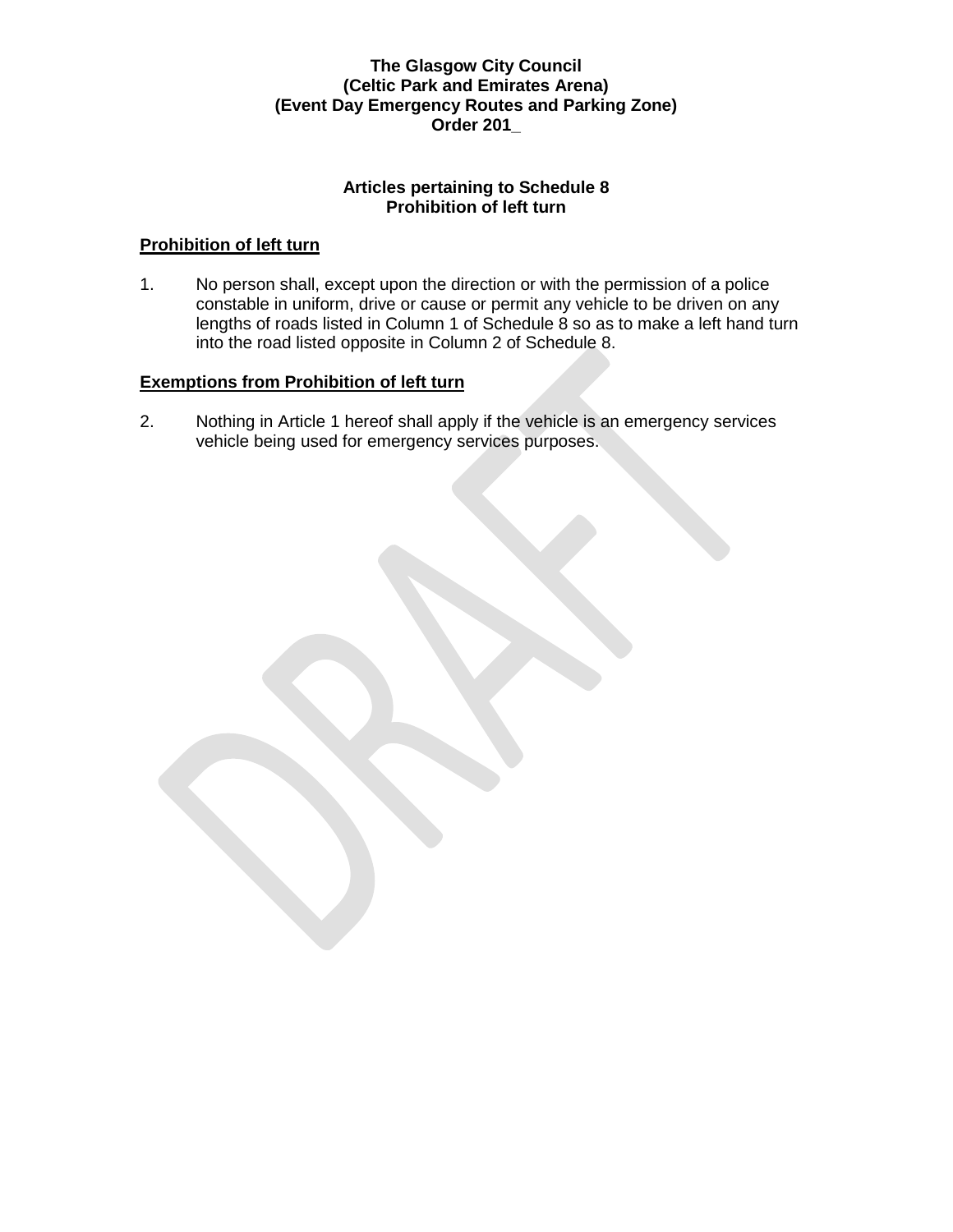**The Glasgow City Council**
**(Celtic Park and Emirates Arena)**
**(Event Day Emergency Routes and Parking Zone)**
**Order 201_**

**Articles pertaining to Schedule 8**
**Prohibition of left turn**

**Prohibition of left turn**

1. No person shall, except upon the direction or with the permission of a police constable in uniform, drive or cause or permit any vehicle to be driven on any lengths of roads listed in Column 1 of Schedule 8 so as to make a left hand turn into the road listed opposite in Column 2 of Schedule 8.

**Exemptions from Prohibition of left turn**

2. Nothing in Article 1 hereof shall apply if the vehicle is an emergency services vehicle being used for emergency services purposes.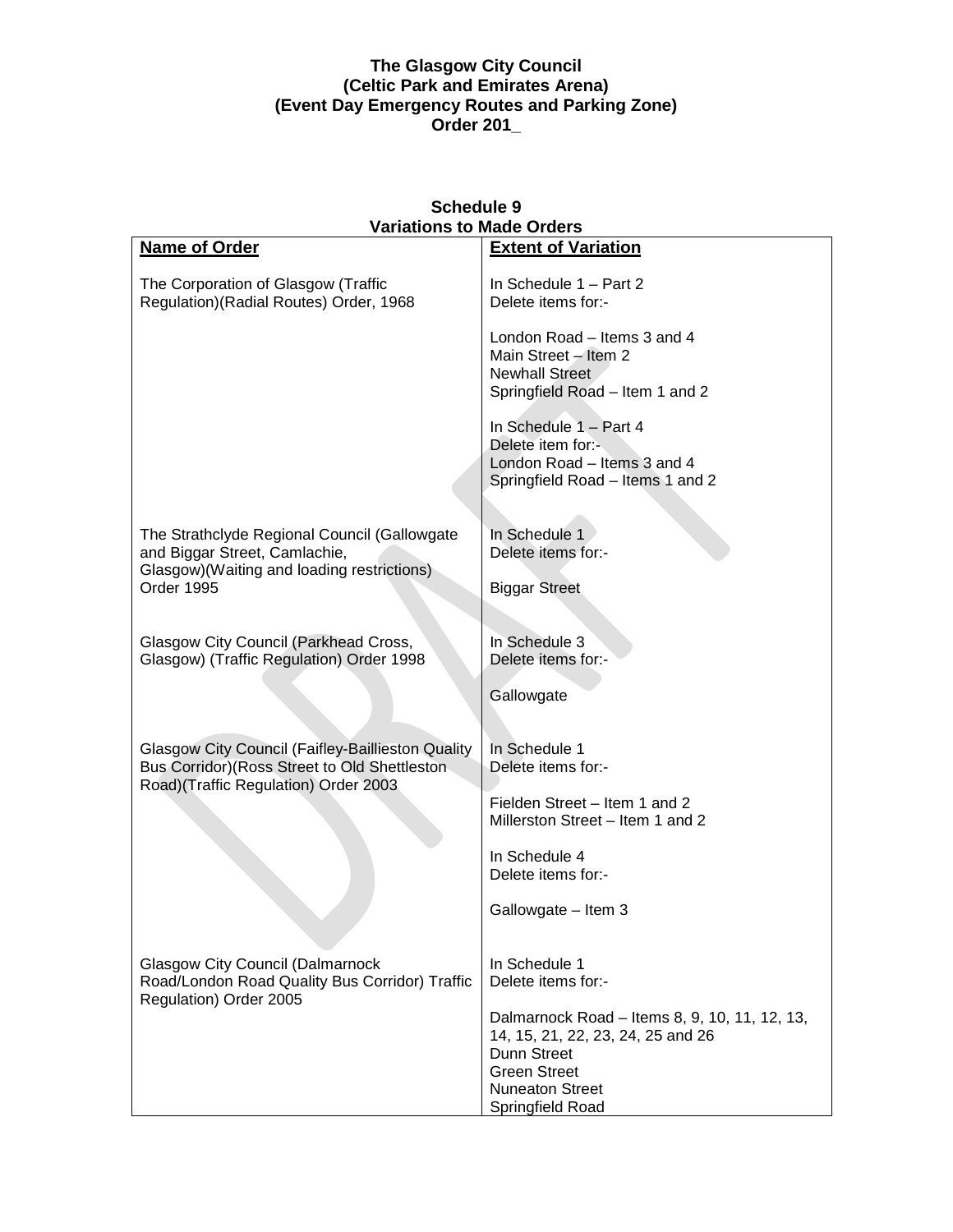**The Glasgow City Council**
**(Celtic Park and Emirates Arena)**
**(Event Day Emergency Routes and Parking Zone)**
**Order 201_**

## Schedule 9
## Variations to Made Orders

| Name of Order | Extent of Variation |
|---|---|
| The Corporation of Glasgow (Traffic Regulation)(Radial Routes) Order, 1968 | In Schedule 1 – Part 2<br>Delete items for:-<br><br>London Road – Items 3 and 4<br>Main Street – Item 2<br>Newhall Street<br>Springfield Road – Item 1 and 2<br><br>In Schedule 1 – Part 4<br>Delete item for:-<br>London Road – Items 3 and 4<br>Springfield Road – Items 1 and 2 |
| The Strathclyde Regional Council (Gallowgate and Biggar Street, Camlachie, Glasgow)(Waiting and loading restrictions) Order 1995 | In Schedule 1<br>Delete items for:-<br><br>Biggar Street |
| Glasgow City Council (Parkhead Cross, Glasgow) (Traffic Regulation) Order 1998 | In Schedule 3<br>Delete items for:-<br><br>Gallowgate |
| Glasgow City Council (Faifley-Baillieston Quality Bus Corridor)(Ross Street to Old Shettleston Road)(Traffic Regulation) Order 2003 | In Schedule 1<br>Delete items for:-<br><br>Fielden Street – Item 1 and 2<br>Millerston Street – Item 1 and 2<br><br>In Schedule 4<br>Delete items for:-<br><br>Gallowgate – Item 3 |
| Glasgow City Council (Dalmarnock Road/London Road Quality Bus Corridor) Traffic Regulation) Order 2005 | In Schedule 1<br>Delete items for:-<br><br>Dalmarnock Road – Items 8, 9, 10, 11, 12, 13, 14, 15, 21, 22, 23, 24, 25 and 26<br>Dunn Street<br>Green Street<br>Nuneaton Street<br>Springfield Road |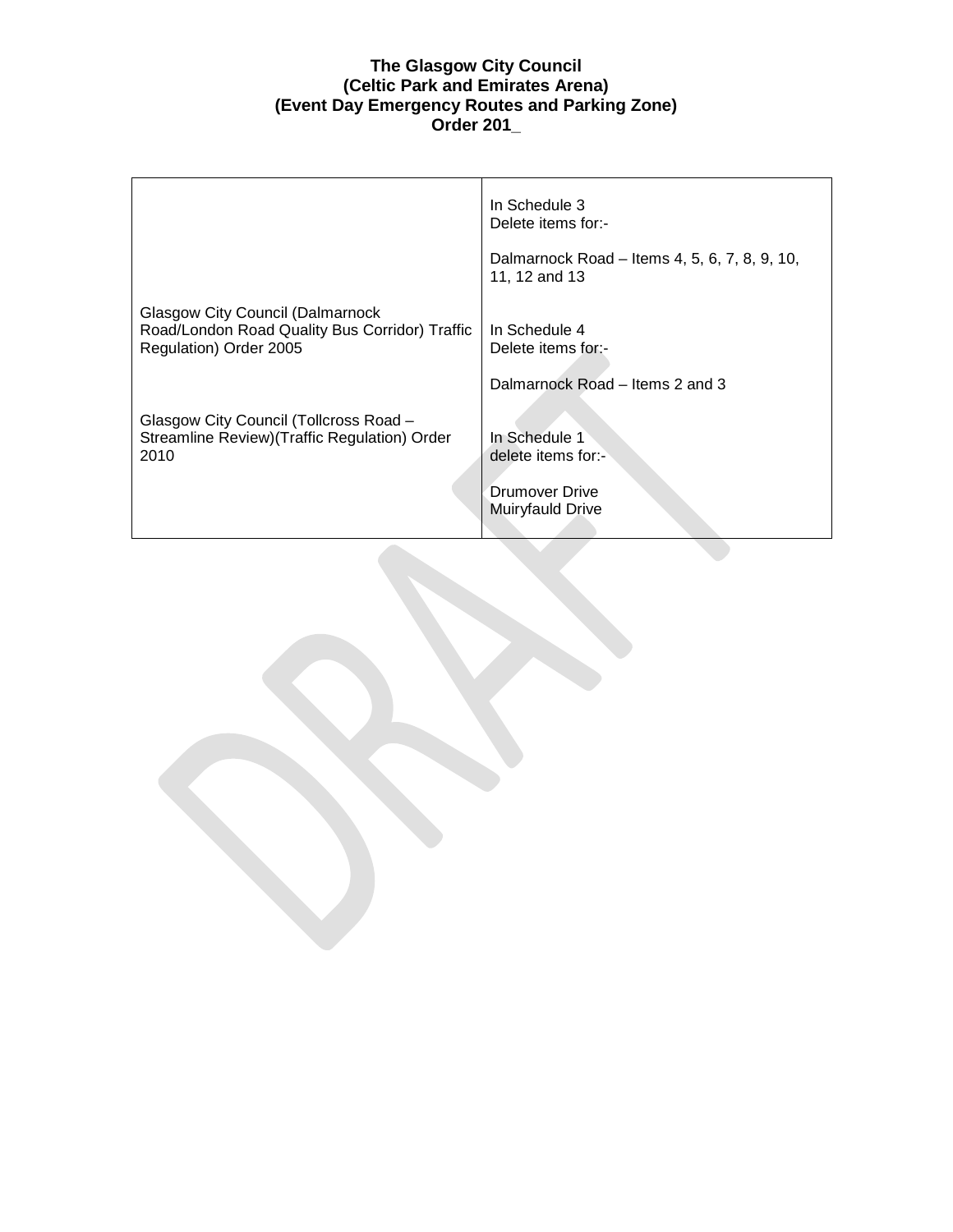**The Glasgow City Council (Celtic Park and Emirates Arena) (Event Day Emergency Routes and Parking Zone) Order 201_**

| | |
|---|---|
| Glasgow City Council (Dalmarnock Road/London Road Quality Bus Corridor) Traffic Regulation) Order 2005 | In Schedule 3<br>Delete items for:-<br><br>Dalmarnock Road – Items 4, 5, 6, 7, 8, 9, 10, 11, 12 and 13<br><br>In Schedule 4<br>Delete items for:-<br><br>Dalmarnock Road – Items 2 and 3 |
| Glasgow City Council (Tollcross Road – Streamline Review)(Traffic Regulation) Order 2010 | In Schedule 1<br>delete items for:-<br><br>Drumover Drive<br>Muiryfauld Drive |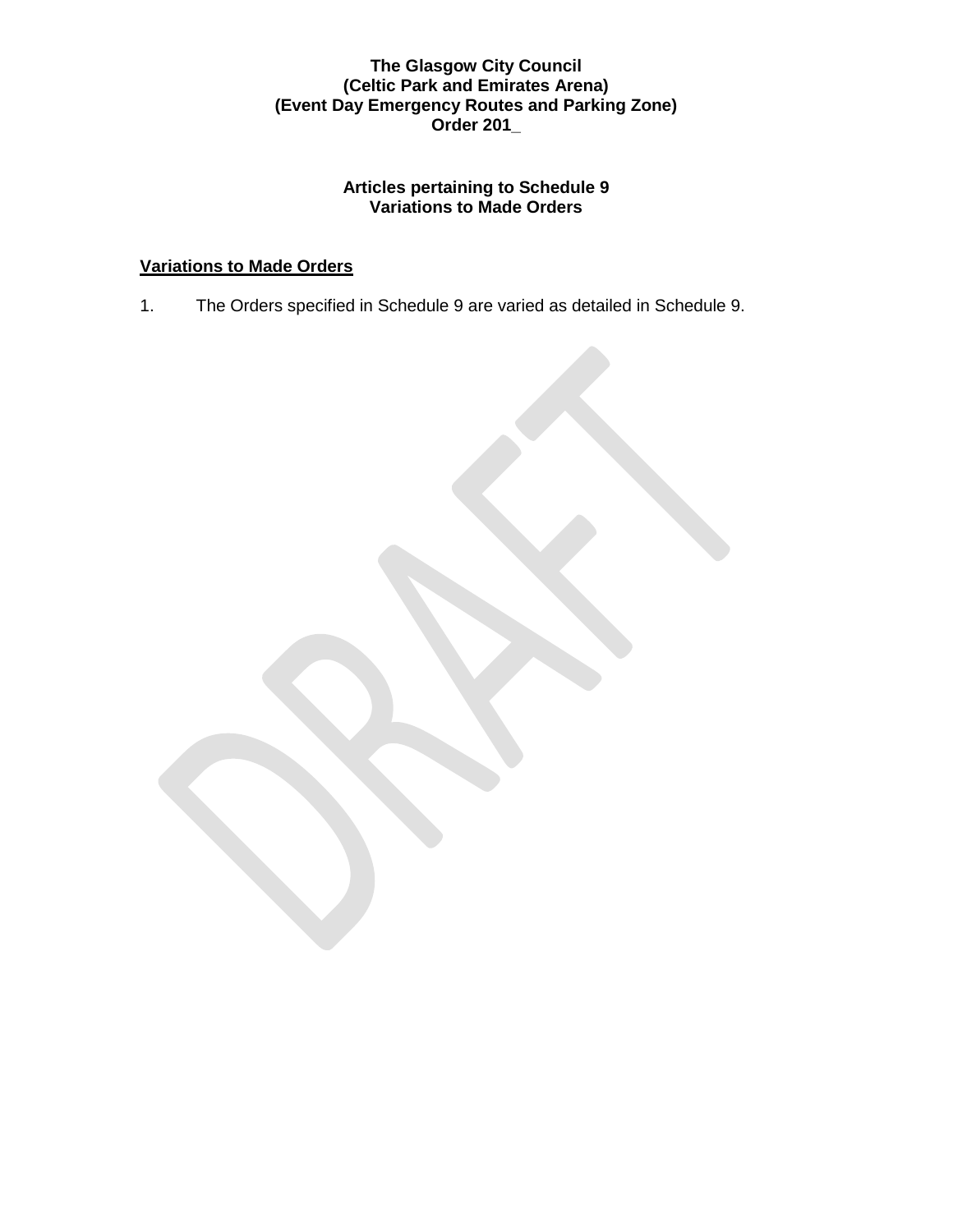**The Glasgow City Council**
**(Celtic Park and Emirates Arena)**
**(Event Day Emergency Routes and Parking Zone)**
**Order 201_**

**Articles pertaining to Schedule 9**
**Variations to Made Orders**

## Variations to Made Orders

1. The Orders specified in Schedule 9 are varied as detailed in Schedule 9.